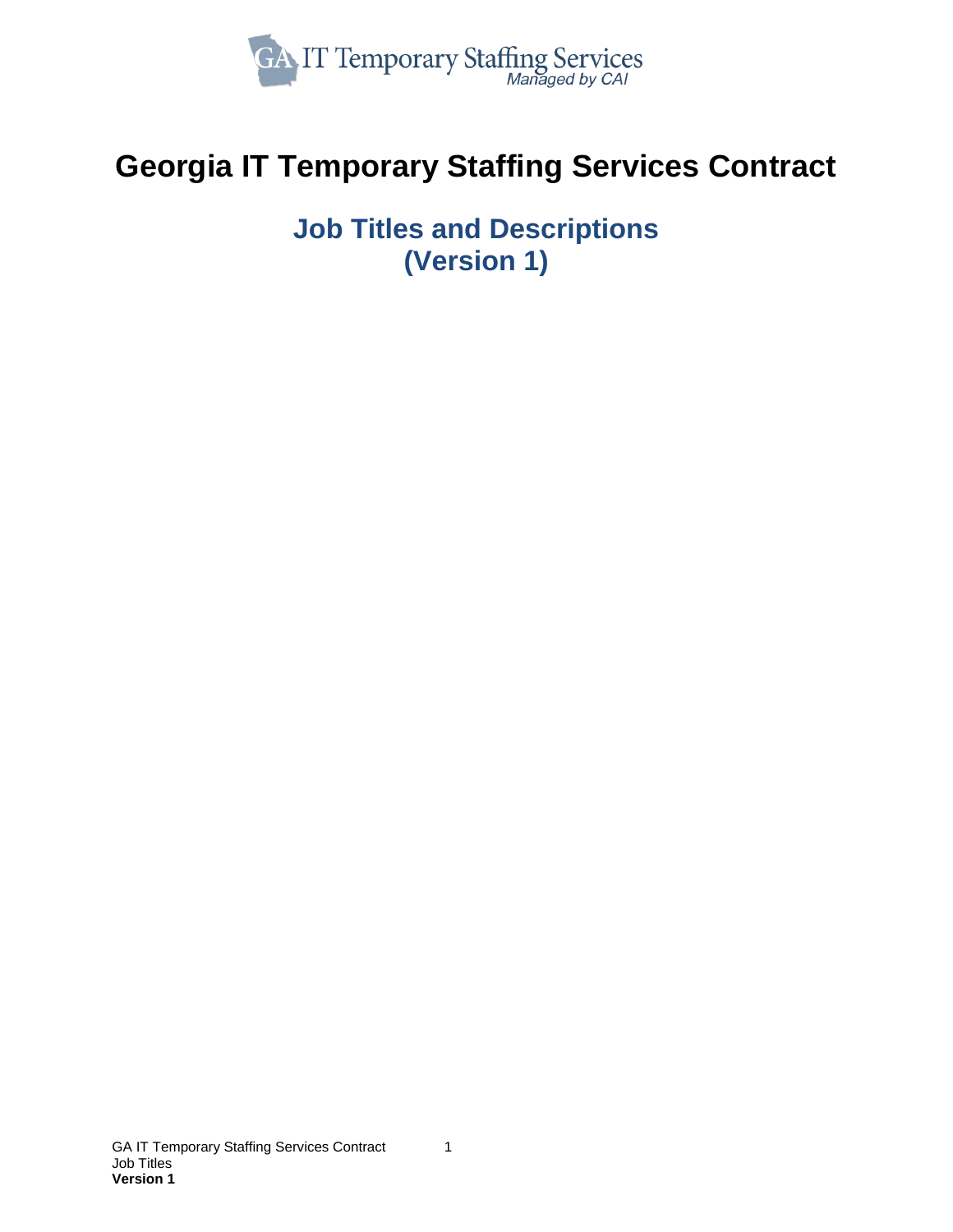GA IT Temporary Staffing Services
*Managed by CAI*

# Georgia IT Temporary Staffing Services Contract

## Job Titles and Descriptions
## (Version 1)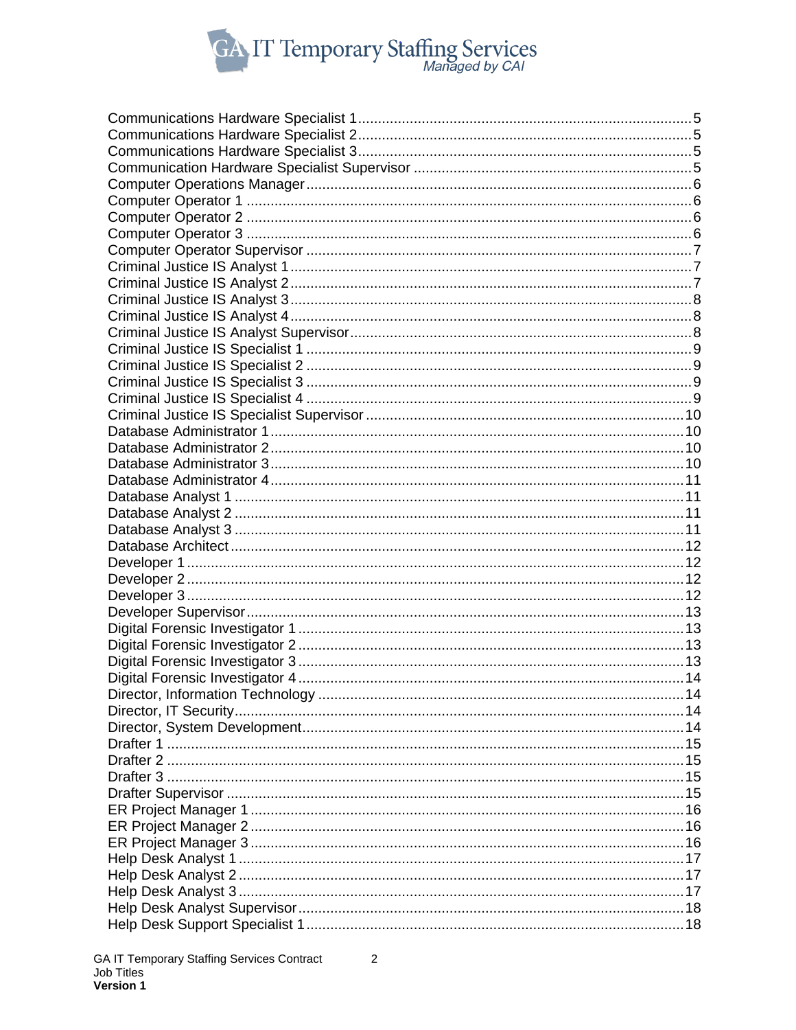Communications Hardware Specialist 1 .......... 5
Communications Hardware Specialist 2 .......... 5
Communications Hardware Specialist 3 .......... 5
Communication Hardware Specialist Supervisor .......... 5
Computer Operations Manager .......... 6
Computer Operator 1 .......... 6
Computer Operator 2 .......... 6
Computer Operator 3 .......... 6
Computer Operator Supervisor .......... 7
Criminal Justice IS Analyst 1 .......... 7
Criminal Justice IS Analyst 2 .......... 7
Criminal Justice IS Analyst 3 .......... 8
Criminal Justice IS Analyst 4 .......... 8
Criminal Justice IS Analyst Supervisor .......... 8
Criminal Justice IS Specialist 1 .......... 9
Criminal Justice IS Specialist 2 .......... 9
Criminal Justice IS Specialist 3 .......... 9
Criminal Justice IS Specialist 4 .......... 9
Criminal Justice IS Specialist Supervisor .......... 10
Database Administrator 1 .......... 10
Database Administrator 2 .......... 10
Database Administrator 3 .......... 10
Database Administrator 4 .......... 11
Database Analyst 1 .......... 11
Database Analyst 2 .......... 11
Database Analyst 3 .......... 11
Database Architect .......... 12
Developer 1 .......... 12
Developer 2 .......... 12
Developer 3 .......... 12
Developer Supervisor .......... 13
Digital Forensic Investigator 1 .......... 13
Digital Forensic Investigator 2 .......... 13
Digital Forensic Investigator 3 .......... 13
Digital Forensic Investigator 4 .......... 14
Director, Information Technology .......... 14
Director, IT Security .......... 14
Director, System Development .......... 14
Drafter 1 .......... 15
Drafter 2 .......... 15
Drafter 3 .......... 15
Drafter Supervisor .......... 15
ER Project Manager 1 .......... 16
ER Project Manager 2 .......... 16
ER Project Manager 3 .......... 16
Help Desk Analyst 1 .......... 17
Help Desk Analyst 2 .......... 17
Help Desk Analyst 3 .......... 17
Help Desk Analyst Supervisor .......... 18
Help Desk Support Specialist 1 .......... 18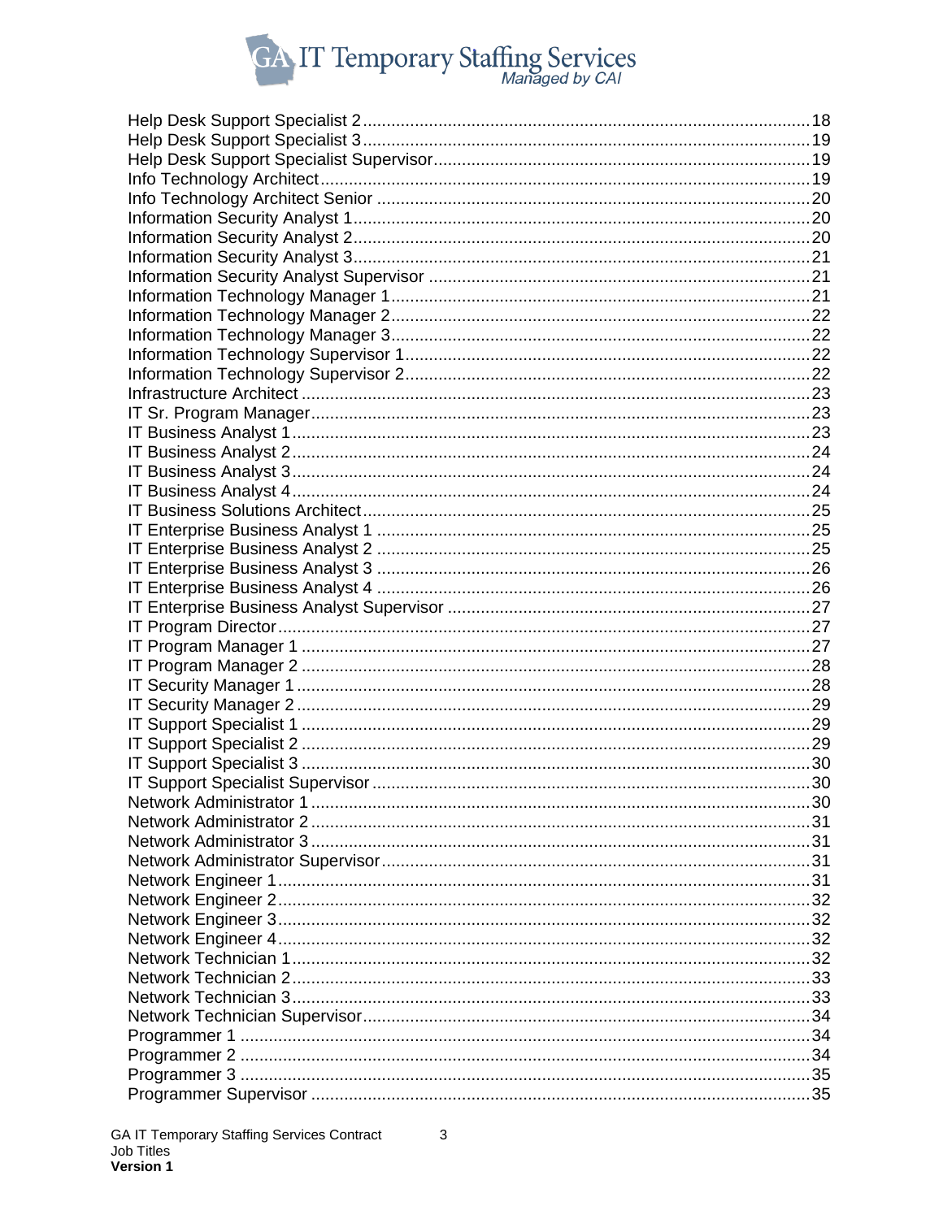Help Desk Support Specialist 2 .......................................................................................... 18
Help Desk Support Specialist 3 .......................................................................................... 19
Help Desk Support Specialist Supervisor ............................................................................ 19
Info Technology Architect .................................................................................................. 19
Info Technology Architect Senior ....................................................................................... 20
Information Security Analyst 1 ........................................................................................... 20
Information Security Analyst 2 ........................................................................................... 20
Information Security Analyst 3 ........................................................................................... 21
Information Security Analyst Supervisor ............................................................................ 21
Information Technology Manager 1 .................................................................................... 21
Information Technology Manager 2 .................................................................................... 22
Information Technology Manager 3 .................................................................................... 22
Information Technology Supervisor 1 ................................................................................. 22
Information Technology Supervisor 2 ................................................................................. 22
Infrastructure Architect ....................................................................................................... 23
IT Sr. Program Manager ..................................................................................................... 23
IT Business Analyst 1 ......................................................................................................... 23
IT Business Analyst 2 ......................................................................................................... 24
IT Business Analyst 3 ......................................................................................................... 24
IT Business Analyst 4 ......................................................................................................... 24
IT Business Solutions Architect .......................................................................................... 25
IT Enterprise Business Analyst 1 ........................................................................................ 25
IT Enterprise Business Analyst 2 ........................................................................................ 25
IT Enterprise Business Analyst 3 ........................................................................................ 26
IT Enterprise Business Analyst 4 ........................................................................................ 26
IT Enterprise Business Analyst Supervisor ......................................................................... 27
IT Program Director ............................................................................................................ 27
IT Program Manager 1 ........................................................................................................ 27
IT Program Manager 2 ........................................................................................................ 28
IT Security Manager 1 ........................................................................................................ 28
IT Security Manager 2 ........................................................................................................ 29
IT Support Specialist 1 ........................................................................................................ 29
IT Support Specialist 2 ........................................................................................................ 29
IT Support Specialist 3 ........................................................................................................ 30
IT Support Specialist Supervisor ........................................................................................ 30
Network Administrator 1 ..................................................................................................... 30
Network Administrator 2 ..................................................................................................... 31
Network Administrator 3 ..................................................................................................... 31
Network Administrator Supervisor ...................................................................................... 31
Network Engineer 1 ............................................................................................................ 31
Network Engineer 2 ............................................................................................................ 32
Network Engineer 3 ............................................................................................................ 32
Network Engineer 4 ............................................................................................................ 32
Network Technician 1 ......................................................................................................... 32
Network Technician 2 ......................................................................................................... 33
Network Technician 3 ......................................................................................................... 33
Network Technician Supervisor .......................................................................................... 34
Programmer 1 .................................................................................................................... 34
Programmer 2 .................................................................................................................... 34
Programmer 3 .................................................................................................................... 35
Programmer Supervisor ..................................................................................................... 35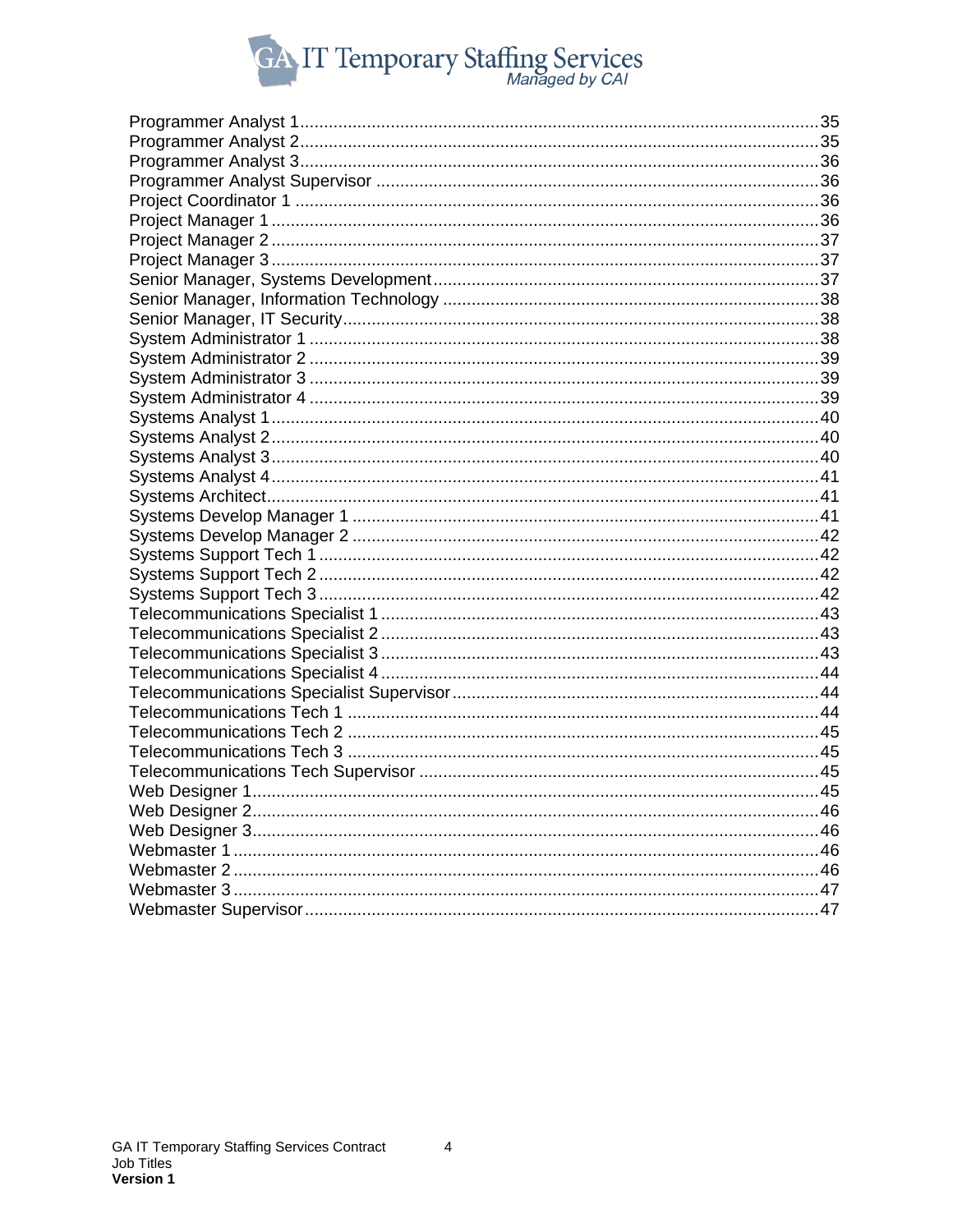Programmer Analyst 1.....................................................................................................35
Programmer Analyst 2.....................................................................................................35
Programmer Analyst 3.....................................................................................................36
Programmer Analyst Supervisor .....................................................................................36
Project Coordinator 1 .....................................................................................................36
Project Manager 1 ..........................................................................................................36
Project Manager 2 ..........................................................................................................37
Project Manager 3 ..........................................................................................................37
Senior Manager, Systems Development .........................................................................37
Senior Manager, Information Technology .......................................................................38
Senior Manager, IT Security............................................................................................38
System Administrator 1 ...................................................................................................38
System Administrator 2 ...................................................................................................39
System Administrator 3 ...................................................................................................39
System Administrator 4 ...................................................................................................39
Systems Analyst 1...........................................................................................................40
Systems Analyst 2...........................................................................................................40
Systems Analyst 3...........................................................................................................40
Systems Analyst 4...........................................................................................................41
Systems Architect............................................................................................................41
Systems Develop Manager 1 ..........................................................................................41
Systems Develop Manager 2 ..........................................................................................42
Systems Support Tech 1 .................................................................................................42
Systems Support Tech 2 .................................................................................................42
Systems Support Tech 3 .................................................................................................42
Telecommunications Specialist 1 ....................................................................................43
Telecommunications Specialist 2 ....................................................................................43
Telecommunications Specialist 3 ....................................................................................43
Telecommunications Specialist 4 ....................................................................................44
Telecommunications Specialist Supervisor......................................................................44
Telecommunications Tech 1 ...........................................................................................44
Telecommunications Tech 2 ...........................................................................................45
Telecommunications Tech 3 ...........................................................................................45
Telecommunications Tech Supervisor ............................................................................45
Web Designer 1...............................................................................................................45
Web Designer 2...............................................................................................................46
Web Designer 3...............................................................................................................46
Webmaster 1 ...................................................................................................................46
Webmaster 2 ...................................................................................................................46
Webmaster 3 ...................................................................................................................47
Webmaster Supervisor....................................................................................................47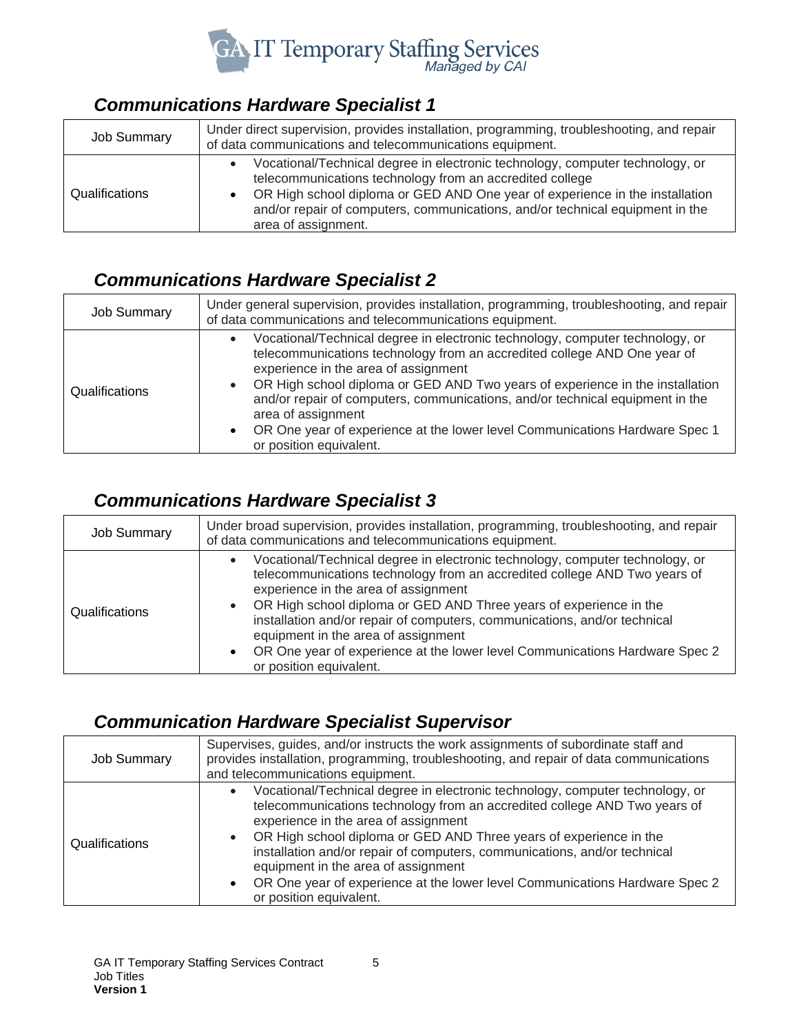## *Communications Hardware Specialist 1*

| Job Summary | Under direct supervision, provides installation, programming, troubleshooting, and repair of data communications and telecommunications equipment. |
|---|---|
| Qualifications | • Vocational/Technical degree in electronic technology, computer technology, or telecommunications technology from an accredited college<br>• OR High school diploma or GED AND One year of experience in the installation and/or repair of computers, communications, and/or technical equipment in the area of assignment. |

## *Communications Hardware Specialist 2*

| Job Summary | Under general supervision, provides installation, programming, troubleshooting, and repair of data communications and telecommunications equipment. |
|---|---|
| Qualifications | • Vocational/Technical degree in electronic technology, computer technology, or telecommunications technology from an accredited college AND One year of experience in the area of assignment<br>• OR High school diploma or GED AND Two years of experience in the installation and/or repair of computers, communications, and/or technical equipment in the area of assignment<br>• OR One year of experience at the lower level Communications Hardware Spec 1 or position equivalent. |

## *Communications Hardware Specialist 3*

| Job Summary | Under broad supervision, provides installation, programming, troubleshooting, and repair of data communications and telecommunications equipment. |
|---|---|
| Qualifications | • Vocational/Technical degree in electronic technology, computer technology, or telecommunications technology from an accredited college AND Two years of experience in the area of assignment<br>• OR High school diploma or GED AND Three years of experience in the installation and/or repair of computers, communications, and/or technical equipment in the area of assignment<br>• OR One year of experience at the lower level Communications Hardware Spec 2 or position equivalent. |

## *Communication Hardware Specialist Supervisor*

| Job Summary | Supervises, guides, and/or instructs the work assignments of subordinate staff and provides installation, programming, troubleshooting, and repair of data communications and telecommunications equipment. |
|---|---|
| Qualifications | • Vocational/Technical degree in electronic technology, computer technology, or telecommunications technology from an accredited college AND Two years of experience in the area of assignment<br>• OR High school diploma or GED AND Three years of experience in the installation and/or repair of computers, communications, and/or technical equipment in the area of assignment<br>• OR One year of experience at the lower level Communications Hardware Spec 2 or position equivalent. |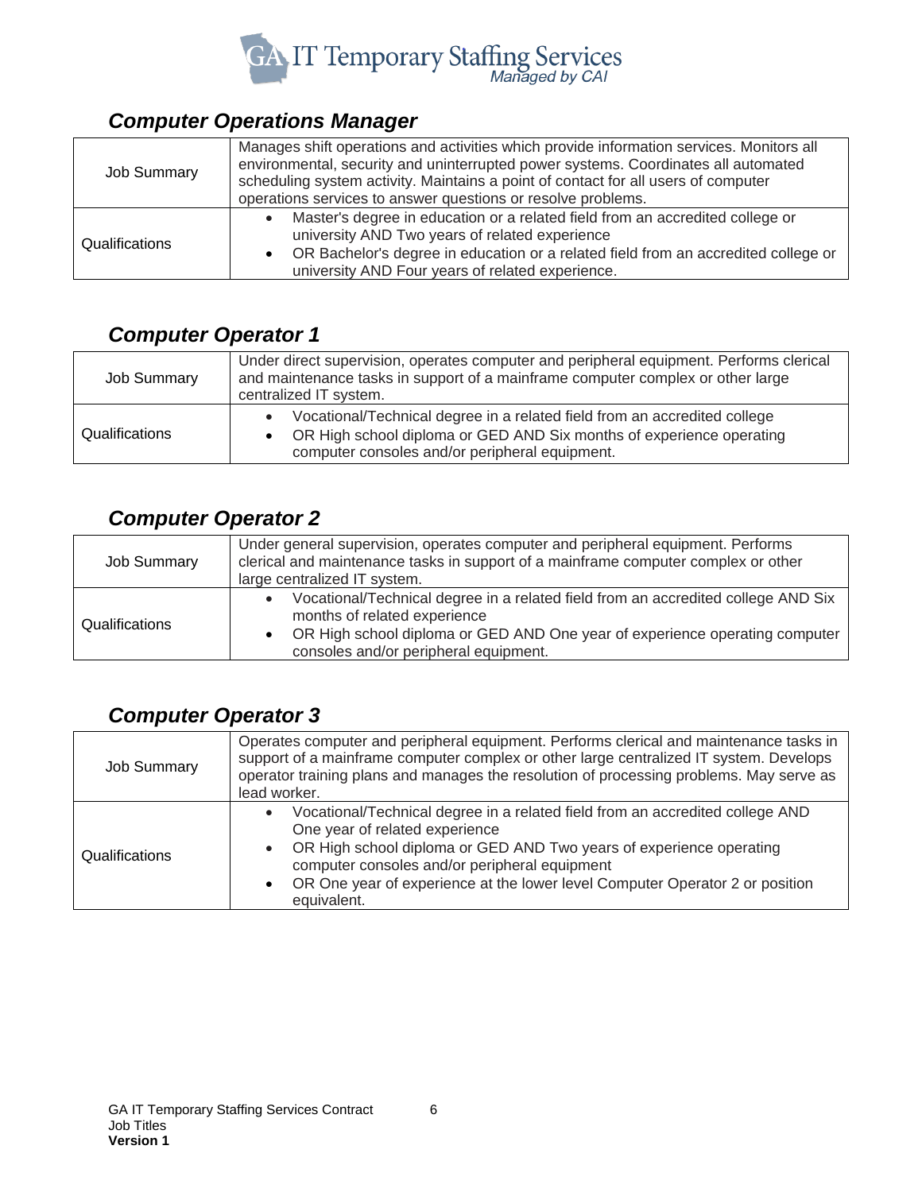### *Computer Operations Manager*

| | |
|---|---|
| Job Summary | Manages shift operations and activities which provide information services. Monitors all environmental, security and uninterrupted power systems. Coordinates all automated scheduling system activity. Maintains a point of contact for all users of computer operations services to answer questions or resolve problems. |
| Qualifications | • Master's degree in education or a related field from an accredited college or university AND Two years of related experience<br>• OR Bachelor's degree in education or a related field from an accredited college or university AND Four years of related experience. |

### *Computer Operator 1*

| | |
|---|---|
| Job Summary | Under direct supervision, operates computer and peripheral equipment. Performs clerical and maintenance tasks in support of a mainframe computer complex or other large centralized IT system. |
| Qualifications | • Vocational/Technical degree in a related field from an accredited college<br>• OR High school diploma or GED AND Six months of experience operating computer consoles and/or peripheral equipment. |

### *Computer Operator 2*

| | |
|---|---|
| Job Summary | Under general supervision, operates computer and peripheral equipment. Performs clerical and maintenance tasks in support of a mainframe computer complex or other large centralized IT system. |
| Qualifications | • Vocational/Technical degree in a related field from an accredited college AND Six months of related experience<br>• OR High school diploma or GED AND One year of experience operating computer consoles and/or peripheral equipment. |

### *Computer Operator 3*

| | |
|---|---|
| Job Summary | Operates computer and peripheral equipment. Performs clerical and maintenance tasks in support of a mainframe computer complex or other large centralized IT system. Develops operator training plans and manages the resolution of processing problems. May serve as lead worker. |
| Qualifications | • Vocational/Technical degree in a related field from an accredited college AND One year of related experience<br>• OR High school diploma or GED AND Two years of experience operating computer consoles and/or peripheral equipment<br>• OR One year of experience at the lower level Computer Operator 2 or position equivalent. |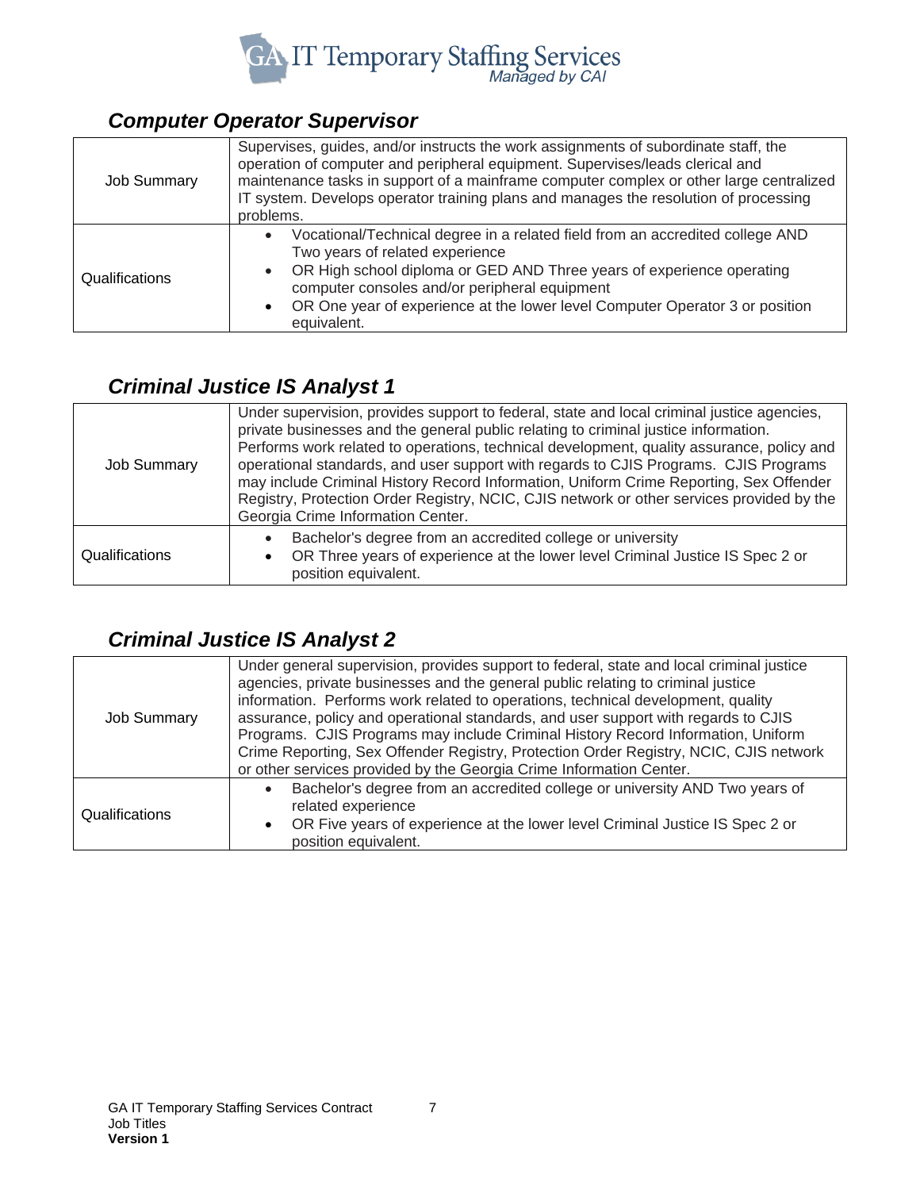## *Computer Operator Supervisor*

| | |
|---|---|
| Job Summary | Supervises, guides, and/or instructs the work assignments of subordinate staff, the operation of computer and peripheral equipment. Supervises/leads clerical and maintenance tasks in support of a mainframe computer complex or other large centralized IT system. Develops operator training plans and manages the resolution of processing problems. |
| Qualifications | • Vocational/Technical degree in a related field from an accredited college AND Two years of related experience<br>• OR High school diploma or GED AND Three years of experience operating computer consoles and/or peripheral equipment<br>• OR One year of experience at the lower level Computer Operator 3 or position equivalent. |

## *Criminal Justice IS Analyst 1*

| | |
|---|---|
| Job Summary | Under supervision, provides support to federal, state and local criminal justice agencies, private businesses and the general public relating to criminal justice information. Performs work related to operations, technical development, quality assurance, policy and operational standards, and user support with regards to CJIS Programs. CJIS Programs may include Criminal History Record Information, Uniform Crime Reporting, Sex Offender Registry, Protection Order Registry, NCIC, CJIS network or other services provided by the Georgia Crime Information Center. |
| Qualifications | • Bachelor's degree from an accredited college or university<br>• OR Three years of experience at the lower level Criminal Justice IS Spec 2 or position equivalent. |

## *Criminal Justice IS Analyst 2*

| | |
|---|---|
| Job Summary | Under general supervision, provides support to federal, state and local criminal justice agencies, private businesses and the general public relating to criminal justice information. Performs work related to operations, technical development, quality assurance, policy and operational standards, and user support with regards to CJIS Programs. CJIS Programs may include Criminal History Record Information, Uniform Crime Reporting, Sex Offender Registry, Protection Order Registry, NCIC, CJIS network or other services provided by the Georgia Crime Information Center. |
| Qualifications | • Bachelor's degree from an accredited college or university AND Two years of related experience<br>• OR Five years of experience at the lower level Criminal Justice IS Spec 2 or position equivalent. |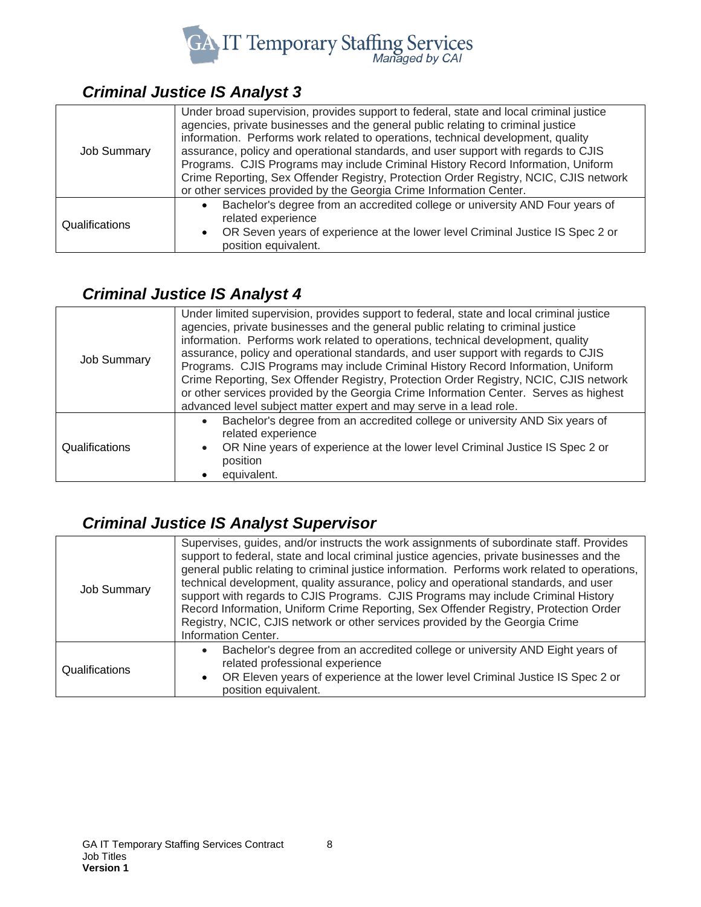## *Criminal Justice IS Analyst 3*

| | |
|---|---|
| Job Summary | Under broad supervision, provides support to federal, state and local criminal justice agencies, private businesses and the general public relating to criminal justice information. Performs work related to operations, technical development, quality assurance, policy and operational standards, and user support with regards to CJIS Programs. CJIS Programs may include Criminal History Record Information, Uniform Crime Reporting, Sex Offender Registry, Protection Order Registry, NCIC, CJIS network or other services provided by the Georgia Crime Information Center. |
| Qualifications | • Bachelor's degree from an accredited college or university AND Four years of related experience<br>• OR Seven years of experience at the lower level Criminal Justice IS Spec 2 or position equivalent. |

## *Criminal Justice IS Analyst 4*

| | |
|---|---|
| Job Summary | Under limited supervision, provides support to federal, state and local criminal justice agencies, private businesses and the general public relating to criminal justice information. Performs work related to operations, technical development, quality assurance, policy and operational standards, and user support with regards to CJIS Programs. CJIS Programs may include Criminal History Record Information, Uniform Crime Reporting, Sex Offender Registry, Protection Order Registry, NCIC, CJIS network or other services provided by the Georgia Crime Information Center. Serves as highest advanced level subject matter expert and may serve in a lead role. |
| Qualifications | • Bachelor's degree from an accredited college or university AND Six years of related experience<br>• OR Nine years of experience at the lower level Criminal Justice IS Spec 2 or position<br>• equivalent. |

## *Criminal Justice IS Analyst Supervisor*

| | |
|---|---|
| Job Summary | Supervises, guides, and/or instructs the work assignments of subordinate staff. Provides support to federal, state and local criminal justice agencies, private businesses and the general public relating to criminal justice information. Performs work related to operations, technical development, quality assurance, policy and operational standards, and user support with regards to CJIS Programs. CJIS Programs may include Criminal History Record Information, Uniform Crime Reporting, Sex Offender Registry, Protection Order Registry, NCIC, CJIS network or other services provided by the Georgia Crime Information Center. |
| Qualifications | • Bachelor's degree from an accredited college or university AND Eight years of related professional experience<br>• OR Eleven years of experience at the lower level Criminal Justice IS Spec 2 or position equivalent. |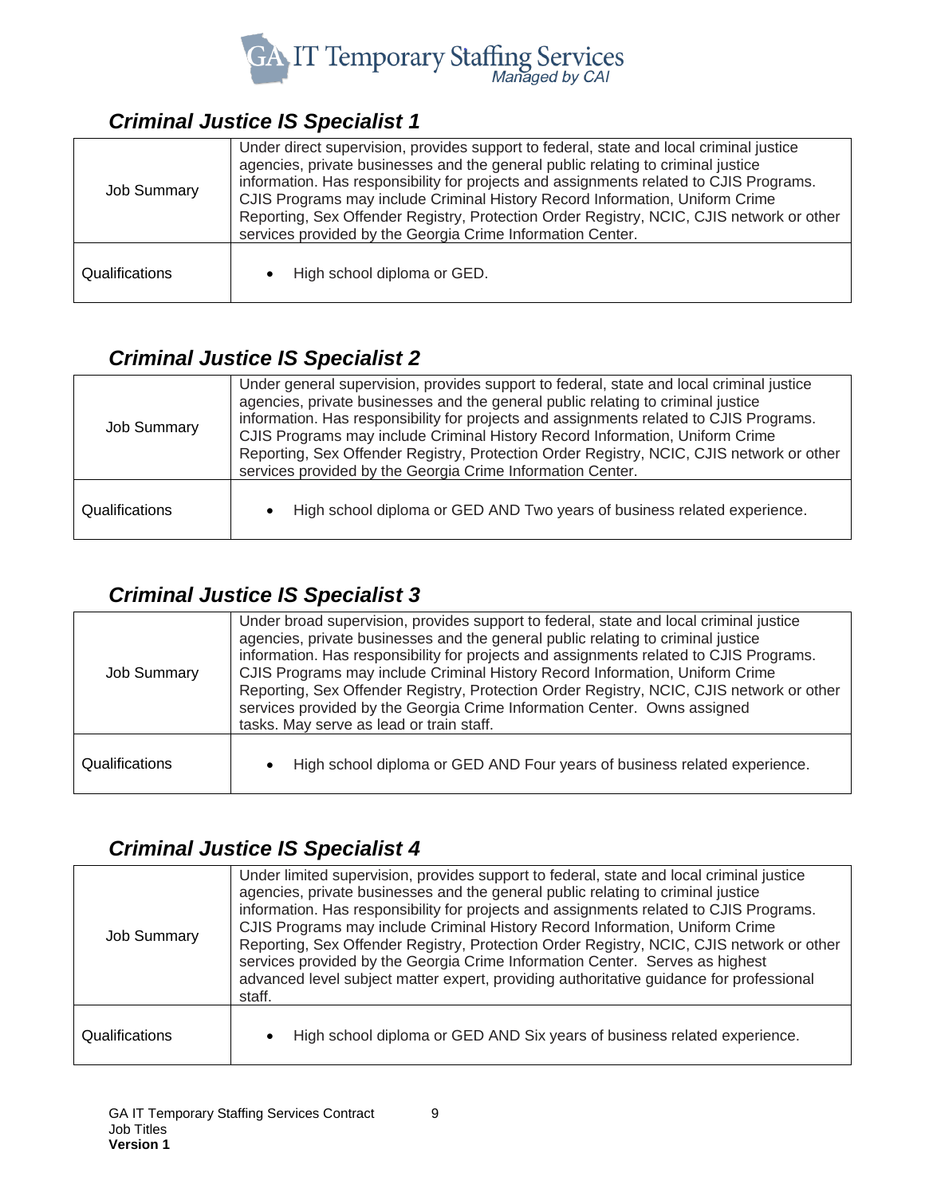### *Criminal Justice IS Specialist 1*

| | |
|---|---|
| Job Summary | Under direct supervision, provides support to federal, state and local criminal justice agencies, private businesses and the general public relating to criminal justice information. Has responsibility for projects and assignments related to CJIS Programs. CJIS Programs may include Criminal History Record Information, Uniform Crime Reporting, Sex Offender Registry, Protection Order Registry, NCIC, CJIS network or other services provided by the Georgia Crime Information Center. |
| Qualifications | • High school diploma or GED. |

### *Criminal Justice IS Specialist 2*

| | |
|---|---|
| Job Summary | Under general supervision, provides support to federal, state and local criminal justice agencies, private businesses and the general public relating to criminal justice information. Has responsibility for projects and assignments related to CJIS Programs. CJIS Programs may include Criminal History Record Information, Uniform Crime Reporting, Sex Offender Registry, Protection Order Registry, NCIC, CJIS network or other services provided by the Georgia Crime Information Center. |
| Qualifications | • High school diploma or GED AND Two years of business related experience. |

### *Criminal Justice IS Specialist 3*

| | |
|---|---|
| Job Summary | Under broad supervision, provides support to federal, state and local criminal justice agencies, private businesses and the general public relating to criminal justice information. Has responsibility for projects and assignments related to CJIS Programs. CJIS Programs may include Criminal History Record Information, Uniform Crime Reporting, Sex Offender Registry, Protection Order Registry, NCIC, CJIS network or other services provided by the Georgia Crime Information Center. Owns assigned tasks. May serve as lead or train staff. |
| Qualifications | • High school diploma or GED AND Four years of business related experience. |

### *Criminal Justice IS Specialist 4*

| | |
|---|---|
| Job Summary | Under limited supervision, provides support to federal, state and local criminal justice agencies, private businesses and the general public relating to criminal justice information. Has responsibility for projects and assignments related to CJIS Programs. CJIS Programs may include Criminal History Record Information, Uniform Crime Reporting, Sex Offender Registry, Protection Order Registry, NCIC, CJIS network or other services provided by the Georgia Crime Information Center. Serves as highest advanced level subject matter expert, providing authoritative guidance for professional staff. |
| Qualifications | • High school diploma or GED AND Six years of business related experience. |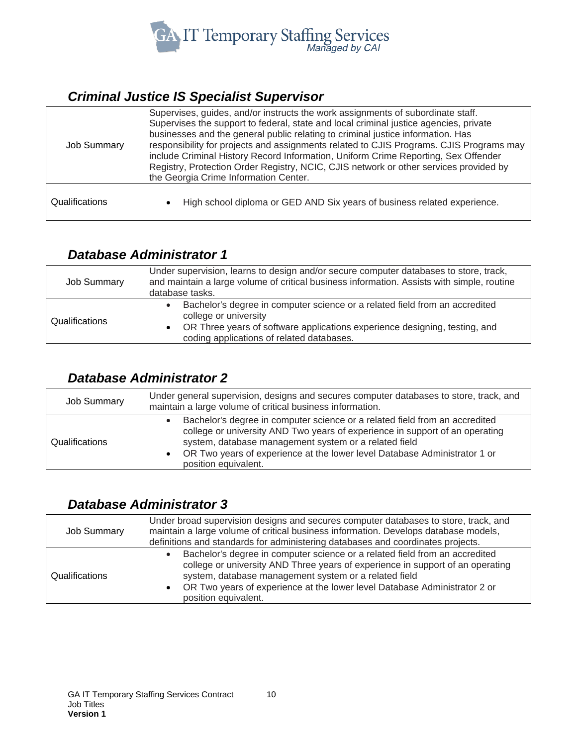### *Criminal Justice IS Specialist Supervisor*

| | |
|---|---|
| Job Summary | Supervises, guides, and/or instructs the work assignments of subordinate staff. Supervises the support to federal, state and local criminal justice agencies, private businesses and the general public relating to criminal justice information. Has responsibility for projects and assignments related to CJIS Programs. CJIS Programs may include Criminal History Record Information, Uniform Crime Reporting, Sex Offender Registry, Protection Order Registry, NCIC, CJIS network or other services provided by the Georgia Crime Information Center. |
| Qualifications | • High school diploma or GED AND Six years of business related experience. |

### *Database Administrator 1*

| | |
|---|---|
| Job Summary | Under supervision, learns to design and/or secure computer databases to store, track, and maintain a large volume of critical business information. Assists with simple, routine database tasks. |
| Qualifications | • Bachelor's degree in computer science or a related field from an accredited college or university<br>• OR Three years of software applications experience designing, testing, and coding applications of related databases. |

### *Database Administrator 2*

| | |
|---|---|
| Job Summary | Under general supervision, designs and secures computer databases to store, track, and maintain a large volume of critical business information. |
| Qualifications | • Bachelor's degree in computer science or a related field from an accredited college or university AND Two years of experience in support of an operating system, database management system or a related field<br>• OR Two years of experience at the lower level Database Administrator 1 or position equivalent. |

### *Database Administrator 3*

| | |
|---|---|
| Job Summary | Under broad supervision designs and secures computer databases to store, track, and maintain a large volume of critical business information. Develops database models, definitions and standards for administering databases and coordinates projects. |
| Qualifications | • Bachelor's degree in computer science or a related field from an accredited college or university AND Three years of experience in support of an operating system, database management system or a related field<br>• OR Two years of experience at the lower level Database Administrator 2 or position equivalent. |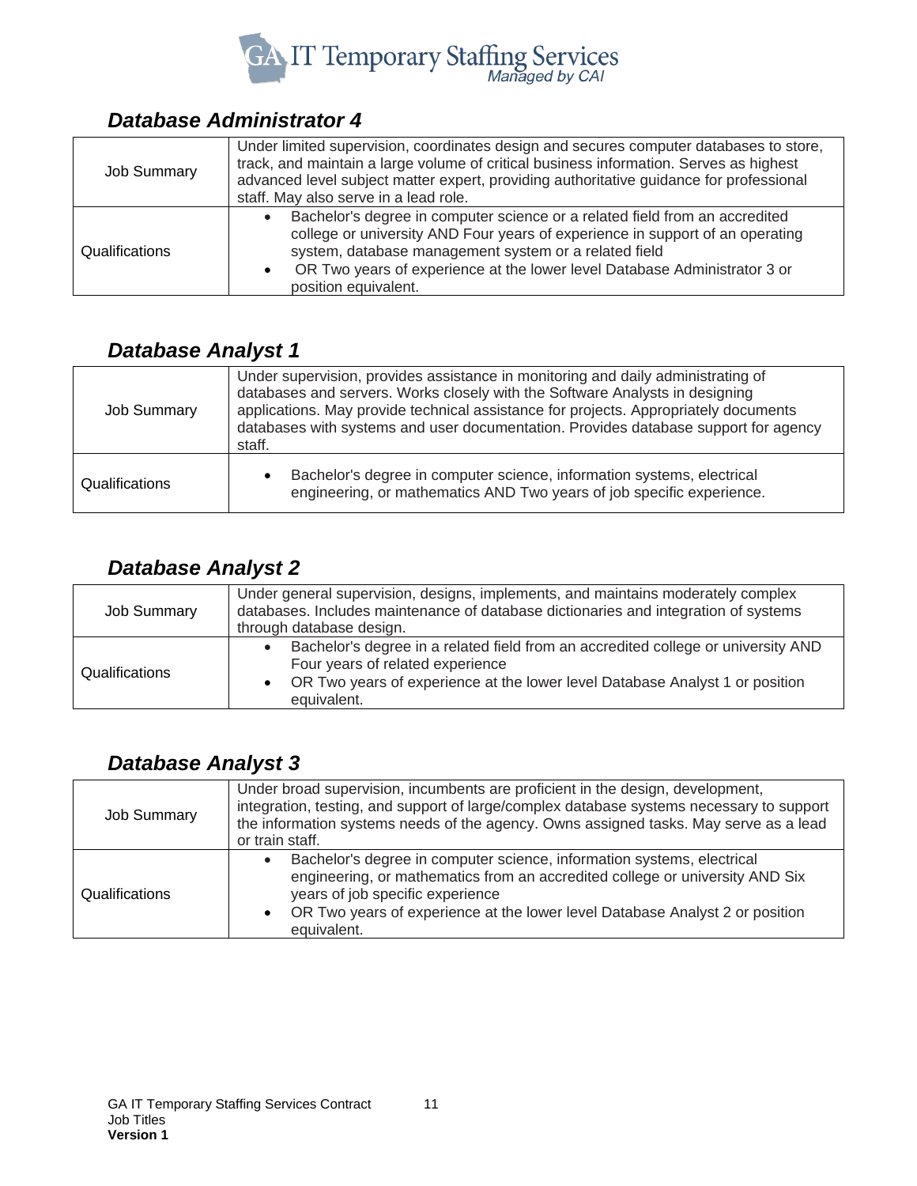### *Database Administrator 4*

| | |
|---|---|
| Job Summary | Under limited supervision, coordinates design and secures computer databases to store, track, and maintain a large volume of critical business information. Serves as highest advanced level subject matter expert, providing authoritative guidance for professional staff. May also serve in a lead role. |
| Qualifications | • Bachelor's degree in computer science or a related field from an accredited college or university AND Four years of experience in support of an operating system, database management system or a related field<br>• OR Two years of experience at the lower level Database Administrator 3 or position equivalent. |

### *Database Analyst 1*

| | |
|---|---|
| Job Summary | Under supervision, provides assistance in monitoring and daily administrating of databases and servers. Works closely with the Software Analysts in designing applications. May provide technical assistance for projects. Appropriately documents databases with systems and user documentation. Provides database support for agency staff. |
| Qualifications | • Bachelor's degree in computer science, information systems, electrical engineering, or mathematics AND Two years of job specific experience. |

### *Database Analyst 2*

| | |
|---|---|
| Job Summary | Under general supervision, designs, implements, and maintains moderately complex databases. Includes maintenance of database dictionaries and integration of systems through database design. |
| Qualifications | • Bachelor's degree in a related field from an accredited college or university AND Four years of related experience<br>• OR Two years of experience at the lower level Database Analyst 1 or position equivalent. |

### *Database Analyst 3*

| | |
|---|---|
| Job Summary | Under broad supervision, incumbents are proficient in the design, development, integration, testing, and support of large/complex database systems necessary to support the information systems needs of the agency. Owns assigned tasks. May serve as a lead or train staff. |
| Qualifications | • Bachelor's degree in computer science, information systems, electrical engineering, or mathematics from an accredited college or university AND Six years of job specific experience<br>• OR Two years of experience at the lower level Database Analyst 2 or position equivalent. |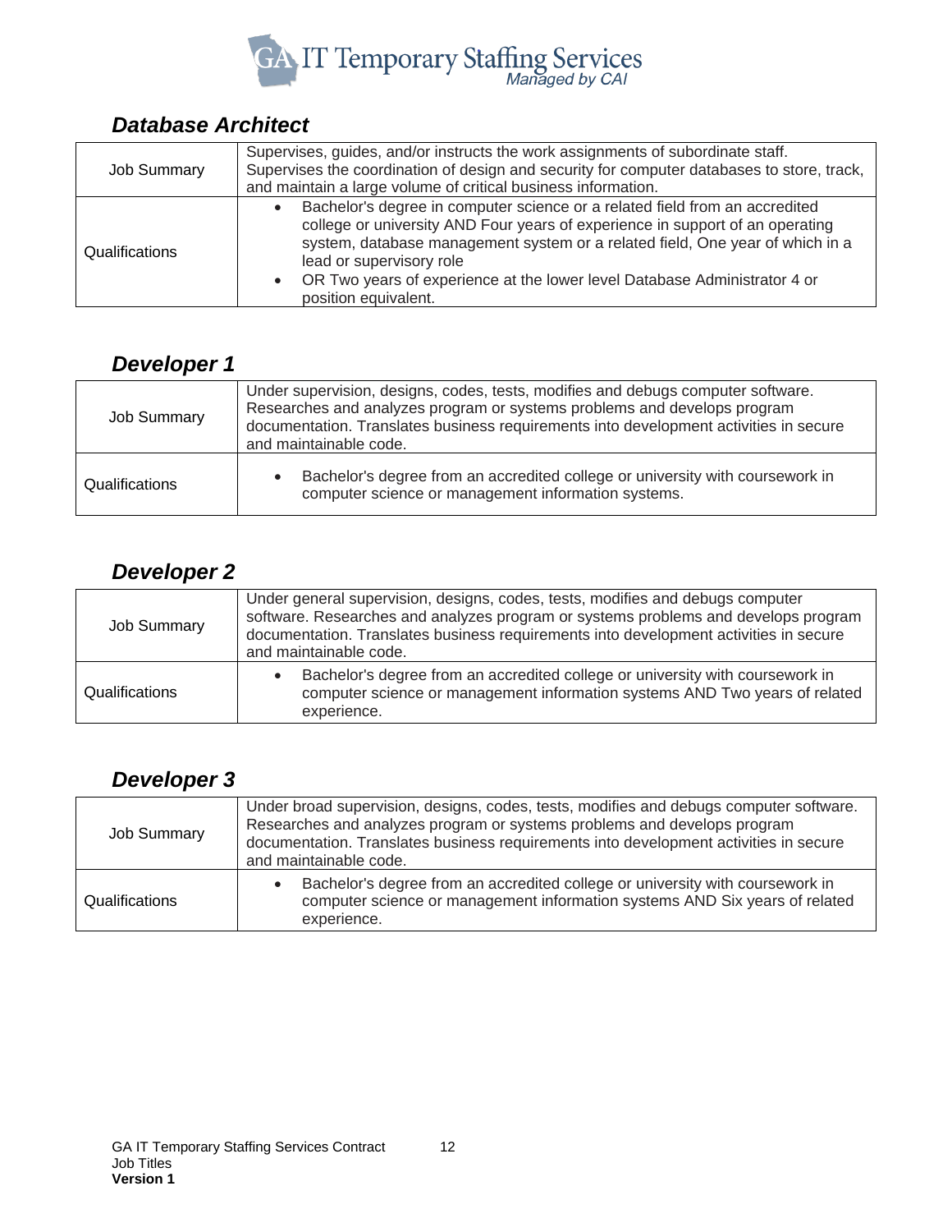### *Database Architect*

| | |
|---|---|
| Job Summary | Supervises, guides, and/or instructs the work assignments of subordinate staff. Supervises the coordination of design and security for computer databases to store, track, and maintain a large volume of critical business information. |
| Qualifications | • Bachelor's degree in computer science or a related field from an accredited college or university AND Four years of experience in support of an operating system, database management system or a related field, One year of which in a lead or supervisory role<br>• OR Two years of experience at the lower level Database Administrator 4 or position equivalent. |

### *Developer 1*

| | |
|---|---|
| Job Summary | Under supervision, designs, codes, tests, modifies and debugs computer software. Researches and analyzes program or systems problems and develops program documentation. Translates business requirements into development activities in secure and maintainable code. |
| Qualifications | • Bachelor's degree from an accredited college or university with coursework in computer science or management information systems. |

### *Developer 2*

| | |
|---|---|
| Job Summary | Under general supervision, designs, codes, tests, modifies and debugs computer software. Researches and analyzes program or systems problems and develops program documentation. Translates business requirements into development activities in secure and maintainable code. |
| Qualifications | • Bachelor's degree from an accredited college or university with coursework in computer science or management information systems AND Two years of related experience. |

### *Developer 3*

| | |
|---|---|
| Job Summary | Under broad supervision, designs, codes, tests, modifies and debugs computer software. Researches and analyzes program or systems problems and develops program documentation. Translates business requirements into development activities in secure and maintainable code. |
| Qualifications | • Bachelor's degree from an accredited college or university with coursework in computer science or management information systems AND Six years of related experience. |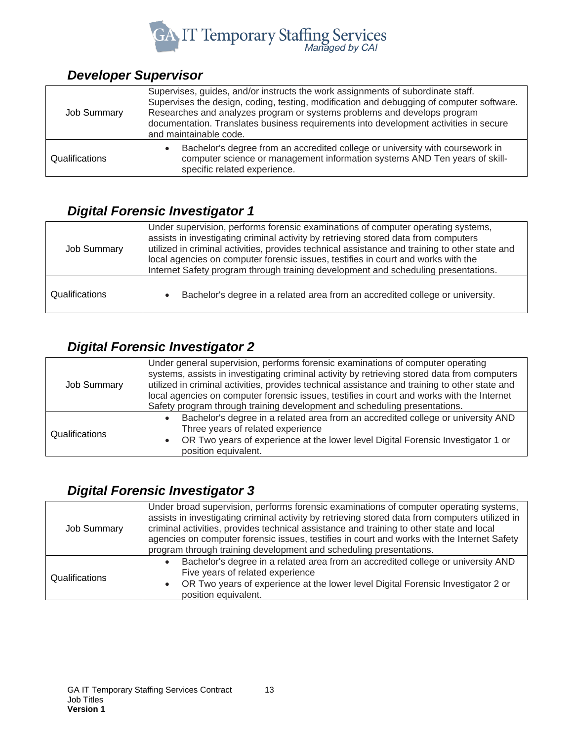### *Developer Supervisor*

| | |
|---|---|
| Job Summary | Supervises, guides, and/or instructs the work assignments of subordinate staff. Supervises the design, coding, testing, modification and debugging of computer software. Researches and analyzes program or systems problems and develops program documentation. Translates business requirements into development activities in secure and maintainable code. |
| Qualifications | • Bachelor's degree from an accredited college or university with coursework in computer science or management information systems AND Ten years of skill-specific related experience. |

### *Digital Forensic Investigator 1*

| | |
|---|---|
| Job Summary | Under supervision, performs forensic examinations of computer operating systems, assists in investigating criminal activity by retrieving stored data from computers utilized in criminal activities, provides technical assistance and training to other state and local agencies on computer forensic issues, testifies in court and works with the Internet Safety program through training development and scheduling presentations. |
| Qualifications | • Bachelor's degree in a related area from an accredited college or university. |

### *Digital Forensic Investigator 2*

| | |
|---|---|
| Job Summary | Under general supervision, performs forensic examinations of computer operating systems, assists in investigating criminal activity by retrieving stored data from computers utilized in criminal activities, provides technical assistance and training to other state and local agencies on computer forensic issues, testifies in court and works with the Internet Safety program through training development and scheduling presentations. |
| Qualifications | • Bachelor's degree in a related area from an accredited college or university AND Three years of related experience<br>• OR Two years of experience at the lower level Digital Forensic Investigator 1 or position equivalent. |

### *Digital Forensic Investigator 3*

| | |
|---|---|
| Job Summary | Under broad supervision, performs forensic examinations of computer operating systems, assists in investigating criminal activity by retrieving stored data from computers utilized in criminal activities, provides technical assistance and training to other state and local agencies on computer forensic issues, testifies in court and works with the Internet Safety program through training development and scheduling presentations. |
| Qualifications | • Bachelor's degree in a related area from an accredited college or university AND Five years of related experience<br>• OR Two years of experience at the lower level Digital Forensic Investigator 2 or position equivalent. |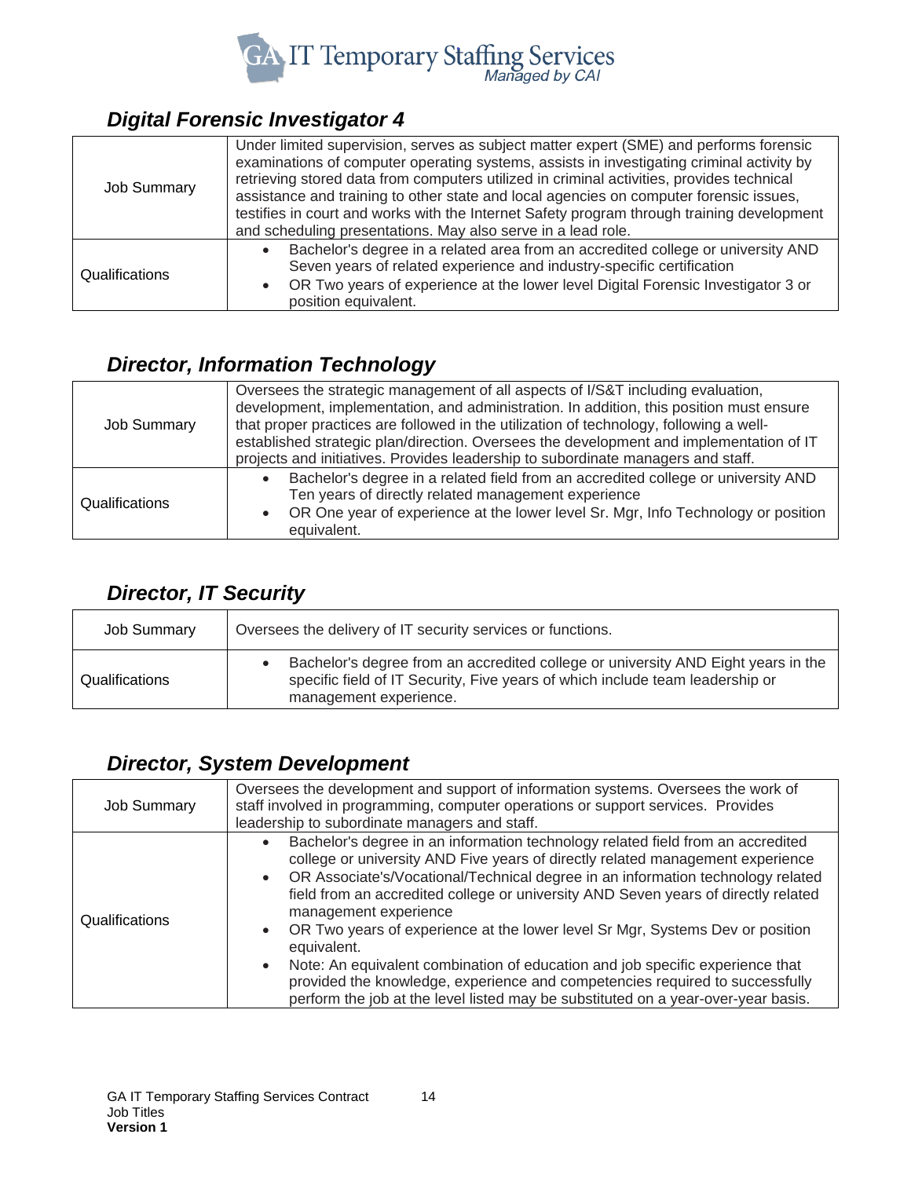### *Digital Forensic Investigator 4*

| | |
|---|---|
| Job Summary | Under limited supervision, serves as subject matter expert (SME) and performs forensic examinations of computer operating systems, assists in investigating criminal activity by retrieving stored data from computers utilized in criminal activities, provides technical assistance and training to other state and local agencies on computer forensic issues, testifies in court and works with the Internet Safety program through training development and scheduling presentations. May also serve in a lead role. |
| Qualifications | • Bachelor's degree in a related area from an accredited college or university AND Seven years of related experience and industry-specific certification<br>• OR Two years of experience at the lower level Digital Forensic Investigator 3 or position equivalent. |

### *Director, Information Technology*

| | |
|---|---|
| Job Summary | Oversees the strategic management of all aspects of I/S&T including evaluation, development, implementation, and administration. In addition, this position must ensure that proper practices are followed in the utilization of technology, following a well-established strategic plan/direction. Oversees the development and implementation of IT projects and initiatives. Provides leadership to subordinate managers and staff. |
| Qualifications | • Bachelor's degree in a related field from an accredited college or university AND Ten years of directly related management experience<br>• OR One year of experience at the lower level Sr. Mgr, Info Technology or position equivalent. |

### *Director, IT Security*

| | |
|---|---|
| Job Summary | Oversees the delivery of IT security services or functions. |
| Qualifications | • Bachelor's degree from an accredited college or university AND Eight years in the specific field of IT Security, Five years of which include team leadership or management experience. |

### *Director, System Development*

| | |
|---|---|
| Job Summary | Oversees the development and support of information systems. Oversees the work of staff involved in programming, computer operations or support services. Provides leadership to subordinate managers and staff. |
| Qualifications | • Bachelor's degree in an information technology related field from an accredited college or university AND Five years of directly related management experience<br>• OR Associate's/Vocational/Technical degree in an information technology related field from an accredited college or university AND Seven years of directly related management experience<br>• OR Two years of experience at the lower level Sr Mgr, Systems Dev or position equivalent.<br>• Note: An equivalent combination of education and job specific experience that provided the knowledge, experience and competencies required to successfully perform the job at the level listed may be substituted on a year-over-year basis. |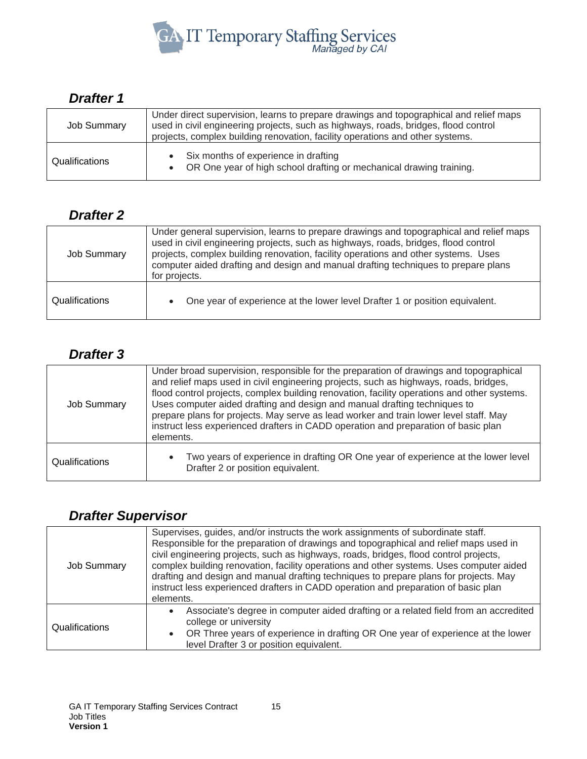## *Drafter 1*

| | |
|---|---|
| Job Summary | Under direct supervision, learns to prepare drawings and topographical and relief maps used in civil engineering projects, such as highways, roads, bridges, flood control projects, complex building renovation, facility operations and other systems. |
| Qualifications | • Six months of experience in drafting<br>• OR One year of high school drafting or mechanical drawing training. |

## *Drafter 2*

| | |
|---|---|
| Job Summary | Under general supervision, learns to prepare drawings and topographical and relief maps used in civil engineering projects, such as highways, roads, bridges, flood control projects, complex building renovation, facility operations and other systems. Uses computer aided drafting and design and manual drafting techniques to prepare plans for projects. |
| Qualifications | • One year of experience at the lower level Drafter 1 or position equivalent. |

## *Drafter 3*

| | |
|---|---|
| Job Summary | Under broad supervision, responsible for the preparation of drawings and topographical and relief maps used in civil engineering projects, such as highways, roads, bridges, flood control projects, complex building renovation, facility operations and other systems. Uses computer aided drafting and design and manual drafting techniques to prepare plans for projects. May serve as lead worker and train lower level staff. May instruct less experienced drafters in CADD operation and preparation of basic plan elements. |
| Qualifications | • Two years of experience in drafting OR One year of experience at the lower level Drafter 2 or position equivalent. |

## *Drafter Supervisor*

| | |
|---|---|
| Job Summary | Supervises, guides, and/or instructs the work assignments of subordinate staff. Responsible for the preparation of drawings and topographical and relief maps used in civil engineering projects, such as highways, roads, bridges, flood control projects, complex building renovation, facility operations and other systems. Uses computer aided drafting and design and manual drafting techniques to prepare plans for projects. May instruct less experienced drafters in CADD operation and preparation of basic plan elements. |
| Qualifications | • Associate's degree in computer aided drafting or a related field from an accredited college or university<br>• OR Three years of experience in drafting OR One year of experience at the lower level Drafter 3 or position equivalent. |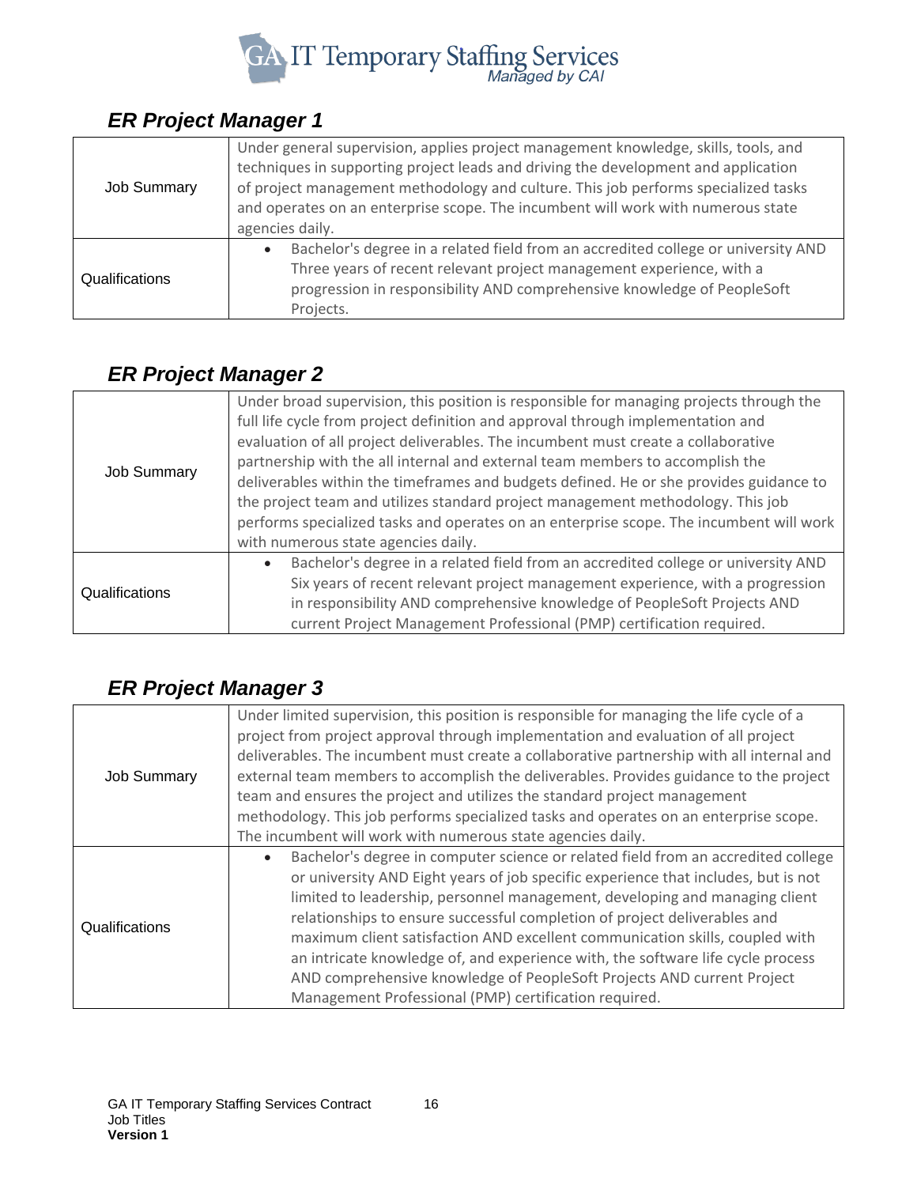## ER Project Manager 1

| | |
|---|---|
| Job Summary | Under general supervision, applies project management knowledge, skills, tools, and techniques in supporting project leads and driving the development and application of project management methodology and culture. This job performs specialized tasks and operates on an enterprise scope. The incumbent will work with numerous state agencies daily. |
| Qualifications | • Bachelor's degree in a related field from an accredited college or university AND Three years of recent relevant project management experience, with a progression in responsibility AND comprehensive knowledge of PeopleSoft Projects. |

## ER Project Manager 2

| | |
|---|---|
| Job Summary | Under broad supervision, this position is responsible for managing projects through the full life cycle from project definition and approval through implementation and evaluation of all project deliverables. The incumbent must create a collaborative partnership with the all internal and external team members to accomplish the deliverables within the timeframes and budgets defined. He or she provides guidance to the project team and utilizes standard project management methodology. This job performs specialized tasks and operates on an enterprise scope. The incumbent will work with numerous state agencies daily. |
| Qualifications | • Bachelor's degree in a related field from an accredited college or university AND Six years of recent relevant project management experience, with a progression in responsibility AND comprehensive knowledge of PeopleSoft Projects AND current Project Management Professional (PMP) certification required. |

## ER Project Manager 3

| | |
|---|---|
| Job Summary | Under limited supervision, this position is responsible for managing the life cycle of a project from project approval through implementation and evaluation of all project deliverables. The incumbent must create a collaborative partnership with all internal and external team members to accomplish the deliverables. Provides guidance to the project team and ensures the project and utilizes the standard project management methodology. This job performs specialized tasks and operates on an enterprise scope. The incumbent will work with numerous state agencies daily. |
| Qualifications | • Bachelor's degree in computer science or related field from an accredited college or university AND Eight years of job specific experience that includes, but is not limited to leadership, personnel management, developing and managing client relationships to ensure successful completion of project deliverables and maximum client satisfaction AND excellent communication skills, coupled with an intricate knowledge of, and experience with, the software life cycle process AND comprehensive knowledge of PeopleSoft Projects AND current Project Management Professional (PMP) certification required. |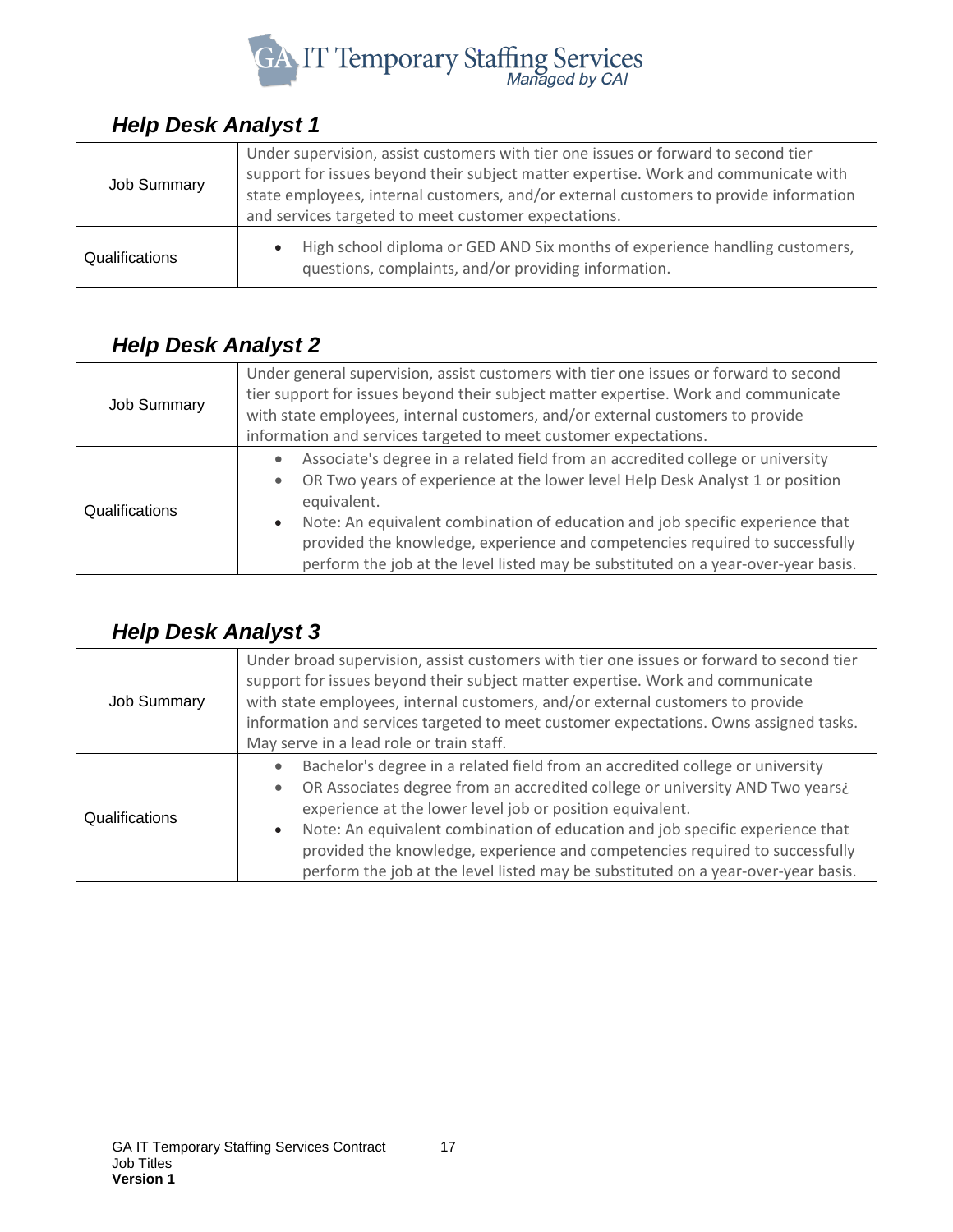## Help Desk Analyst 1

| | |
|---|---|
| Job Summary | Under supervision, assist customers with tier one issues or forward to second tier support for issues beyond their subject matter expertise. Work and communicate with state employees, internal customers, and/or external customers to provide information and services targeted to meet customer expectations. |
| Qualifications | • High school diploma or GED AND Six months of experience handling customers, questions, complaints, and/or providing information. |

## Help Desk Analyst 2

| | |
|---|---|
| Job Summary | Under general supervision, assist customers with tier one issues or forward to second tier support for issues beyond their subject matter expertise. Work and communicate with state employees, internal customers, and/or external customers to provide information and services targeted to meet customer expectations. |
| Qualifications | • Associate's degree in a related field from an accredited college or university<br>• OR Two years of experience at the lower level Help Desk Analyst 1 or position equivalent.<br>• Note: An equivalent combination of education and job specific experience that provided the knowledge, experience and competencies required to successfully perform the job at the level listed may be substituted on a year-over-year basis. |

## Help Desk Analyst 3

| | |
|---|---|
| Job Summary | Under broad supervision, assist customers with tier one issues or forward to second tier support for issues beyond their subject matter expertise. Work and communicate with state employees, internal customers, and/or external customers to provide information and services targeted to meet customer expectations. Owns assigned tasks. May serve in a lead role or train staff. |
| Qualifications | • Bachelor's degree in a related field from an accredited college or university<br>• OR Associates degree from an accredited college or university AND Two years¿ experience at the lower level job or position equivalent.<br>• Note: An equivalent combination of education and job specific experience that provided the knowledge, experience and competencies required to successfully perform the job at the level listed may be substituted on a year-over-year basis. |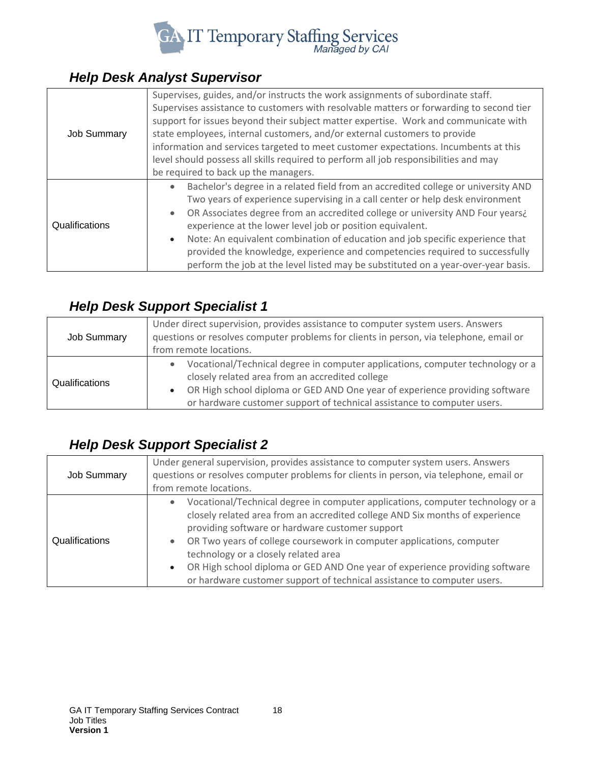### *Help Desk Analyst Supervisor*

| | |
|---|---|
| Job Summary | Supervises, guides, and/or instructs the work assignments of subordinate staff. Supervises assistance to customers with resolvable matters or forwarding to second tier support for issues beyond their subject matter expertise. Work and communicate with state employees, internal customers, and/or external customers to provide information and services targeted to meet customer expectations. Incumbents at this level should possess all skills required to perform all job responsibilities and may be required to back up the managers. |
| Qualifications | • Bachelor's degree in a related field from an accredited college or university AND Two years of experience supervising in a call center or help desk environment<br>• OR Associates degree from an accredited college or university AND Four years¿ experience at the lower level job or position equivalent.<br>• Note: An equivalent combination of education and job specific experience that provided the knowledge, experience and competencies required to successfully perform the job at the level listed may be substituted on a year-over-year basis. |

### *Help Desk Support Specialist 1*

| | |
|---|---|
| Job Summary | Under direct supervision, provides assistance to computer system users. Answers questions or resolves computer problems for clients in person, via telephone, email or from remote locations. |
| Qualifications | • Vocational/Technical degree in computer applications, computer technology or a closely related area from an accredited college<br>• OR High school diploma or GED AND One year of experience providing software or hardware customer support of technical assistance to computer users. |

### *Help Desk Support Specialist 2*

| | |
|---|---|
| Job Summary | Under general supervision, provides assistance to computer system users. Answers questions or resolves computer problems for clients in person, via telephone, email or from remote locations. |
| Qualifications | • Vocational/Technical degree in computer applications, computer technology or a closely related area from an accredited college AND Six months of experience providing software or hardware customer support<br>• OR Two years of college coursework in computer applications, computer technology or a closely related area<br>• OR High school diploma or GED AND One year of experience providing software or hardware customer support of technical assistance to computer users. |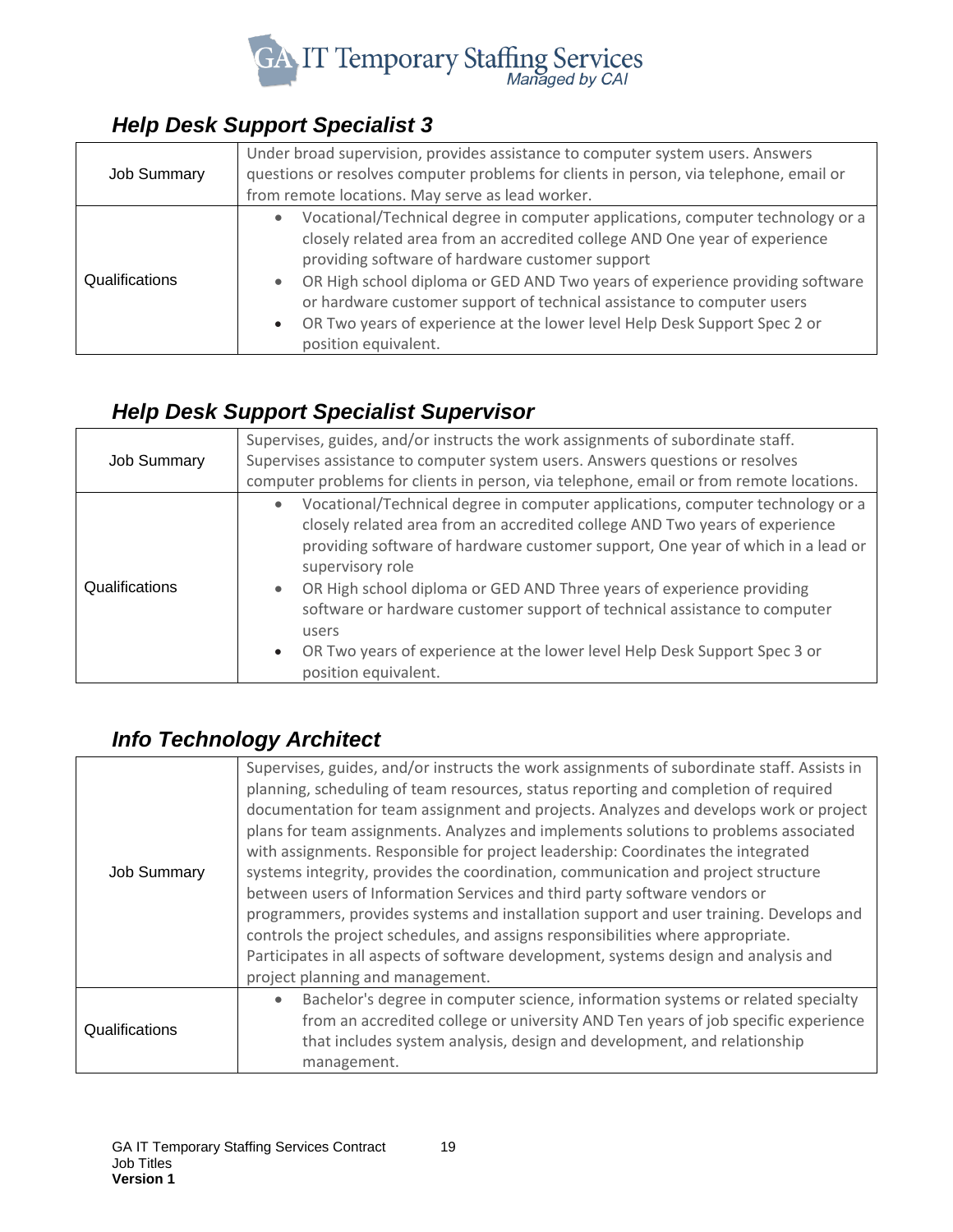## Help Desk Support Specialist 3

| | |
|---|---|
| Job Summary | Under broad supervision, provides assistance to computer system users. Answers questions or resolves computer problems for clients in person, via telephone, email or from remote locations. May serve as lead worker. |
| Qualifications | • Vocational/Technical degree in computer applications, computer technology or a closely related area from an accredited college AND One year of experience providing software of hardware customer support<br>• OR High school diploma or GED AND Two years of experience providing software or hardware customer support of technical assistance to computer users<br>• OR Two years of experience at the lower level Help Desk Support Spec 2 or position equivalent. |

## Help Desk Support Specialist Supervisor

| | |
|---|---|
| Job Summary | Supervises, guides, and/or instructs the work assignments of subordinate staff. Supervises assistance to computer system users. Answers questions or resolves computer problems for clients in person, via telephone, email or from remote locations. |
| Qualifications | • Vocational/Technical degree in computer applications, computer technology or a closely related area from an accredited college AND Two years of experience providing software of hardware customer support, One year of which in a lead or supervisory role<br>• OR High school diploma or GED AND Three years of experience providing software or hardware customer support of technical assistance to computer users<br>• OR Two years of experience at the lower level Help Desk Support Spec 3 or position equivalent. |

## Info Technology Architect

| | |
|---|---|
| Job Summary | Supervises, guides, and/or instructs the work assignments of subordinate staff. Assists in planning, scheduling of team resources, status reporting and completion of required documentation for team assignment and projects. Analyzes and develops work or project plans for team assignments. Analyzes and implements solutions to problems associated with assignments. Responsible for project leadership: Coordinates the integrated systems integrity, provides the coordination, communication and project structure between users of Information Services and third party software vendors or programmers, provides systems and installation support and user training. Develops and controls the project schedules, and assigns responsibilities where appropriate. Participates in all aspects of software development, systems design and analysis and project planning and management. |
| Qualifications | • Bachelor's degree in computer science, information systems or related specialty from an accredited college or university AND Ten years of job specific experience that includes system analysis, design and development, and relationship management. |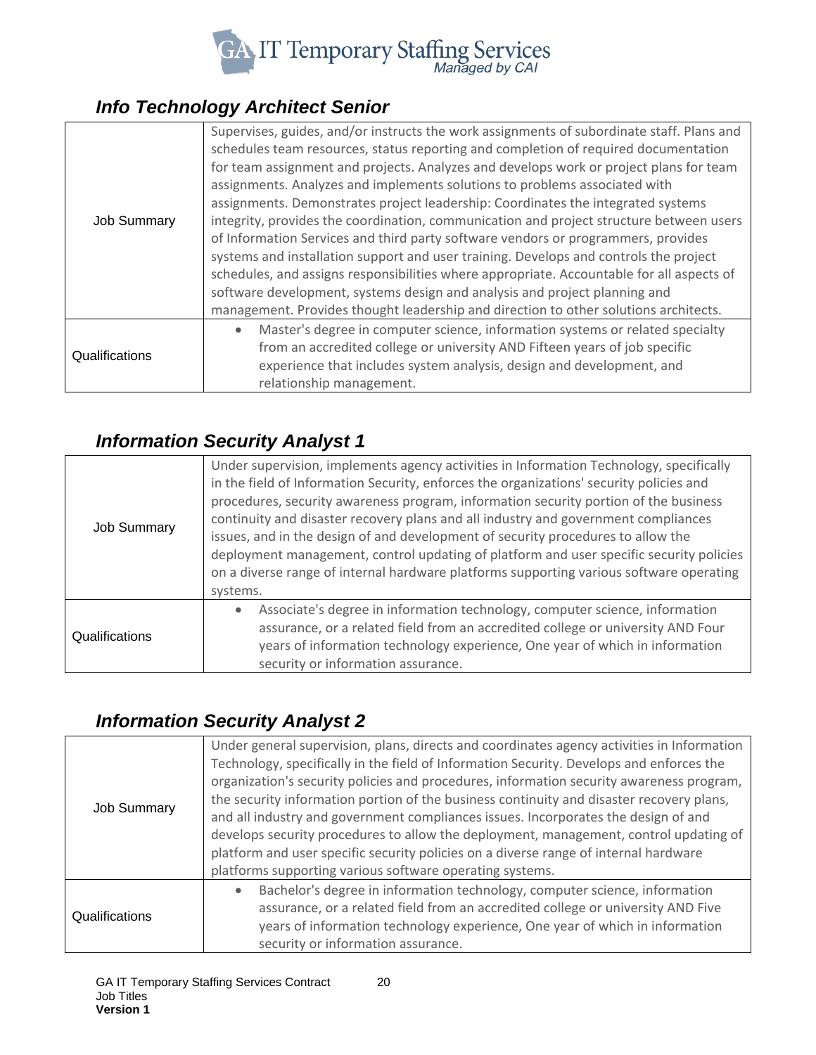## *Info Technology Architect Senior*

| | |
|---|---|
| Job Summary | Supervises, guides, and/or instructs the work assignments of subordinate staff. Plans and schedules team resources, status reporting and completion of required documentation for team assignment and projects. Analyzes and develops work or project plans for team assignments. Analyzes and implements solutions to problems associated with assignments. Demonstrates project leadership: Coordinates the integrated systems integrity, provides the coordination, communication and project structure between users of Information Services and third party software vendors or programmers, provides systems and installation support and user training. Develops and controls the project schedules, and assigns responsibilities where appropriate. Accountable for all aspects of software development, systems design and analysis and project planning and management. Provides thought leadership and direction to other solutions architects. |
| Qualifications | • Master's degree in computer science, information systems or related specialty from an accredited college or university AND Fifteen years of job specific experience that includes system analysis, design and development, and relationship management. |

## *Information Security Analyst 1*

| | |
|---|---|
| Job Summary | Under supervision, implements agency activities in Information Technology, specifically in the field of Information Security, enforces the organizations' security policies and procedures, security awareness program, information security portion of the business continuity and disaster recovery plans and all industry and government compliances issues, and in the design of and development of security procedures to allow the deployment management, control updating of platform and user specific security policies on a diverse range of internal hardware platforms supporting various software operating systems. |
| Qualifications | • Associate's degree in information technology, computer science, information assurance, or a related field from an accredited college or university AND Four years of information technology experience, One year of which in information security or information assurance. |

## *Information Security Analyst 2*

| | |
|---|---|
| Job Summary | Under general supervision, plans, directs and coordinates agency activities in Information Technology, specifically in the field of Information Security. Develops and enforces the organization's security policies and procedures, information security awareness program, the security information portion of the business continuity and disaster recovery plans, and all industry and government compliances issues. Incorporates the design of and develops security procedures to allow the deployment, management, control updating of platform and user specific security policies on a diverse range of internal hardware platforms supporting various software operating systems. |
| Qualifications | • Bachelor's degree in information technology, computer science, information assurance, or a related field from an accredited college or university AND Five years of information technology experience, One year of which in information security or information assurance. |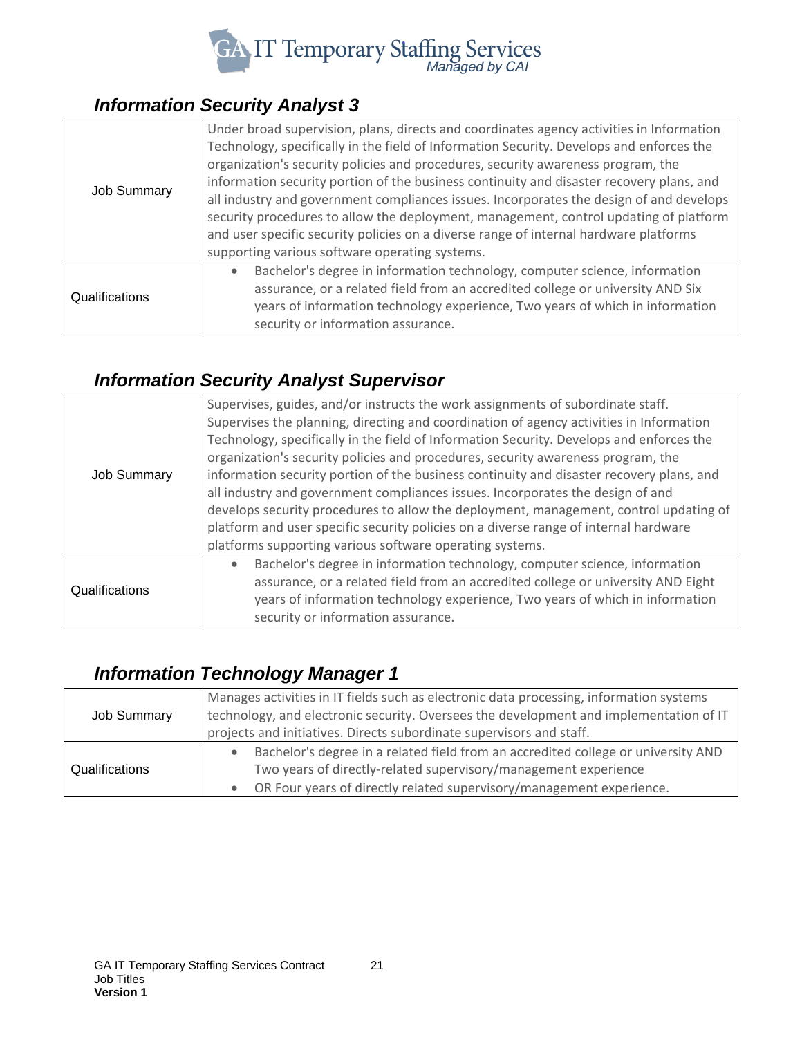### *Information Security Analyst 3*

| | |
|---|---|
| Job Summary | Under broad supervision, plans, directs and coordinates agency activities in Information Technology, specifically in the field of Information Security. Develops and enforces the organization's security policies and procedures, security awareness program, the information security portion of the business continuity and disaster recovery plans, and all industry and government compliances issues. Incorporates the design of and develops security procedures to allow the deployment, management, control updating of platform and user specific security policies on a diverse range of internal hardware platforms supporting various software operating systems. |
| Qualifications | • Bachelor's degree in information technology, computer science, information assurance, or a related field from an accredited college or university AND Six years of information technology experience, Two years of which in information security or information assurance. |

### *Information Security Analyst Supervisor*

| | |
|---|---|
| Job Summary | Supervises, guides, and/or instructs the work assignments of subordinate staff. Supervises the planning, directing and coordination of agency activities in Information Technology, specifically in the field of Information Security. Develops and enforces the organization's security policies and procedures, security awareness program, the information security portion of the business continuity and disaster recovery plans, and all industry and government compliances issues. Incorporates the design of and develops security procedures to allow the deployment, management, control updating of platform and user specific security policies on a diverse range of internal hardware platforms supporting various software operating systems. |
| Qualifications | • Bachelor's degree in information technology, computer science, information assurance, or a related field from an accredited college or university AND Eight years of information technology experience, Two years of which in information security or information assurance. |

### *Information Technology Manager 1*

| | |
|---|---|
| Job Summary | Manages activities in IT fields such as electronic data processing, information systems technology, and electronic security. Oversees the development and implementation of IT projects and initiatives. Directs subordinate supervisors and staff. |
| Qualifications | • Bachelor's degree in a related field from an accredited college or university AND Two years of directly-related supervisory/management experience<br>• OR Four years of directly related supervisory/management experience. |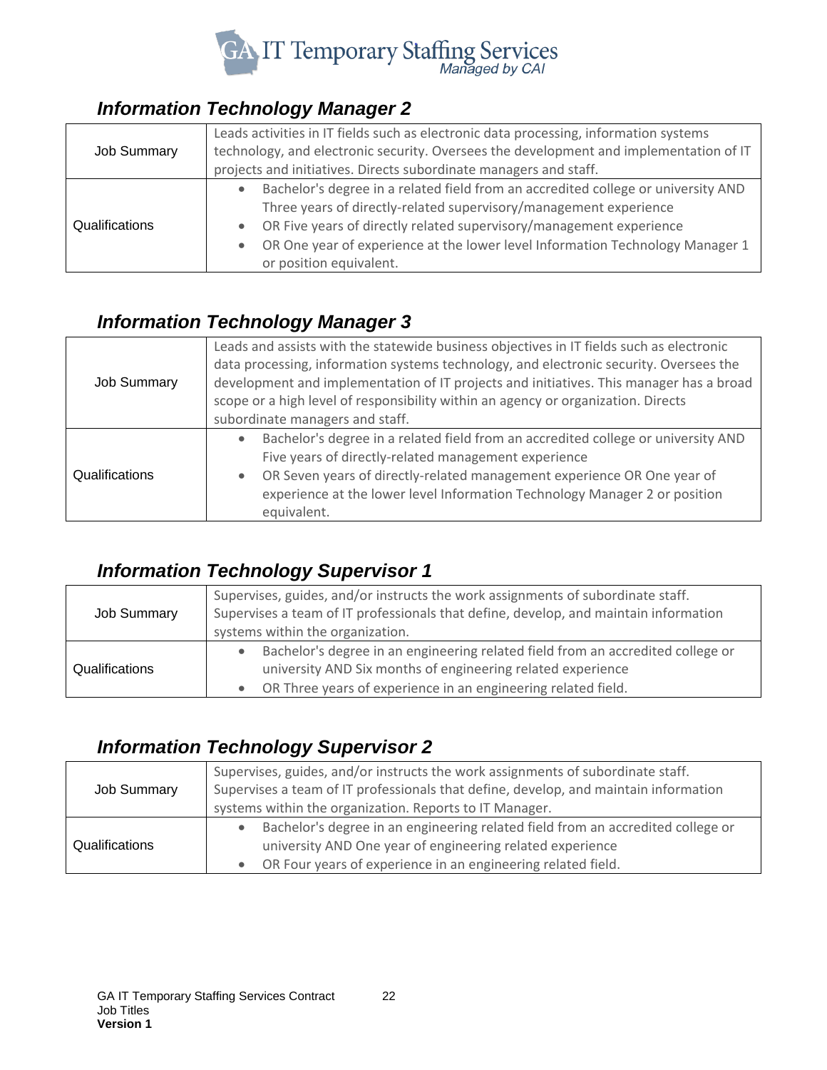### Information Technology Manager 2

| | |
|---|---|
| Job Summary | Leads activities in IT fields such as electronic data processing, information systems technology, and electronic security. Oversees the development and implementation of IT projects and initiatives. Directs subordinate managers and staff. |
| Qualifications | • Bachelor's degree in a related field from an accredited college or university AND Three years of directly-related supervisory/management experience<br>• OR Five years of directly related supervisory/management experience<br>• OR One year of experience at the lower level Information Technology Manager 1 or position equivalent. |

### Information Technology Manager 3

| | |
|---|---|
| Job Summary | Leads and assists with the statewide business objectives in IT fields such as electronic data processing, information systems technology, and electronic security. Oversees the development and implementation of IT projects and initiatives. This manager has a broad scope or a high level of responsibility within an agency or organization. Directs subordinate managers and staff. |
| Qualifications | • Bachelor's degree in a related field from an accredited college or university AND Five years of directly-related management experience<br>• OR Seven years of directly-related management experience OR One year of experience at the lower level Information Technology Manager 2 or position equivalent. |

### Information Technology Supervisor 1

| | |
|---|---|
| Job Summary | Supervises, guides, and/or instructs the work assignments of subordinate staff. Supervises a team of IT professionals that define, develop, and maintain information systems within the organization. |
| Qualifications | • Bachelor's degree in an engineering related field from an accredited college or university AND Six months of engineering related experience<br>• OR Three years of experience in an engineering related field. |

### Information Technology Supervisor 2

| | |
|---|---|
| Job Summary | Supervises, guides, and/or instructs the work assignments of subordinate staff. Supervises a team of IT professionals that define, develop, and maintain information systems within the organization. Reports to IT Manager. |
| Qualifications | • Bachelor's degree in an engineering related field from an accredited college or university AND One year of engineering related experience<br>• OR Four years of experience in an engineering related field. |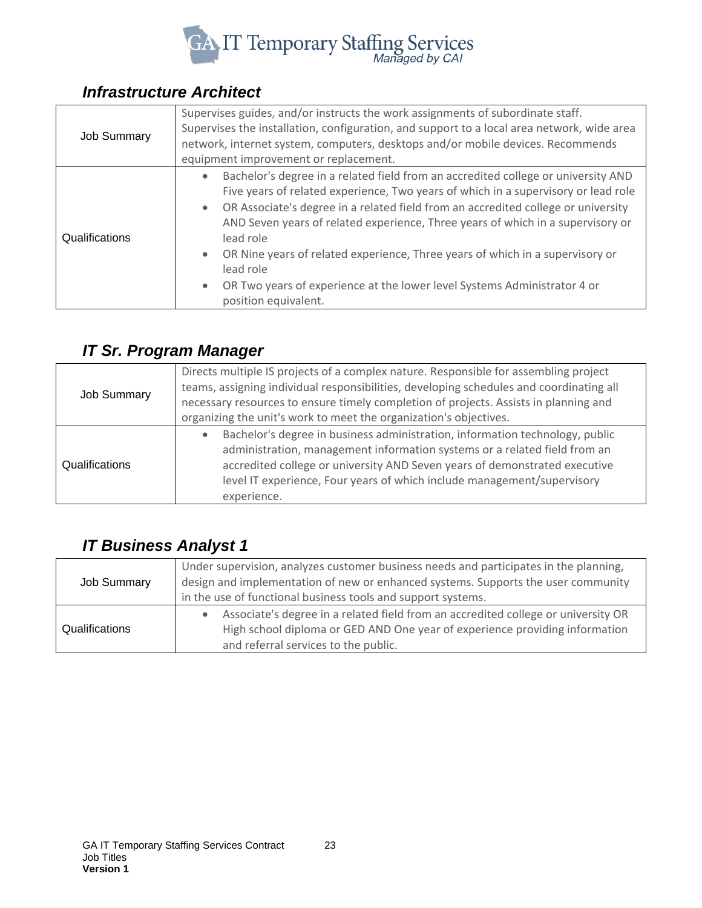## *Infrastructure Architect*

| | |
|---|---|
| Job Summary | Supervises guides, and/or instructs the work assignments of subordinate staff. Supervises the installation, configuration, and support to a local area network, wide area network, internet system, computers, desktops and/or mobile devices. Recommends equipment improvement or replacement. |
| Qualifications | • Bachelor's degree in a related field from an accredited college or university AND Five years of related experience, Two years of which in a supervisory or lead role<br>• OR Associate's degree in a related field from an accredited college or university AND Seven years of related experience, Three years of which in a supervisory or lead role<br>• OR Nine years of related experience, Three years of which in a supervisory or lead role<br>• OR Two years of experience at the lower level Systems Administrator 4 or position equivalent. |

## *IT Sr. Program Manager*

| | |
|---|---|
| Job Summary | Directs multiple IS projects of a complex nature. Responsible for assembling project teams, assigning individual responsibilities, developing schedules and coordinating all necessary resources to ensure timely completion of projects. Assists in planning and organizing the unit's work to meet the organization's objectives. |
| Qualifications | • Bachelor's degree in business administration, information technology, public administration, management information systems or a related field from an accredited college or university AND Seven years of demonstrated executive level IT experience, Four years of which include management/supervisory experience. |

## *IT Business Analyst 1*

| | |
|---|---|
| Job Summary | Under supervision, analyzes customer business needs and participates in the planning, design and implementation of new or enhanced systems. Supports the user community in the use of functional business tools and support systems. |
| Qualifications | • Associate's degree in a related field from an accredited college or university OR High school diploma or GED AND One year of experience providing information and referral services to the public. |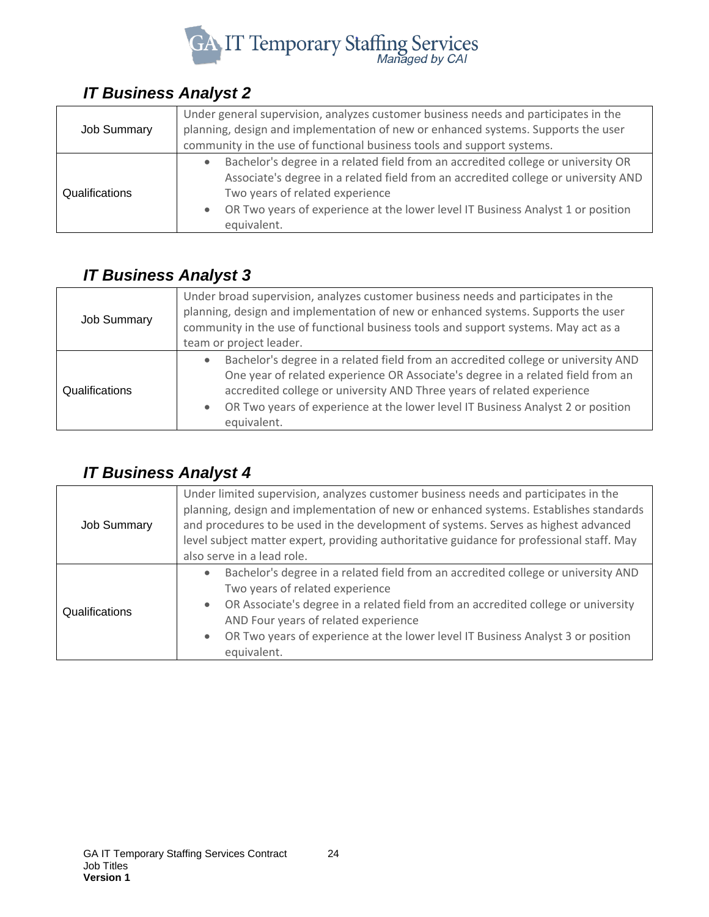## *IT Business Analyst 2*

| | |
|---|---|
| Job Summary | Under general supervision, analyzes customer business needs and participates in the planning, design and implementation of new or enhanced systems. Supports the user community in the use of functional business tools and support systems. |
| Qualifications | • Bachelor's degree in a related field from an accredited college or university OR Associate's degree in a related field from an accredited college or university AND Two years of related experience<br>• OR Two years of experience at the lower level IT Business Analyst 1 or position equivalent. |

## *IT Business Analyst 3*

| | |
|---|---|
| Job Summary | Under broad supervision, analyzes customer business needs and participates in the planning, design and implementation of new or enhanced systems. Supports the user community in the use of functional business tools and support systems. May act as a team or project leader. |
| Qualifications | • Bachelor's degree in a related field from an accredited college or university AND One year of related experience OR Associate's degree in a related field from an accredited college or university AND Three years of related experience<br>• OR Two years of experience at the lower level IT Business Analyst 2 or position equivalent. |

## *IT Business Analyst 4*

| | |
|---|---|
| Job Summary | Under limited supervision, analyzes customer business needs and participates in the planning, design and implementation of new or enhanced systems. Establishes standards and procedures to be used in the development of systems. Serves as highest advanced level subject matter expert, providing authoritative guidance for professional staff. May also serve in a lead role. |
| Qualifications | • Bachelor's degree in a related field from an accredited college or university AND Two years of related experience<br>• OR Associate's degree in a related field from an accredited college or university AND Four years of related experience<br>• OR Two years of experience at the lower level IT Business Analyst 3 or position equivalent. |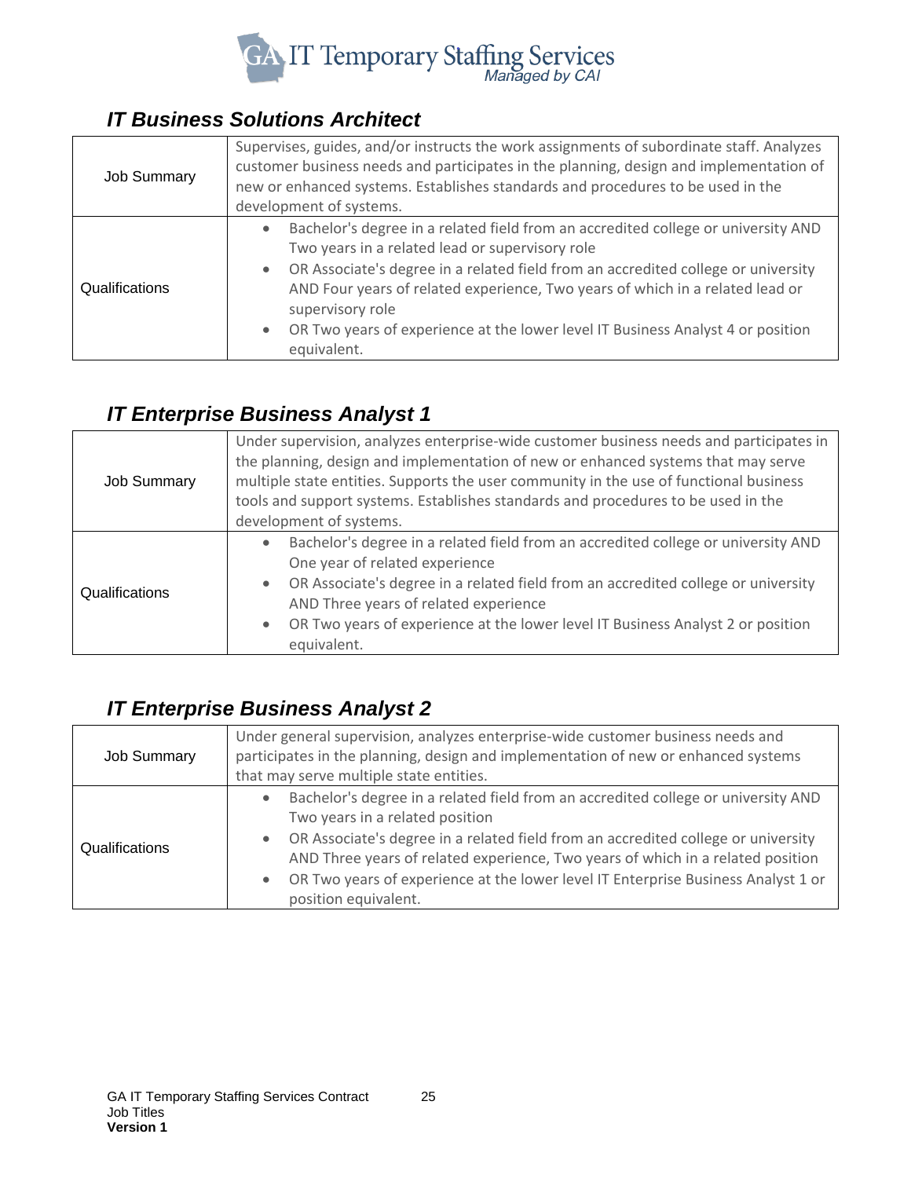### *IT Business Solutions Architect*

| | |
|---|---|
| Job Summary | Supervises, guides, and/or instructs the work assignments of subordinate staff. Analyzes customer business needs and participates in the planning, design and implementation of new or enhanced systems. Establishes standards and procedures to be used in the development of systems. |
| Qualifications | • Bachelor's degree in a related field from an accredited college or university AND Two years in a related lead or supervisory role<br>• OR Associate's degree in a related field from an accredited college or university AND Four years of related experience, Two years of which in a related lead or supervisory role<br>• OR Two years of experience at the lower level IT Business Analyst 4 or position equivalent. |

### *IT Enterprise Business Analyst 1*

| | |
|---|---|
| Job Summary | Under supervision, analyzes enterprise-wide customer business needs and participates in the planning, design and implementation of new or enhanced systems that may serve multiple state entities. Supports the user community in the use of functional business tools and support systems. Establishes standards and procedures to be used in the development of systems. |
| Qualifications | • Bachelor's degree in a related field from an accredited college or university AND One year of related experience<br>• OR Associate's degree in a related field from an accredited college or university AND Three years of related experience<br>• OR Two years of experience at the lower level IT Business Analyst 2 or position equivalent. |

### *IT Enterprise Business Analyst 2*

| | |
|---|---|
| Job Summary | Under general supervision, analyzes enterprise-wide customer business needs and participates in the planning, design and implementation of new or enhanced systems that may serve multiple state entities. |
| Qualifications | • Bachelor's degree in a related field from an accredited college or university AND Two years in a related position<br>• OR Associate's degree in a related field from an accredited college or university AND Three years of related experience, Two years of which in a related position<br>• OR Two years of experience at the lower level IT Enterprise Business Analyst 1 or position equivalent. |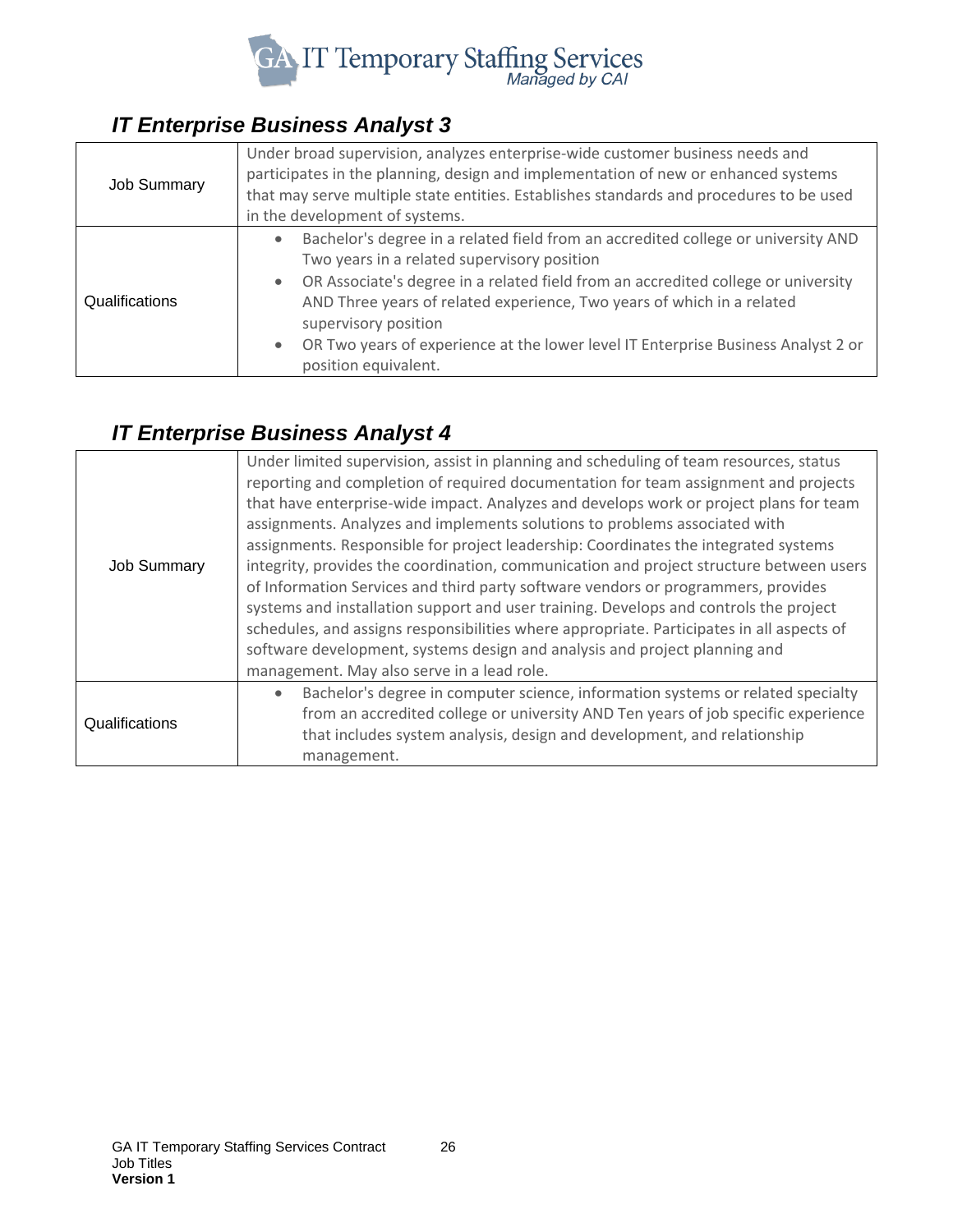## *IT Enterprise Business Analyst 3*

| | |
|---|---|
| Job Summary | Under broad supervision, analyzes enterprise-wide customer business needs and participates in the planning, design and implementation of new or enhanced systems that may serve multiple state entities. Establishes standards and procedures to be used in the development of systems. |
| Qualifications | • Bachelor's degree in a related field from an accredited college or university AND Two years in a related supervisory position<br>• OR Associate's degree in a related field from an accredited college or university AND Three years of related experience, Two years of which in a related supervisory position<br>• OR Two years of experience at the lower level IT Enterprise Business Analyst 2 or position equivalent. |

## *IT Enterprise Business Analyst 4*

| | |
|---|---|
| Job Summary | Under limited supervision, assist in planning and scheduling of team resources, status reporting and completion of required documentation for team assignment and projects that have enterprise-wide impact. Analyzes and develops work or project plans for team assignments. Analyzes and implements solutions to problems associated with assignments. Responsible for project leadership: Coordinates the integrated systems integrity, provides the coordination, communication and project structure between users of Information Services and third party software vendors or programmers, provides systems and installation support and user training. Develops and controls the project schedules, and assigns responsibilities where appropriate. Participates in all aspects of software development, systems design and analysis and project planning and management. May also serve in a lead role. |
| Qualifications | • Bachelor's degree in computer science, information systems or related specialty from an accredited college or university AND Ten years of job specific experience that includes system analysis, design and development, and relationship management. |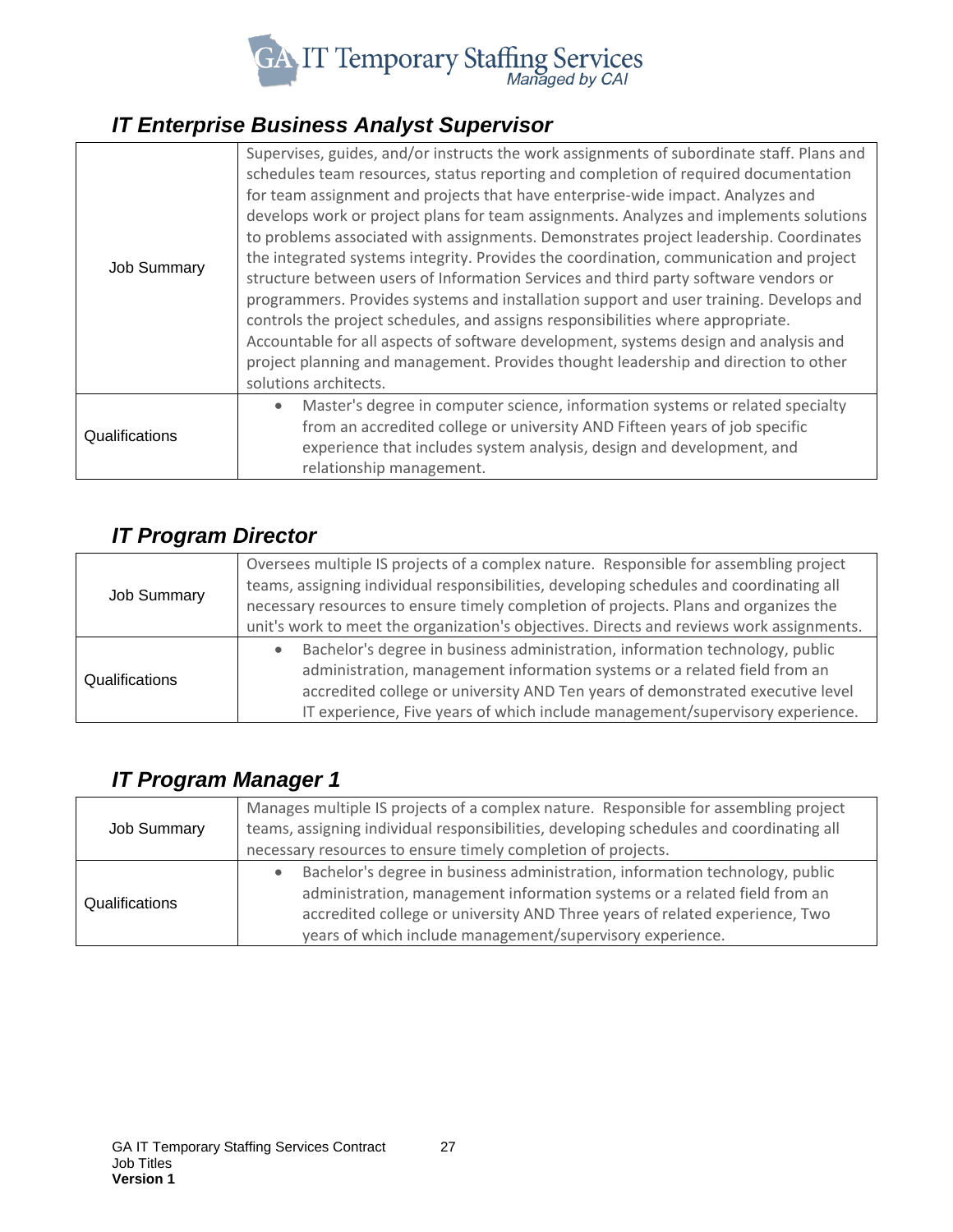## *IT Enterprise Business Analyst Supervisor*

| | |
|---|---|
| Job Summary | Supervises, guides, and/or instructs the work assignments of subordinate staff. Plans and schedules team resources, status reporting and completion of required documentation for team assignment and projects that have enterprise-wide impact. Analyzes and develops work or project plans for team assignments. Analyzes and implements solutions to problems associated with assignments. Demonstrates project leadership. Coordinates the integrated systems integrity. Provides the coordination, communication and project structure between users of Information Services and third party software vendors or programmers. Provides systems and installation support and user training. Develops and controls the project schedules, and assigns responsibilities where appropriate. Accountable for all aspects of software development, systems design and analysis and project planning and management. Provides thought leadership and direction to other solutions architects. |
| Qualifications | • Master's degree in computer science, information systems or related specialty from an accredited college or university AND Fifteen years of job specific experience that includes system analysis, design and development, and relationship management. |

## *IT Program Director*

| | |
|---|---|
| Job Summary | Oversees multiple IS projects of a complex nature. Responsible for assembling project teams, assigning individual responsibilities, developing schedules and coordinating all necessary resources to ensure timely completion of projects. Plans and organizes the unit's work to meet the organization's objectives. Directs and reviews work assignments. |
| Qualifications | • Bachelor's degree in business administration, information technology, public administration, management information systems or a related field from an accredited college or university AND Ten years of demonstrated executive level IT experience, Five years of which include management/supervisory experience. |

## *IT Program Manager 1*

| | |
|---|---|
| Job Summary | Manages multiple IS projects of a complex nature. Responsible for assembling project teams, assigning individual responsibilities, developing schedules and coordinating all necessary resources to ensure timely completion of projects. |
| Qualifications | • Bachelor's degree in business administration, information technology, public administration, management information systems or a related field from an accredited college or university AND Three years of related experience, Two years of which include management/supervisory experience. |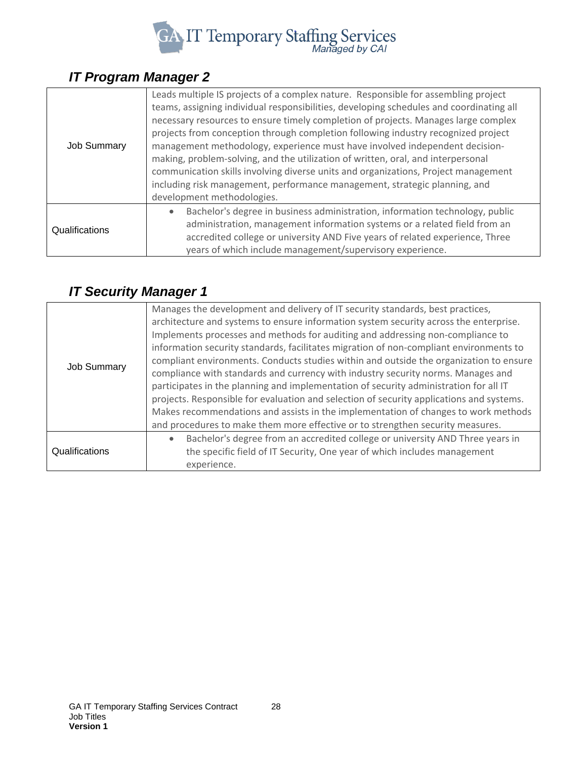### *IT Program Manager 2*

| | |
|---|---|
| Job Summary | Leads multiple IS projects of a complex nature. Responsible for assembling project teams, assigning individual responsibilities, developing schedules and coordinating all necessary resources to ensure timely completion of projects. Manages large complex projects from conception through completion following industry recognized project management methodology, experience must have involved independent decision-making, problem-solving, and the utilization of written, oral, and interpersonal communication skills involving diverse units and organizations, Project management including risk management, performance management, strategic planning, and development methodologies. |
| Qualifications | • Bachelor's degree in business administration, information technology, public administration, management information systems or a related field from an accredited college or university AND Five years of related experience, Three years of which include management/supervisory experience. |

### *IT Security Manager 1*

| | |
|---|---|
| Job Summary | Manages the development and delivery of IT security standards, best practices, architecture and systems to ensure information system security across the enterprise. Implements processes and methods for auditing and addressing non-compliance to information security standards, facilitates migration of non-compliant environments to compliant environments. Conducts studies within and outside the organization to ensure compliance with standards and currency with industry security norms. Manages and participates in the planning and implementation of security administration for all IT projects. Responsible for evaluation and selection of security applications and systems. Makes recommendations and assists in the implementation of changes to work methods and procedures to make them more effective or to strengthen security measures. |
| Qualifications | • Bachelor's degree from an accredited college or university AND Three years in the specific field of IT Security, One year of which includes management experience. |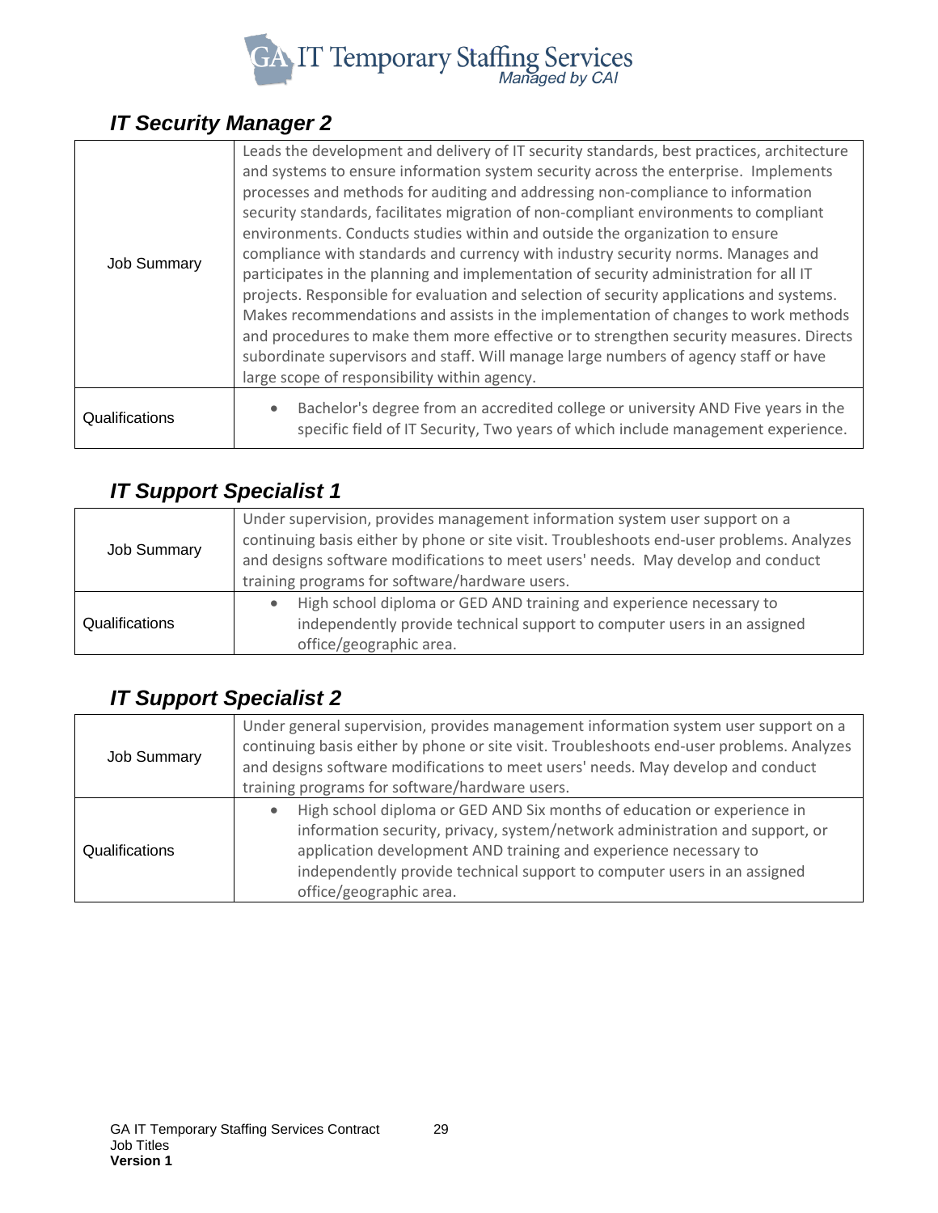## IT Security Manager 2

| | |
|---|---|
| Job Summary | Leads the development and delivery of IT security standards, best practices, architecture and systems to ensure information system security across the enterprise. Implements processes and methods for auditing and addressing non-compliance to information security standards, facilitates migration of non-compliant environments to compliant environments. Conducts studies within and outside the organization to ensure compliance with standards and currency with industry security norms. Manages and participates in the planning and implementation of security administration for all IT projects. Responsible for evaluation and selection of security applications and systems. Makes recommendations and assists in the implementation of changes to work methods and procedures to make them more effective or to strengthen security measures. Directs subordinate supervisors and staff. Will manage large numbers of agency staff or have large scope of responsibility within agency. |
| Qualifications | • Bachelor's degree from an accredited college or university AND Five years in the specific field of IT Security, Two years of which include management experience. |

## IT Support Specialist 1

| | |
|---|---|
| Job Summary | Under supervision, provides management information system user support on a continuing basis either by phone or site visit. Troubleshoots end-user problems. Analyzes and designs software modifications to meet users' needs. May develop and conduct training programs for software/hardware users. |
| Qualifications | • High school diploma or GED AND training and experience necessary to independently provide technical support to computer users in an assigned office/geographic area. |

## IT Support Specialist 2

| | |
|---|---|
| Job Summary | Under general supervision, provides management information system user support on a continuing basis either by phone or site visit. Troubleshoots end-user problems. Analyzes and designs software modifications to meet users' needs. May develop and conduct training programs for software/hardware users. |
| Qualifications | • High school diploma or GED AND Six months of education or experience in information security, privacy, system/network administration and support, or application development AND training and experience necessary to independently provide technical support to computer users in an assigned office/geographic area. |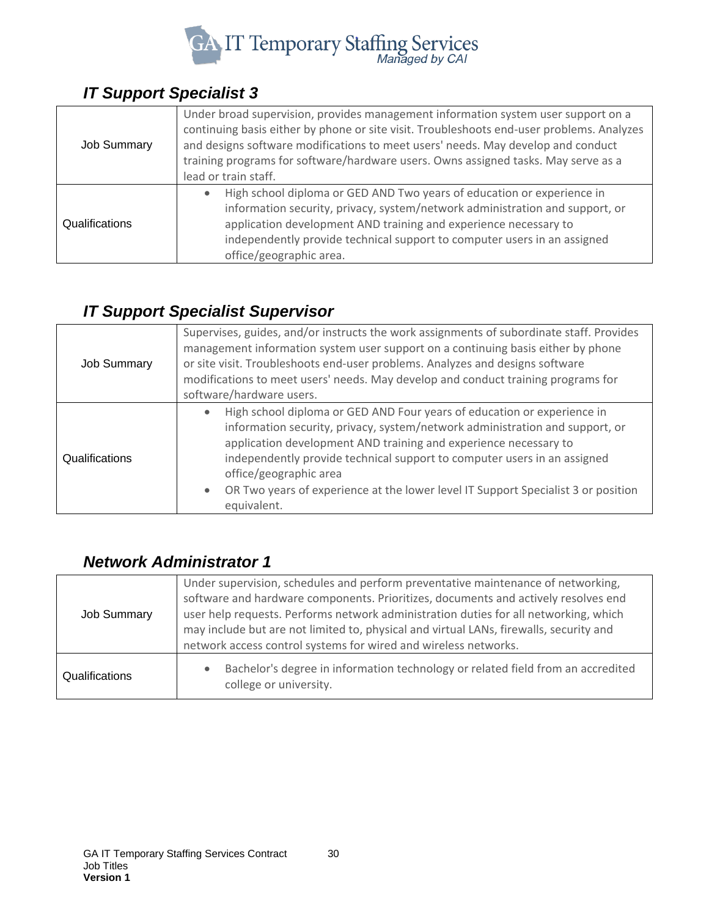## IT Support Specialist 3

| | |
|---|---|
| Job Summary | Under broad supervision, provides management information system user support on a continuing basis either by phone or site visit. Troubleshoots end-user problems. Analyzes and designs software modifications to meet users' needs. May develop and conduct training programs for software/hardware users. Owns assigned tasks. May serve as a lead or train staff. |
| Qualifications | • High school diploma or GED AND Two years of education or experience in information security, privacy, system/network administration and support, or application development AND training and experience necessary to independently provide technical support to computer users in an assigned office/geographic area. |

## IT Support Specialist Supervisor

| | |
|---|---|
| Job Summary | Supervises, guides, and/or instructs the work assignments of subordinate staff. Provides management information system user support on a continuing basis either by phone or site visit. Troubleshoots end-user problems. Analyzes and designs software modifications to meet users' needs. May develop and conduct training programs for software/hardware users. |
| Qualifications | • High school diploma or GED AND Four years of education or experience in information security, privacy, system/network administration and support, or application development AND training and experience necessary to independently provide technical support to computer users in an assigned office/geographic area<br>• OR Two years of experience at the lower level IT Support Specialist 3 or position equivalent. |

## Network Administrator 1

| | |
|---|---|
| Job Summary | Under supervision, schedules and perform preventative maintenance of networking, software and hardware components. Prioritizes, documents and actively resolves end user help requests. Performs network administration duties for all networking, which may include but are not limited to, physical and virtual LANs, firewalls, security and network access control systems for wired and wireless networks. |
| Qualifications | • Bachelor's degree in information technology or related field from an accredited college or university. |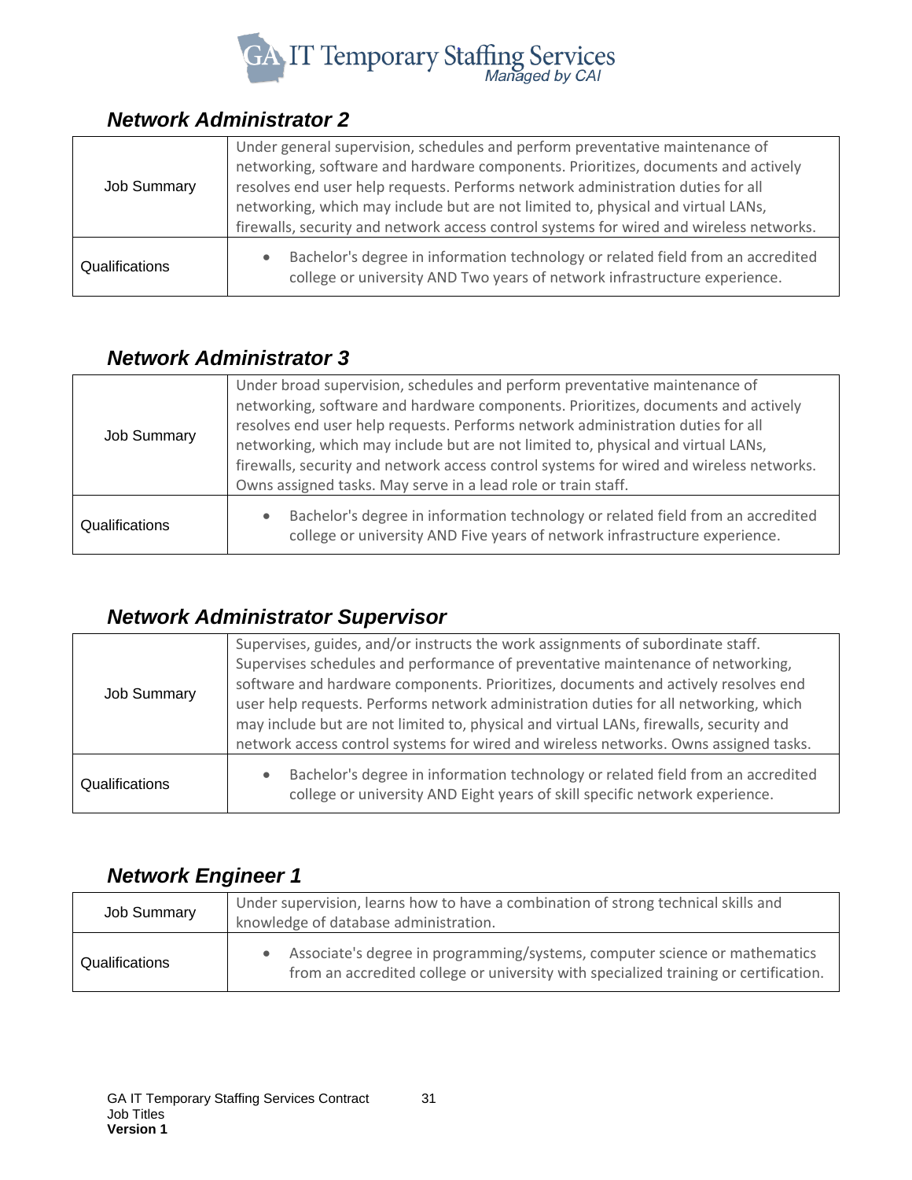## *Network Administrator 2*

| Job Summary | Under general supervision, schedules and perform preventative maintenance of networking, software and hardware components. Prioritizes, documents and actively resolves end user help requests. Performs network administration duties for all networking, which may include but are not limited to, physical and virtual LANs, firewalls, security and network access control systems for wired and wireless networks. |
|---|---|
| Qualifications | • Bachelor's degree in information technology or related field from an accredited college or university AND Two years of network infrastructure experience. |

## *Network Administrator 3*

| Job Summary | Under broad supervision, schedules and perform preventative maintenance of networking, software and hardware components. Prioritizes, documents and actively resolves end user help requests. Performs network administration duties for all networking, which may include but are not limited to, physical and virtual LANs, firewalls, security and network access control systems for wired and wireless networks. Owns assigned tasks. May serve in a lead role or train staff. |
|---|---|
| Qualifications | • Bachelor's degree in information technology or related field from an accredited college or university AND Five years of network infrastructure experience. |

## *Network Administrator Supervisor*

| Job Summary | Supervises, guides, and/or instructs the work assignments of subordinate staff. Supervises schedules and performance of preventative maintenance of networking, software and hardware components. Prioritizes, documents and actively resolves end user help requests. Performs network administration duties for all networking, which may include but are not limited to, physical and virtual LANs, firewalls, security and network access control systems for wired and wireless networks. Owns assigned tasks. |
|---|---|
| Qualifications | • Bachelor's degree in information technology or related field from an accredited college or university AND Eight years of skill specific network experience. |

## *Network Engineer 1*

| Job Summary | Under supervision, learns how to have a combination of strong technical skills and knowledge of database administration. |
|---|---|
| Qualifications | • Associate's degree in programming/systems, computer science or mathematics from an accredited college or university with specialized training or certification. |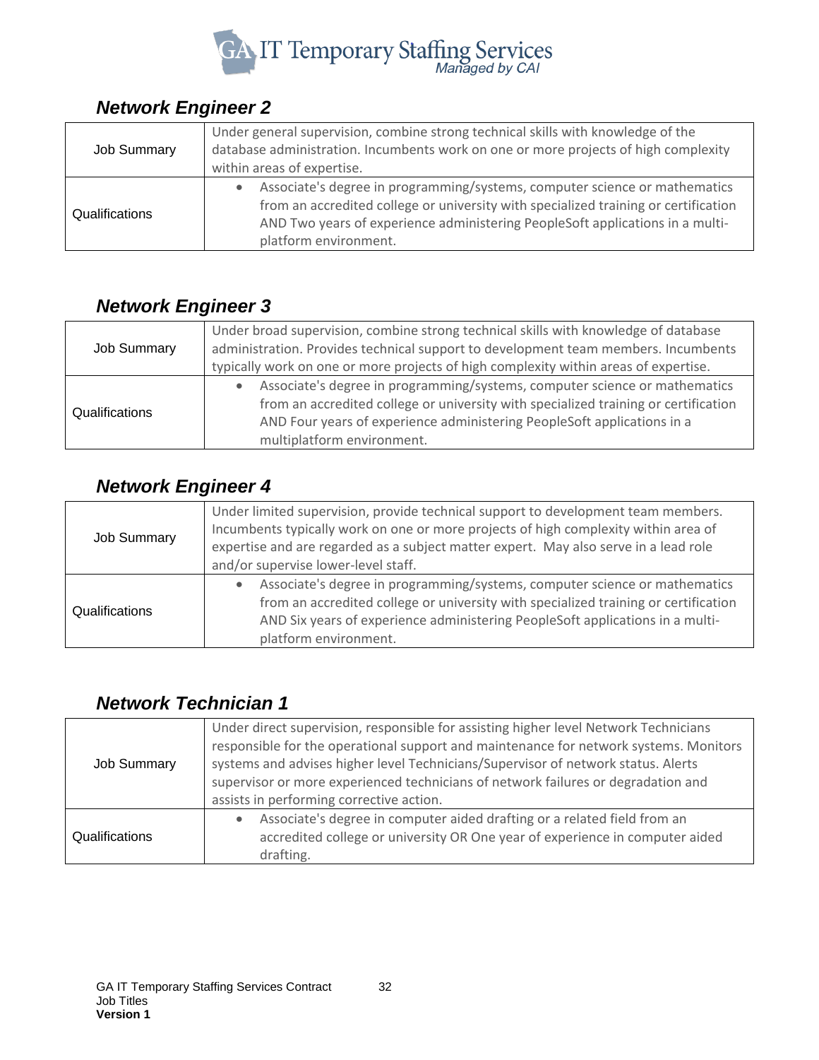## *Network Engineer 2*

| | |
|---|---|
| Job Summary | Under general supervision, combine strong technical skills with knowledge of the database administration. Incumbents work on one or more projects of high complexity within areas of expertise. |
| Qualifications | • Associate's degree in programming/systems, computer science or mathematics from an accredited college or university with specialized training or certification AND Two years of experience administering PeopleSoft applications in a multi-platform environment. |

## *Network Engineer 3*

| | |
|---|---|
| Job Summary | Under broad supervision, combine strong technical skills with knowledge of database administration. Provides technical support to development team members. Incumbents typically work on one or more projects of high complexity within areas of expertise. |
| Qualifications | • Associate's degree in programming/systems, computer science or mathematics from an accredited college or university with specialized training or certification AND Four years of experience administering PeopleSoft applications in a multiplatform environment. |

## *Network Engineer 4*

| | |
|---|---|
| Job Summary | Under limited supervision, provide technical support to development team members. Incumbents typically work on one or more projects of high complexity within area of expertise and are regarded as a subject matter expert. May also serve in a lead role and/or supervise lower-level staff. |
| Qualifications | • Associate's degree in programming/systems, computer science or mathematics from an accredited college or university with specialized training or certification AND Six years of experience administering PeopleSoft applications in a multi-platform environment. |

## *Network Technician 1*

| | |
|---|---|
| Job Summary | Under direct supervision, responsible for assisting higher level Network Technicians responsible for the operational support and maintenance for network systems. Monitors systems and advises higher level Technicians/Supervisor of network status. Alerts supervisor or more experienced technicians of network failures or degradation and assists in performing corrective action. |
| Qualifications | • Associate's degree in computer aided drafting or a related field from an accredited college or university OR One year of experience in computer aided drafting. |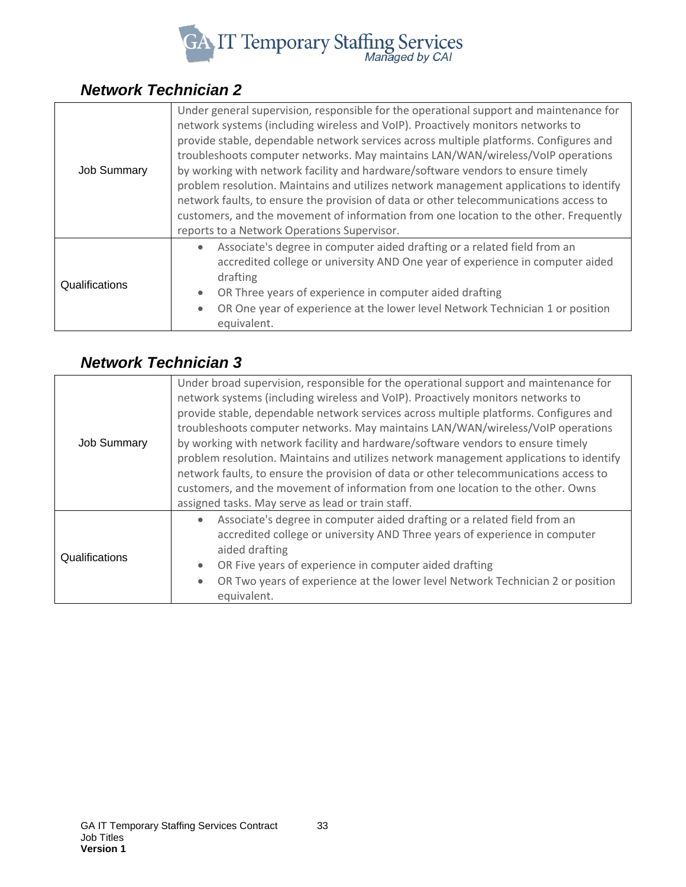## *Network Technician 2*

| | |
|---|---|
| Job Summary | Under general supervision, responsible for the operational support and maintenance for network systems (including wireless and VoIP). Proactively monitors networks to provide stable, dependable network services across multiple platforms. Configures and troubleshoots computer networks. May maintains LAN/WAN/wireless/VoIP operations by working with network facility and hardware/software vendors to ensure timely problem resolution. Maintains and utilizes network management applications to identify network faults, to ensure the provision of data or other telecommunications access to customers, and the movement of information from one location to the other. Frequently reports to a Network Operations Supervisor. |
| Qualifications | • Associate's degree in computer aided drafting or a related field from an accredited college or university AND One year of experience in computer aided drafting<br>• OR Three years of experience in computer aided drafting<br>• OR One year of experience at the lower level Network Technician 1 or position equivalent. |

## *Network Technician 3*

| | |
|---|---|
| Job Summary | Under broad supervision, responsible for the operational support and maintenance for network systems (including wireless and VoIP). Proactively monitors networks to provide stable, dependable network services across multiple platforms. Configures and troubleshoots computer networks. May maintains LAN/WAN/wireless/VoIP operations by working with network facility and hardware/software vendors to ensure timely problem resolution. Maintains and utilizes network management applications to identify network faults, to ensure the provision of data or other telecommunications access to customers, and the movement of information from one location to the other. Owns assigned tasks. May serve as lead or train staff. |
| Qualifications | • Associate's degree in computer aided drafting or a related field from an accredited college or university AND Three years of experience in computer aided drafting<br>• OR Five years of experience in computer aided drafting<br>• OR Two years of experience at the lower level Network Technician 2 or position equivalent. |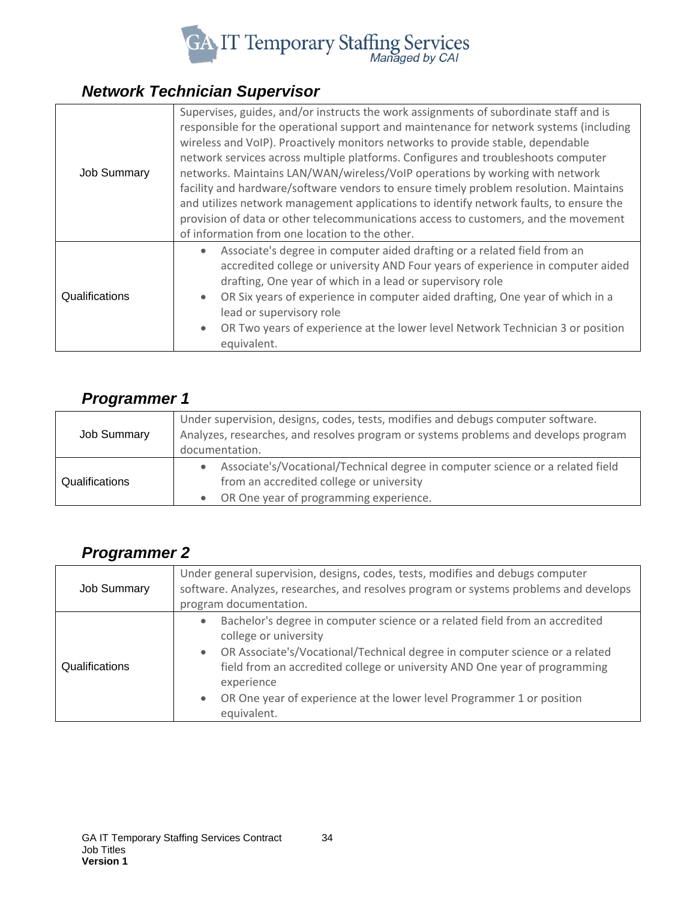## Network Technician Supervisor

| | |
|---|---|
| Job Summary | Supervises, guides, and/or instructs the work assignments of subordinate staff and is responsible for the operational support and maintenance for network systems (including wireless and VoIP). Proactively monitors networks to provide stable, dependable network services across multiple platforms. Configures and troubleshoots computer networks. Maintains LAN/WAN/wireless/VoIP operations by working with network facility and hardware/software vendors to ensure timely problem resolution. Maintains and utilizes network management applications to identify network faults, to ensure the provision of data or other telecommunications access to customers, and the movement of information from one location to the other. |
| Qualifications | • Associate's degree in computer aided drafting or a related field from an accredited college or university AND Four years of experience in computer aided drafting, One year of which in a lead or supervisory role<br>• OR Six years of experience in computer aided drafting, One year of which in a lead or supervisory role<br>• OR Two years of experience at the lower level Network Technician 3 or position equivalent. |

## Programmer 1

| | |
|---|---|
| Job Summary | Under supervision, designs, codes, tests, modifies and debugs computer software. Analyzes, researches, and resolves program or systems problems and develops program documentation. |
| Qualifications | • Associate's/Vocational/Technical degree in computer science or a related field from an accredited college or university<br>• OR One year of programming experience. |

## Programmer 2

| | |
|---|---|
| Job Summary | Under general supervision, designs, codes, tests, modifies and debugs computer software. Analyzes, researches, and resolves program or systems problems and develops program documentation. |
| Qualifications | • Bachelor's degree in computer science or a related field from an accredited college or university<br>• OR Associate's/Vocational/Technical degree in computer science or a related field from an accredited college or university AND One year of programming experience<br>• OR One year of experience at the lower level Programmer 1 or position equivalent. |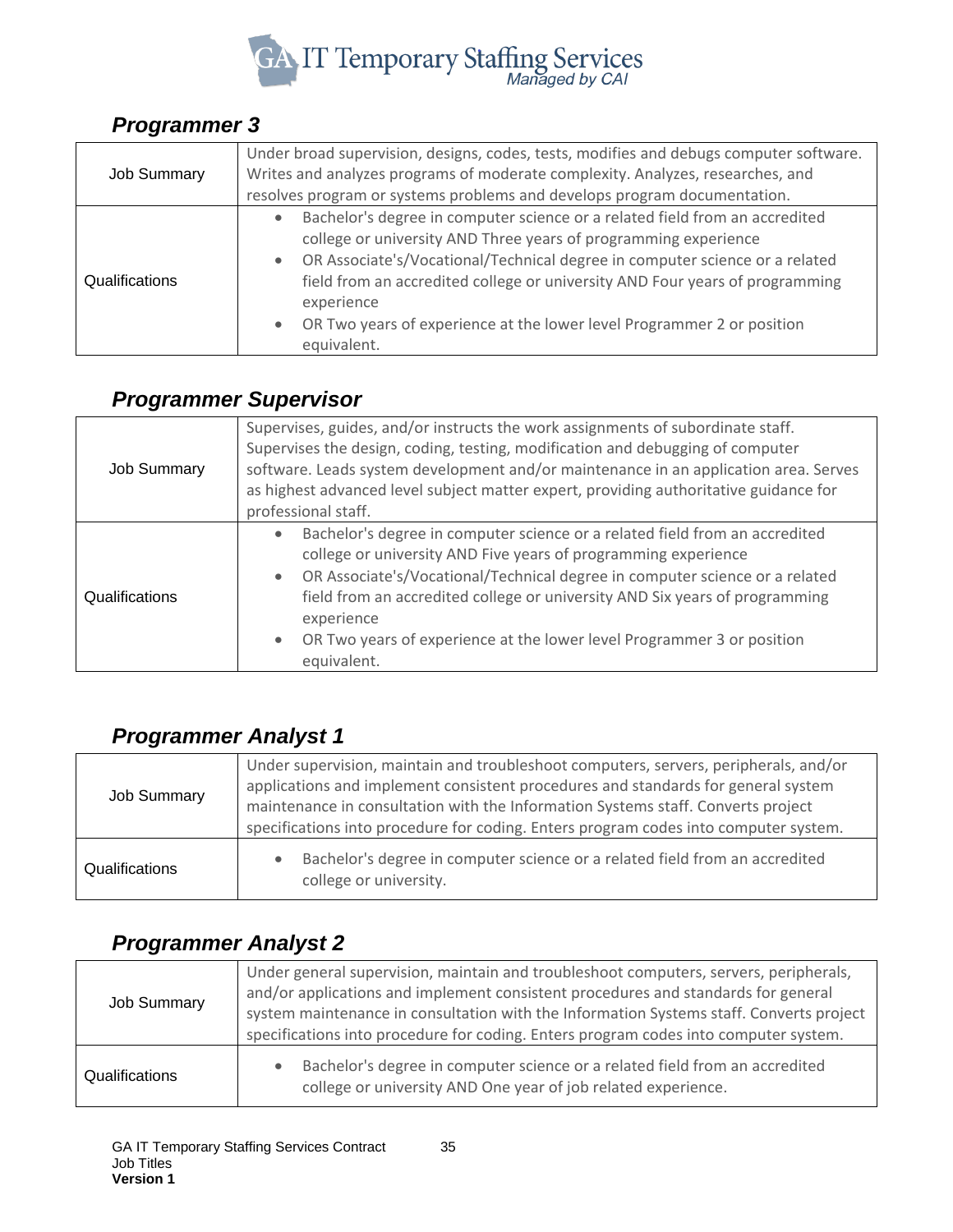## *Programmer 3*

| | |
|---|---|
| Job Summary | Under broad supervision, designs, codes, tests, modifies and debugs computer software. Writes and analyzes programs of moderate complexity. Analyzes, researches, and resolves program or systems problems and develops program documentation. |
| Qualifications | • Bachelor's degree in computer science or a related field from an accredited college or university AND Three years of programming experience<br>• OR Associate's/Vocational/Technical degree in computer science or a related field from an accredited college or university AND Four years of programming experience<br>• OR Two years of experience at the lower level Programmer 2 or position equivalent. |

## *Programmer Supervisor*

| | |
|---|---|
| Job Summary | Supervises, guides, and/or instructs the work assignments of subordinate staff. Supervises the design, coding, testing, modification and debugging of computer software. Leads system development and/or maintenance in an application area. Serves as highest advanced level subject matter expert, providing authoritative guidance for professional staff. |
| Qualifications | • Bachelor's degree in computer science or a related field from an accredited college or university AND Five years of programming experience<br>• OR Associate's/Vocational/Technical degree in computer science or a related field from an accredited college or university AND Six years of programming experience<br>• OR Two years of experience at the lower level Programmer 3 or position equivalent. |

## *Programmer Analyst 1*

| | |
|---|---|
| Job Summary | Under supervision, maintain and troubleshoot computers, servers, peripherals, and/or applications and implement consistent procedures and standards for general system maintenance in consultation with the Information Systems staff. Converts project specifications into procedure for coding. Enters program codes into computer system. |
| Qualifications | • Bachelor's degree in computer science or a related field from an accredited college or university. |

## *Programmer Analyst 2*

| | |
|---|---|
| Job Summary | Under general supervision, maintain and troubleshoot computers, servers, peripherals, and/or applications and implement consistent procedures and standards for general system maintenance in consultation with the Information Systems staff. Converts project specifications into procedure for coding. Enters program codes into computer system. |
| Qualifications | • Bachelor's degree in computer science or a related field from an accredited college or university AND One year of job related experience. |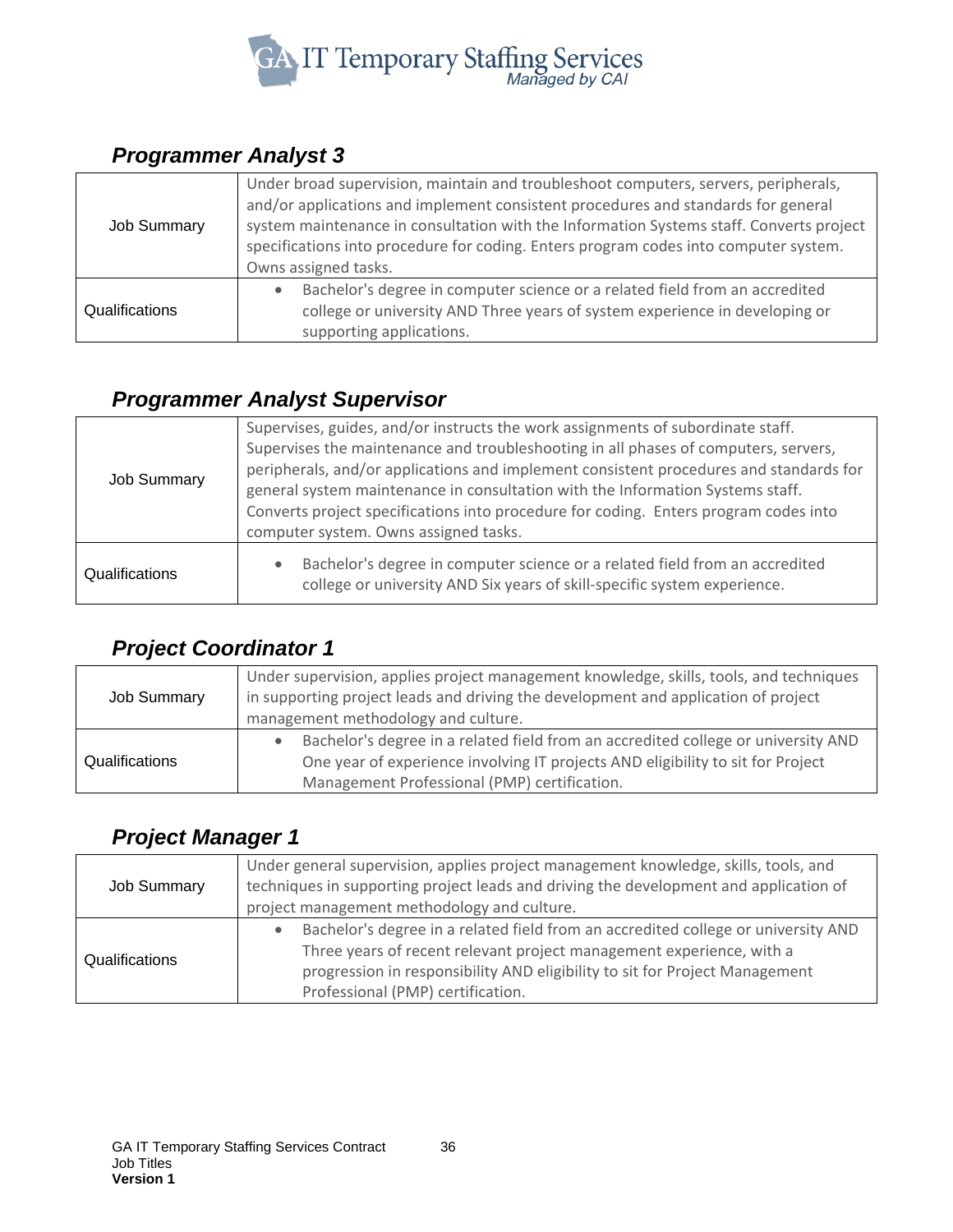## Programmer Analyst 3

| | |
|---|---|
| Job Summary | Under broad supervision, maintain and troubleshoot computers, servers, peripherals, and/or applications and implement consistent procedures and standards for general system maintenance in consultation with the Information Systems staff. Converts project specifications into procedure for coding. Enters program codes into computer system. Owns assigned tasks. |
| Qualifications | • Bachelor's degree in computer science or a related field from an accredited college or university AND Three years of system experience in developing or supporting applications. |

## Programmer Analyst Supervisor

| | |
|---|---|
| Job Summary | Supervises, guides, and/or instructs the work assignments of subordinate staff. Supervises the maintenance and troubleshooting in all phases of computers, servers, peripherals, and/or applications and implement consistent procedures and standards for general system maintenance in consultation with the Information Systems staff. Converts project specifications into procedure for coding. Enters program codes into computer system. Owns assigned tasks. |
| Qualifications | • Bachelor's degree in computer science or a related field from an accredited college or university AND Six years of skill-specific system experience. |

## Project Coordinator 1

| | |
|---|---|
| Job Summary | Under supervision, applies project management knowledge, skills, tools, and techniques in supporting project leads and driving the development and application of project management methodology and culture. |
| Qualifications | • Bachelor's degree in a related field from an accredited college or university AND One year of experience involving IT projects AND eligibility to sit for Project Management Professional (PMP) certification. |

## Project Manager 1

| | |
|---|---|
| Job Summary | Under general supervision, applies project management knowledge, skills, tools, and techniques in supporting project leads and driving the development and application of project management methodology and culture. |
| Qualifications | • Bachelor's degree in a related field from an accredited college or university AND Three years of recent relevant project management experience, with a progression in responsibility AND eligibility to sit for Project Management Professional (PMP) certification. |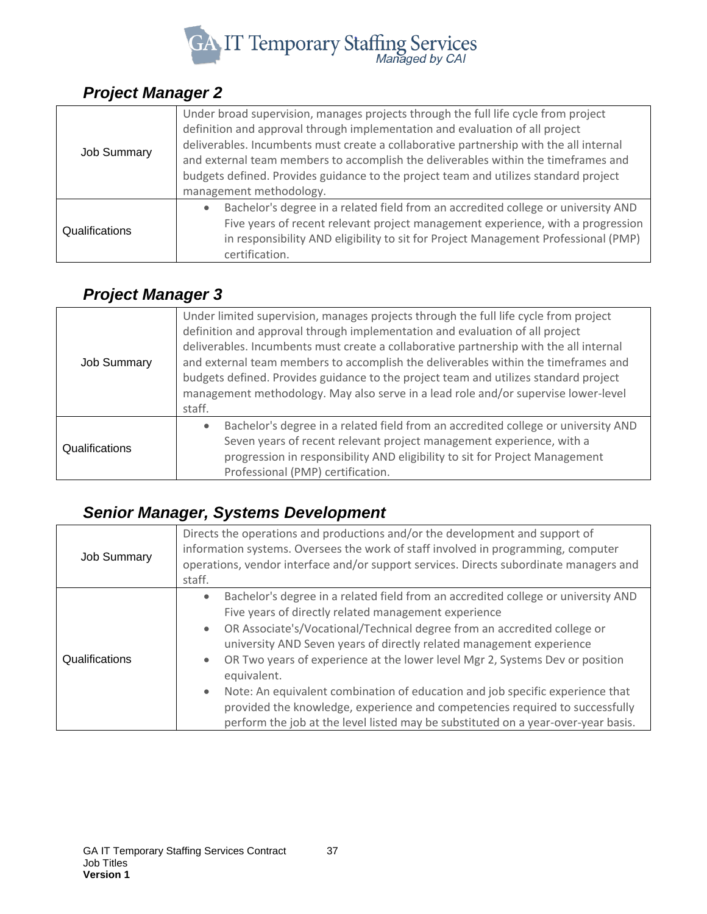### *Project Manager 2*

| | |
|---|---|
| Job Summary | Under broad supervision, manages projects through the full life cycle from project definition and approval through implementation and evaluation of all project deliverables. Incumbents must create a collaborative partnership with the all internal and external team members to accomplish the deliverables within the timeframes and budgets defined. Provides guidance to the project team and utilizes standard project management methodology. |
| Qualifications | • Bachelor's degree in a related field from an accredited college or university AND Five years of recent relevant project management experience, with a progression in responsibility AND eligibility to sit for Project Management Professional (PMP) certification. |

### *Project Manager 3*

| | |
|---|---|
| Job Summary | Under limited supervision, manages projects through the full life cycle from project definition and approval through implementation and evaluation of all project deliverables. Incumbents must create a collaborative partnership with the all internal and external team members to accomplish the deliverables within the timeframes and budgets defined. Provides guidance to the project team and utilizes standard project management methodology. May also serve in a lead role and/or supervise lower-level staff. |
| Qualifications | • Bachelor's degree in a related field from an accredited college or university AND Seven years of recent relevant project management experience, with a progression in responsibility AND eligibility to sit for Project Management Professional (PMP) certification. |

### *Senior Manager, Systems Development*

| | |
|---|---|
| Job Summary | Directs the operations and productions and/or the development and support of information systems. Oversees the work of staff involved in programming, computer operations, vendor interface and/or support services. Directs subordinate managers and staff. |
| Qualifications | • Bachelor's degree in a related field from an accredited college or university AND Five years of directly related management experience<br>• OR Associate's/Vocational/Technical degree from an accredited college or university AND Seven years of directly related management experience<br>• OR Two years of experience at the lower level Mgr 2, Systems Dev or position equivalent.<br>• Note: An equivalent combination of education and job specific experience that provided the knowledge, experience and competencies required to successfully perform the job at the level listed may be substituted on a year-over-year basis. |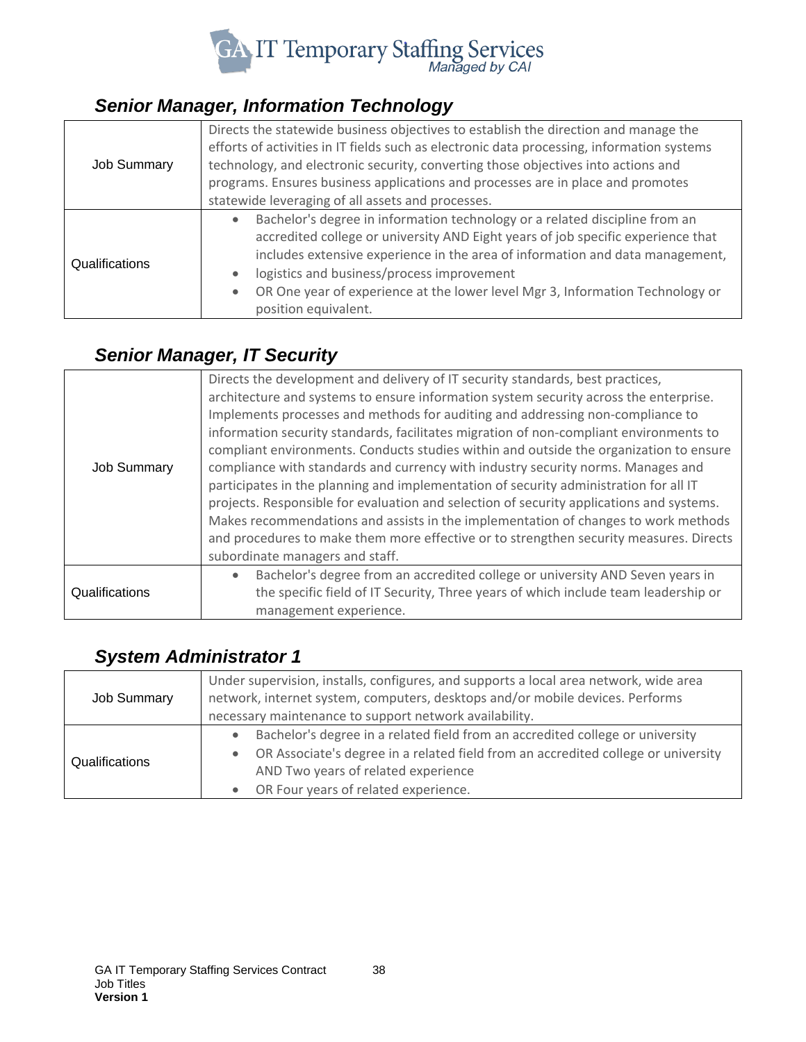### *Senior Manager, Information Technology*

| | |
|---|---|
| Job Summary | Directs the statewide business objectives to establish the direction and manage the efforts of activities in IT fields such as electronic data processing, information systems technology, and electronic security, converting those objectives into actions and programs. Ensures business applications and processes are in place and promotes statewide leveraging of all assets and processes. |
| Qualifications | • Bachelor's degree in information technology or a related discipline from an accredited college or university AND Eight years of job specific experience that includes extensive experience in the area of information and data management,<br>• logistics and business/process improvement<br>• OR One year of experience at the lower level Mgr 3, Information Technology or position equivalent. |

### *Senior Manager, IT Security*

| | |
|---|---|
| Job Summary | Directs the development and delivery of IT security standards, best practices, architecture and systems to ensure information system security across the enterprise. Implements processes and methods for auditing and addressing non-compliance to information security standards, facilitates migration of non-compliant environments to compliant environments. Conducts studies within and outside the organization to ensure compliance with standards and currency with industry security norms. Manages and participates in the planning and implementation of security administration for all IT projects. Responsible for evaluation and selection of security applications and systems. Makes recommendations and assists in the implementation of changes to work methods and procedures to make them more effective or to strengthen security measures. Directs subordinate managers and staff. |
| Qualifications | • Bachelor's degree from an accredited college or university AND Seven years in the specific field of IT Security, Three years of which include team leadership or management experience. |

### *System Administrator 1*

| | |
|---|---|
| Job Summary | Under supervision, installs, configures, and supports a local area network, wide area network, internet system, computers, desktops and/or mobile devices. Performs necessary maintenance to support network availability. |
| Qualifications | • Bachelor's degree in a related field from an accredited college or university<br>• OR Associate's degree in a related field from an accredited college or university AND Two years of related experience<br>• OR Four years of related experience. |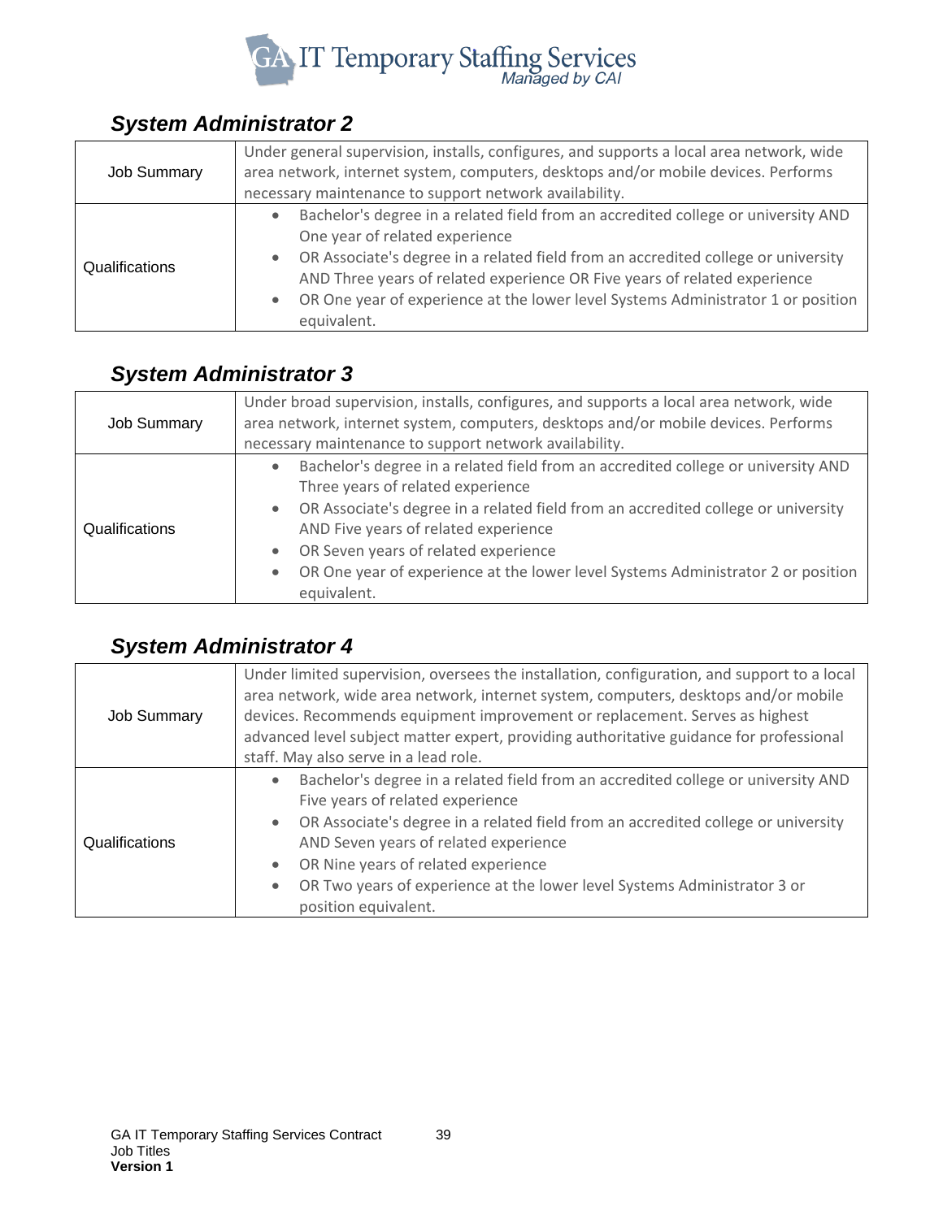### *System Administrator 2*

| | |
|---|---|
| Job Summary | Under general supervision, installs, configures, and supports a local area network, wide area network, internet system, computers, desktops and/or mobile devices. Performs necessary maintenance to support network availability. |
| Qualifications | • Bachelor's degree in a related field from an accredited college or university AND One year of related experience<br>• OR Associate's degree in a related field from an accredited college or university AND Three years of related experience OR Five years of related experience<br>• OR One year of experience at the lower level Systems Administrator 1 or position equivalent. |

### *System Administrator 3*

| | |
|---|---|
| Job Summary | Under broad supervision, installs, configures, and supports a local area network, wide area network, internet system, computers, desktops and/or mobile devices. Performs necessary maintenance to support network availability. |
| Qualifications | • Bachelor's degree in a related field from an accredited college or university AND Three years of related experience<br>• OR Associate's degree in a related field from an accredited college or university AND Five years of related experience<br>• OR Seven years of related experience<br>• OR One year of experience at the lower level Systems Administrator 2 or position equivalent. |

### *System Administrator 4*

| | |
|---|---|
| Job Summary | Under limited supervision, oversees the installation, configuration, and support to a local area network, wide area network, internet system, computers, desktops and/or mobile devices. Recommends equipment improvement or replacement. Serves as highest advanced level subject matter expert, providing authoritative guidance for professional staff. May also serve in a lead role. |
| Qualifications | • Bachelor's degree in a related field from an accredited college or university AND Five years of related experience<br>• OR Associate's degree in a related field from an accredited college or university AND Seven years of related experience<br>• OR Nine years of related experience<br>• OR Two years of experience at the lower level Systems Administrator 3 or position equivalent. |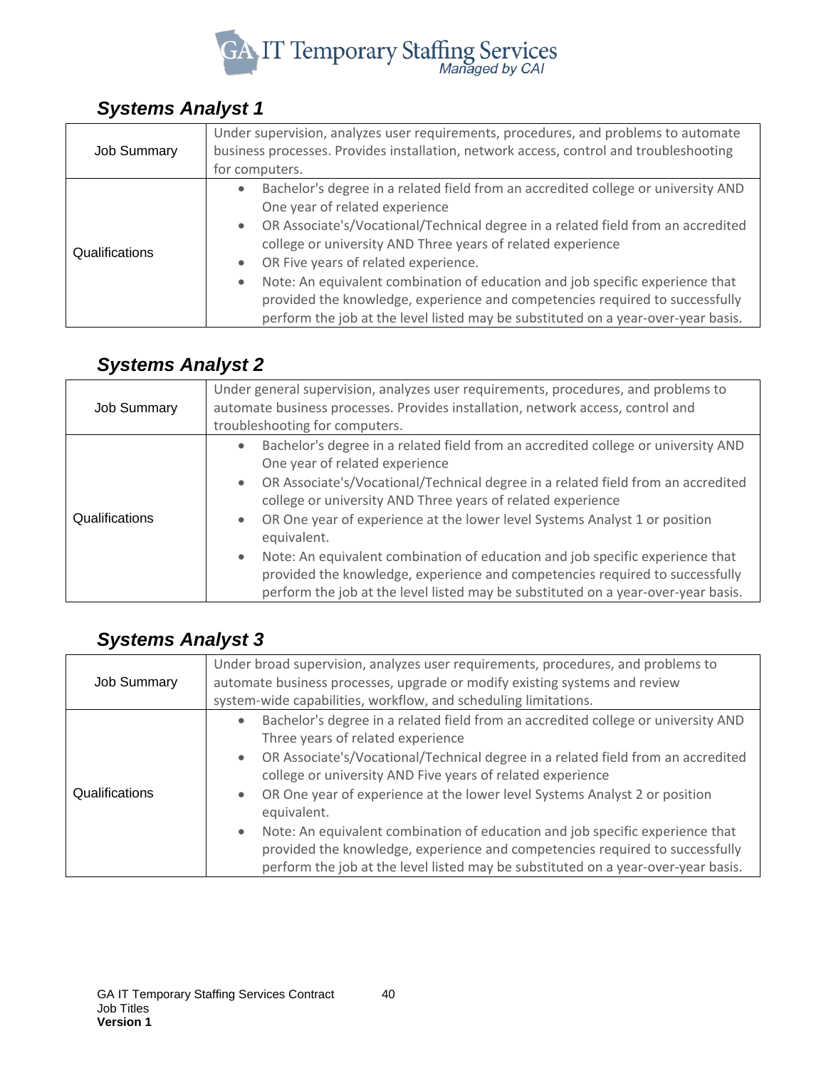## Systems Analyst 1

| | |
|---|---|
| Job Summary | Under supervision, analyzes user requirements, procedures, and problems to automate business processes. Provides installation, network access, control and troubleshooting for computers. |
| Qualifications | • Bachelor's degree in a related field from an accredited college or university AND One year of related experience<br>• OR Associate's/Vocational/Technical degree in a related field from an accredited college or university AND Three years of related experience<br>• OR Five years of related experience.<br>• Note: An equivalent combination of education and job specific experience that provided the knowledge, experience and competencies required to successfully perform the job at the level listed may be substituted on a year-over-year basis. |

## Systems Analyst 2

| | |
|---|---|
| Job Summary | Under general supervision, analyzes user requirements, procedures, and problems to automate business processes. Provides installation, network access, control and troubleshooting for computers. |
| Qualifications | • Bachelor's degree in a related field from an accredited college or university AND One year of related experience<br>• OR Associate's/Vocational/Technical degree in a related field from an accredited college or university AND Three years of related experience<br>• OR One year of experience at the lower level Systems Analyst 1 or position equivalent.<br>• Note: An equivalent combination of education and job specific experience that provided the knowledge, experience and competencies required to successfully perform the job at the level listed may be substituted on a year-over-year basis. |

## Systems Analyst 3

| | |
|---|---|
| Job Summary | Under broad supervision, analyzes user requirements, procedures, and problems to automate business processes, upgrade or modify existing systems and review system-wide capabilities, workflow, and scheduling limitations. |
| Qualifications | • Bachelor's degree in a related field from an accredited college or university AND Three years of related experience<br>• OR Associate's/Vocational/Technical degree in a related field from an accredited college or university AND Five years of related experience<br>• OR One year of experience at the lower level Systems Analyst 2 or position equivalent.<br>• Note: An equivalent combination of education and job specific experience that provided the knowledge, experience and competencies required to successfully perform the job at the level listed may be substituted on a year-over-year basis. |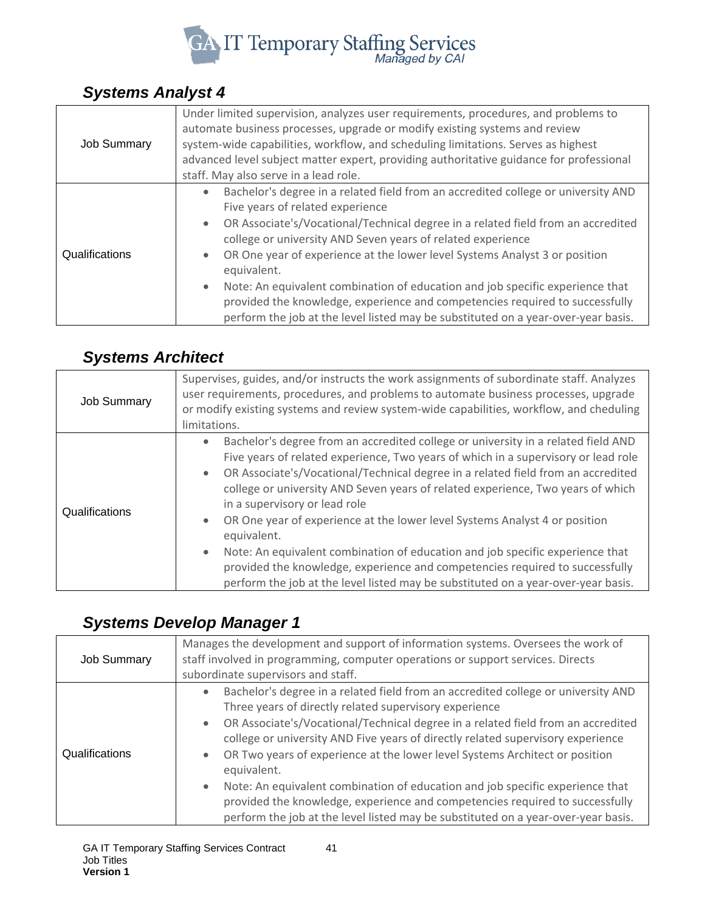## *Systems Analyst 4*

| | |
|---|---|
| Job Summary | Under limited supervision, analyzes user requirements, procedures, and problems to automate business processes, upgrade or modify existing systems and review system-wide capabilities, workflow, and scheduling limitations. Serves as highest advanced level subject matter expert, providing authoritative guidance for professional staff. May also serve in a lead role. |
| Qualifications | • Bachelor's degree in a related field from an accredited college or university AND Five years of related experience<br>• OR Associate's/Vocational/Technical degree in a related field from an accredited college or university AND Seven years of related experience<br>• OR One year of experience at the lower level Systems Analyst 3 or position equivalent.<br>• Note: An equivalent combination of education and job specific experience that provided the knowledge, experience and competencies required to successfully perform the job at the level listed may be substituted on a year-over-year basis. |

## *Systems Architect*

| | |
|---|---|
| Job Summary | Supervises, guides, and/or instructs the work assignments of subordinate staff. Analyzes user requirements, procedures, and problems to automate business processes, upgrade or modify existing systems and review system-wide capabilities, workflow, and cheduling limitations. |
| Qualifications | • Bachelor's degree from an accredited college or university in a related field AND Five years of related experience, Two years of which in a supervisory or lead role<br>• OR Associate's/Vocational/Technical degree in a related field from an accredited college or university AND Seven years of related experience, Two years of which in a supervisory or lead role<br>• OR One year of experience at the lower level Systems Analyst 4 or position equivalent.<br>• Note: An equivalent combination of education and job specific experience that provided the knowledge, experience and competencies required to successfully perform the job at the level listed may be substituted on a year-over-year basis. |

## *Systems Develop Manager 1*

| | |
|---|---|
| Job Summary | Manages the development and support of information systems. Oversees the work of staff involved in programming, computer operations or support services. Directs subordinate supervisors and staff. |
| Qualifications | • Bachelor's degree in a related field from an accredited college or university AND Three years of directly related supervisory experience<br>• OR Associate's/Vocational/Technical degree in a related field from an accredited college or university AND Five years of directly related supervisory experience<br>• OR Two years of experience at the lower level Systems Architect or position equivalent.<br>• Note: An equivalent combination of education and job specific experience that provided the knowledge, experience and competencies required to successfully perform the job at the level listed may be substituted on a year-over-year basis. |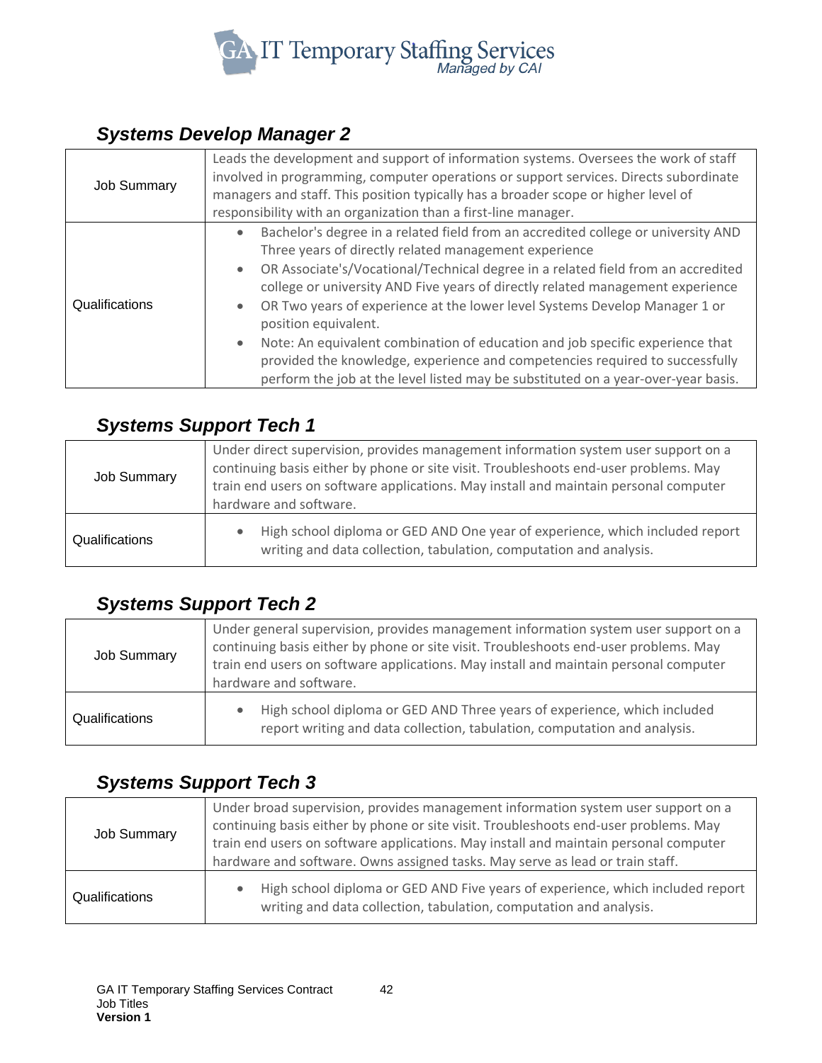## *Systems Develop Manager 2*

| | |
|---|---|
| Job Summary | Leads the development and support of information systems. Oversees the work of staff involved in programming, computer operations or support services. Directs subordinate managers and staff. This position typically has a broader scope or higher level of responsibility with an organization than a first-line manager. |
| Qualifications | • Bachelor's degree in a related field from an accredited college or university AND Three years of directly related management experience<br>• OR Associate's/Vocational/Technical degree in a related field from an accredited college or university AND Five years of directly related management experience<br>• OR Two years of experience at the lower level Systems Develop Manager 1 or position equivalent.<br>• Note: An equivalent combination of education and job specific experience that provided the knowledge, experience and competencies required to successfully perform the job at the level listed may be substituted on a year-over-year basis. |

## *Systems Support Tech 1*

| | |
|---|---|
| Job Summary | Under direct supervision, provides management information system user support on a continuing basis either by phone or site visit. Troubleshoots end-user problems. May train end users on software applications. May install and maintain personal computer hardware and software. |
| Qualifications | • High school diploma or GED AND One year of experience, which included report writing and data collection, tabulation, computation and analysis. |

## *Systems Support Tech 2*

| | |
|---|---|
| Job Summary | Under general supervision, provides management information system user support on a continuing basis either by phone or site visit. Troubleshoots end-user problems. May train end users on software applications. May install and maintain personal computer hardware and software. |
| Qualifications | • High school diploma or GED AND Three years of experience, which included report writing and data collection, tabulation, computation and analysis. |

## *Systems Support Tech 3*

| | |
|---|---|
| Job Summary | Under broad supervision, provides management information system user support on a continuing basis either by phone or site visit. Troubleshoots end-user problems. May train end users on software applications. May install and maintain personal computer hardware and software. Owns assigned tasks. May serve as lead or train staff. |
| Qualifications | • High school diploma or GED AND Five years of experience, which included report writing and data collection, tabulation, computation and analysis. |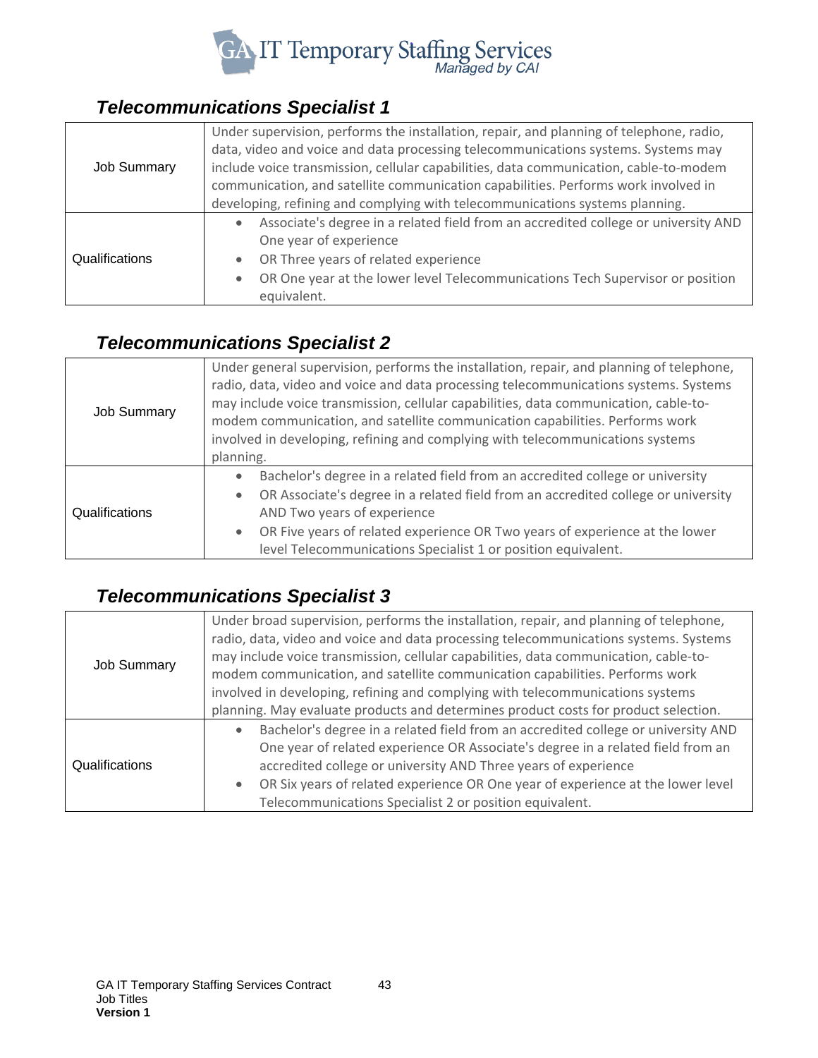### *Telecommunications Specialist 1*

| | |
|---|---|
| Job Summary | Under supervision, performs the installation, repair, and planning of telephone, radio, data, video and voice and data processing telecommunications systems. Systems may include voice transmission, cellular capabilities, data communication, cable-to-modem communication, and satellite communication capabilities. Performs work involved in developing, refining and complying with telecommunications systems planning. |
| Qualifications | • Associate's degree in a related field from an accredited college or university AND One year of experience<br>• OR Three years of related experience<br>• OR One year at the lower level Telecommunications Tech Supervisor or position equivalent. |

### *Telecommunications Specialist 2*

| | |
|---|---|
| Job Summary | Under general supervision, performs the installation, repair, and planning of telephone, radio, data, video and voice and data processing telecommunications systems. Systems may include voice transmission, cellular capabilities, data communication, cable-to-modem communication, and satellite communication capabilities. Performs work involved in developing, refining and complying with telecommunications systems planning. |
| Qualifications | • Bachelor's degree in a related field from an accredited college or university<br>• OR Associate's degree in a related field from an accredited college or university AND Two years of experience<br>• OR Five years of related experience OR Two years of experience at the lower level Telecommunications Specialist 1 or position equivalent. |

### *Telecommunications Specialist 3*

| | |
|---|---|
| Job Summary | Under broad supervision, performs the installation, repair, and planning of telephone, radio, data, video and voice and data processing telecommunications systems. Systems may include voice transmission, cellular capabilities, data communication, cable-to-modem communication, and satellite communication capabilities. Performs work involved in developing, refining and complying with telecommunications systems planning. May evaluate products and determines product costs for product selection. |
| Qualifications | • Bachelor's degree in a related field from an accredited college or university AND One year of related experience OR Associate's degree in a related field from an accredited college or university AND Three years of experience<br>• OR Six years of related experience OR One year of experience at the lower level Telecommunications Specialist 2 or position equivalent. |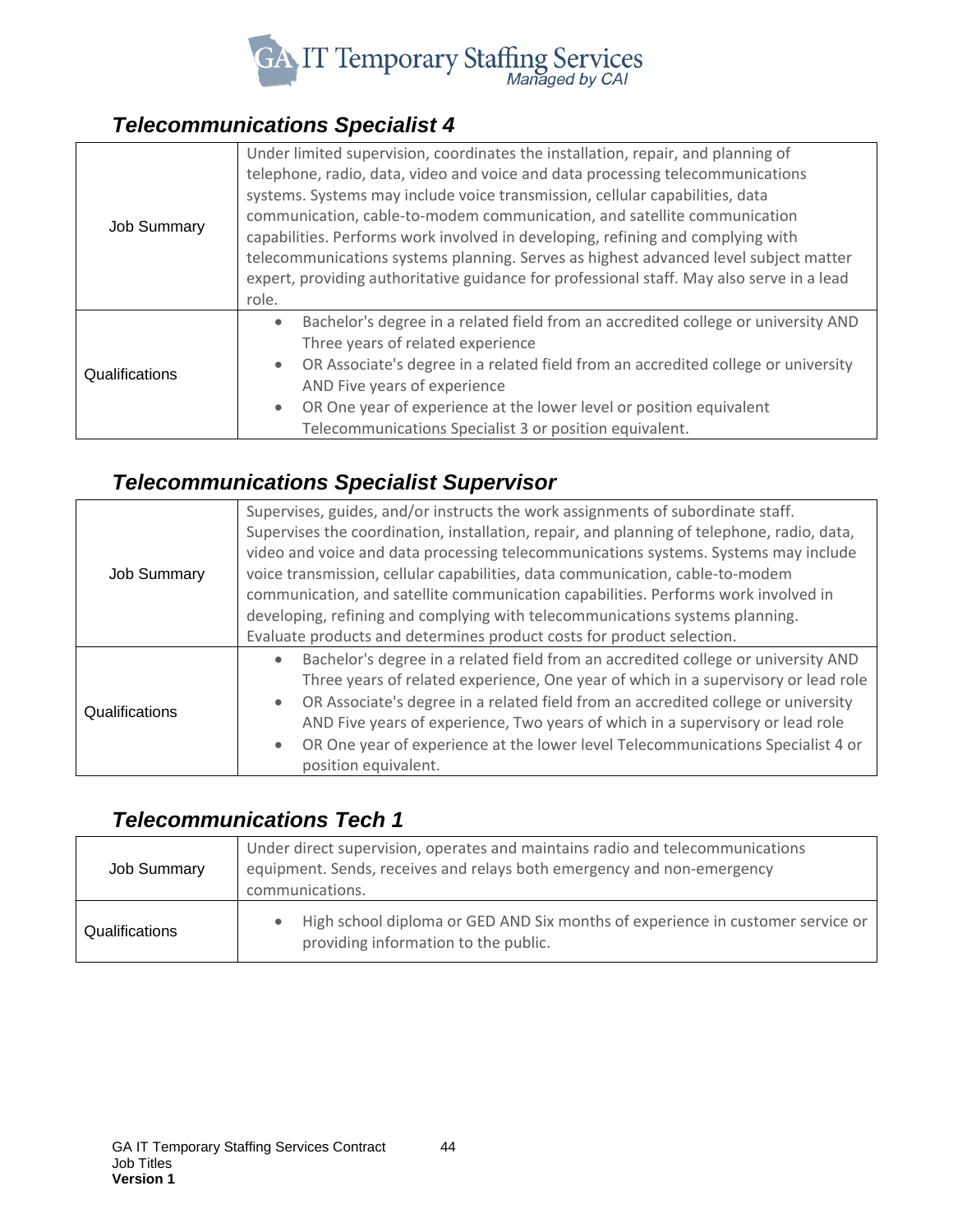## Telecommunications Specialist 4

| | |
|---|---|
| Job Summary | Under limited supervision, coordinates the installation, repair, and planning of telephone, radio, data, video and voice and data processing telecommunications systems. Systems may include voice transmission, cellular capabilities, data communication, cable-to-modem communication, and satellite communication capabilities. Performs work involved in developing, refining and complying with telecommunications systems planning. Serves as highest advanced level subject matter expert, providing authoritative guidance for professional staff. May also serve in a lead role. |
| Qualifications | • Bachelor's degree in a related field from an accredited college or university AND Three years of related experience<br>• OR Associate's degree in a related field from an accredited college or university AND Five years of experience<br>• OR One year of experience at the lower level or position equivalent Telecommunications Specialist 3 or position equivalent. |

## Telecommunications Specialist Supervisor

| | |
|---|---|
| Job Summary | Supervises, guides, and/or instructs the work assignments of subordinate staff. Supervises the coordination, installation, repair, and planning of telephone, radio, data, video and voice and data processing telecommunications systems. Systems may include voice transmission, cellular capabilities, data communication, cable-to-modem communication, and satellite communication capabilities. Performs work involved in developing, refining and complying with telecommunications systems planning. Evaluate products and determines product costs for product selection. |
| Qualifications | • Bachelor's degree in a related field from an accredited college or university AND Three years of related experience, One year of which in a supervisory or lead role<br>• OR Associate's degree in a related field from an accredited college or university AND Five years of experience, Two years of which in a supervisory or lead role<br>• OR One year of experience at the lower level Telecommunications Specialist 4 or position equivalent. |

## Telecommunications Tech 1

| | |
|---|---|
| Job Summary | Under direct supervision, operates and maintains radio and telecommunications equipment. Sends, receives and relays both emergency and non-emergency communications. |
| Qualifications | • High school diploma or GED AND Six months of experience in customer service or providing information to the public. |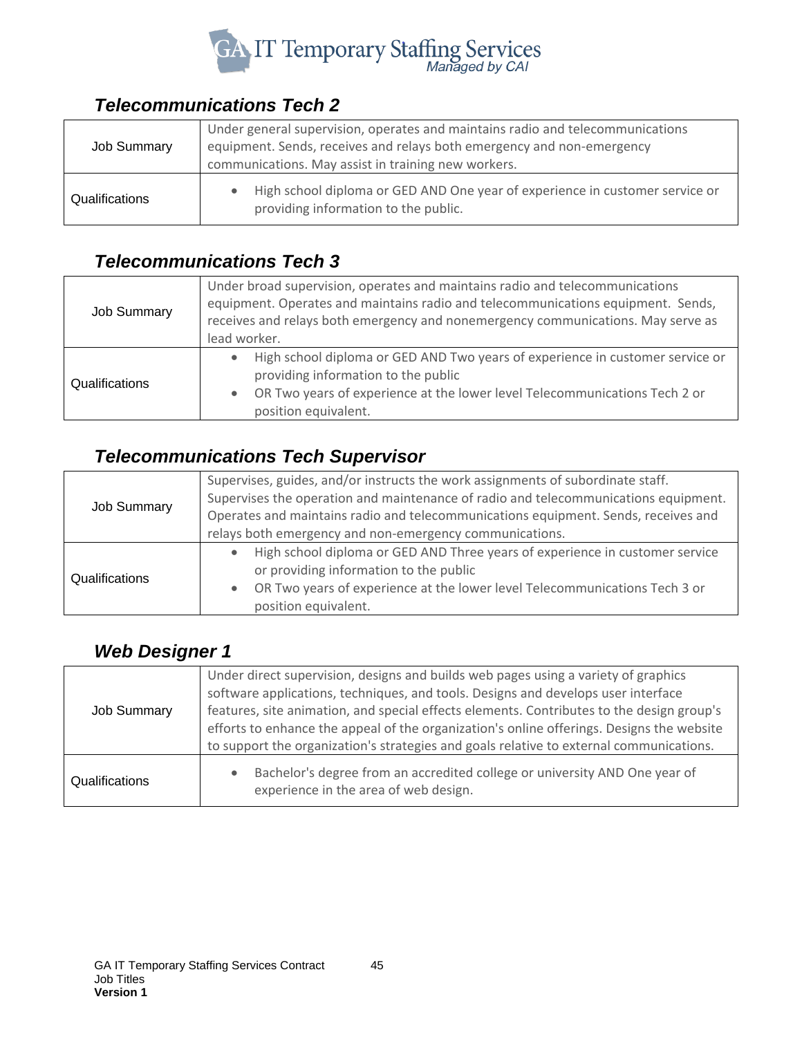### *Telecommunications Tech 2*

| | |
|---|---|
| Job Summary | Under general supervision, operates and maintains radio and telecommunications equipment. Sends, receives and relays both emergency and non-emergency communications. May assist in training new workers. |
| Qualifications | • High school diploma or GED AND One year of experience in customer service or providing information to the public. |

### *Telecommunications Tech 3*

| | |
|---|---|
| Job Summary | Under broad supervision, operates and maintains radio and telecommunications equipment. Operates and maintains radio and telecommunications equipment. Sends, receives and relays both emergency and nonemergency communications. May serve as lead worker. |
| Qualifications | • High school diploma or GED AND Two years of experience in customer service or providing information to the public<br>• OR Two years of experience at the lower level Telecommunications Tech 2 or position equivalent. |

### *Telecommunications Tech Supervisor*

| | |
|---|---|
| Job Summary | Supervises, guides, and/or instructs the work assignments of subordinate staff. Supervises the operation and maintenance of radio and telecommunications equipment. Operates and maintains radio and telecommunications equipment. Sends, receives and relays both emergency and non-emergency communications. |
| Qualifications | • High school diploma or GED AND Three years of experience in customer service or providing information to the public<br>• OR Two years of experience at the lower level Telecommunications Tech 3 or position equivalent. |

### *Web Designer 1*

| | |
|---|---|
| Job Summary | Under direct supervision, designs and builds web pages using a variety of graphics software applications, techniques, and tools. Designs and develops user interface features, site animation, and special effects elements. Contributes to the design group's efforts to enhance the appeal of the organization's online offerings. Designs the website to support the organization's strategies and goals relative to external communications. |
| Qualifications | • Bachelor's degree from an accredited college or university AND One year of experience in the area of web design. |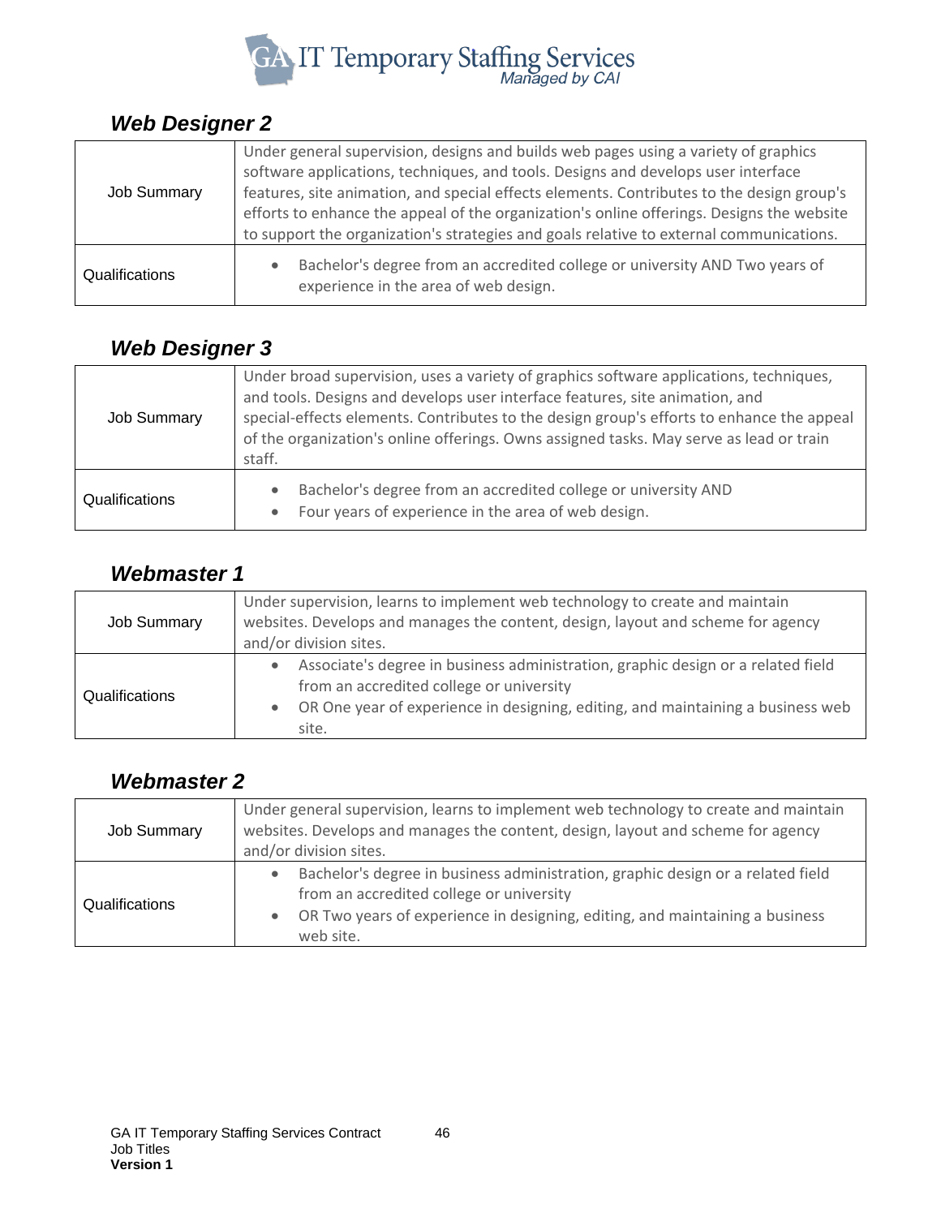### *Web Designer 2*

| | |
|---|---|
| Job Summary | Under general supervision, designs and builds web pages using a variety of graphics software applications, techniques, and tools. Designs and develops user interface features, site animation, and special effects elements. Contributes to the design group's efforts to enhance the appeal of the organization's online offerings. Designs the website to support the organization's strategies and goals relative to external communications. |
| Qualifications | • Bachelor's degree from an accredited college or university AND Two years of experience in the area of web design. |

### *Web Designer 3*

| | |
|---|---|
| Job Summary | Under broad supervision, uses a variety of graphics software applications, techniques, and tools. Designs and develops user interface features, site animation, and special-effects elements. Contributes to the design group's efforts to enhance the appeal of the organization's online offerings. Owns assigned tasks. May serve as lead or train staff. |
| Qualifications | • Bachelor's degree from an accredited college or university AND<br>• Four years of experience in the area of web design. |

### *Webmaster 1*

| | |
|---|---|
| Job Summary | Under supervision, learns to implement web technology to create and maintain websites. Develops and manages the content, design, layout and scheme for agency and/or division sites. |
| Qualifications | • Associate's degree in business administration, graphic design or a related field from an accredited college or university<br>• OR One year of experience in designing, editing, and maintaining a business web site. |

### *Webmaster 2*

| | |
|---|---|
| Job Summary | Under general supervision, learns to implement web technology to create and maintain websites. Develops and manages the content, design, layout and scheme for agency and/or division sites. |
| Qualifications | • Bachelor's degree in business administration, graphic design or a related field from an accredited college or university<br>• OR Two years of experience in designing, editing, and maintaining a business web site. |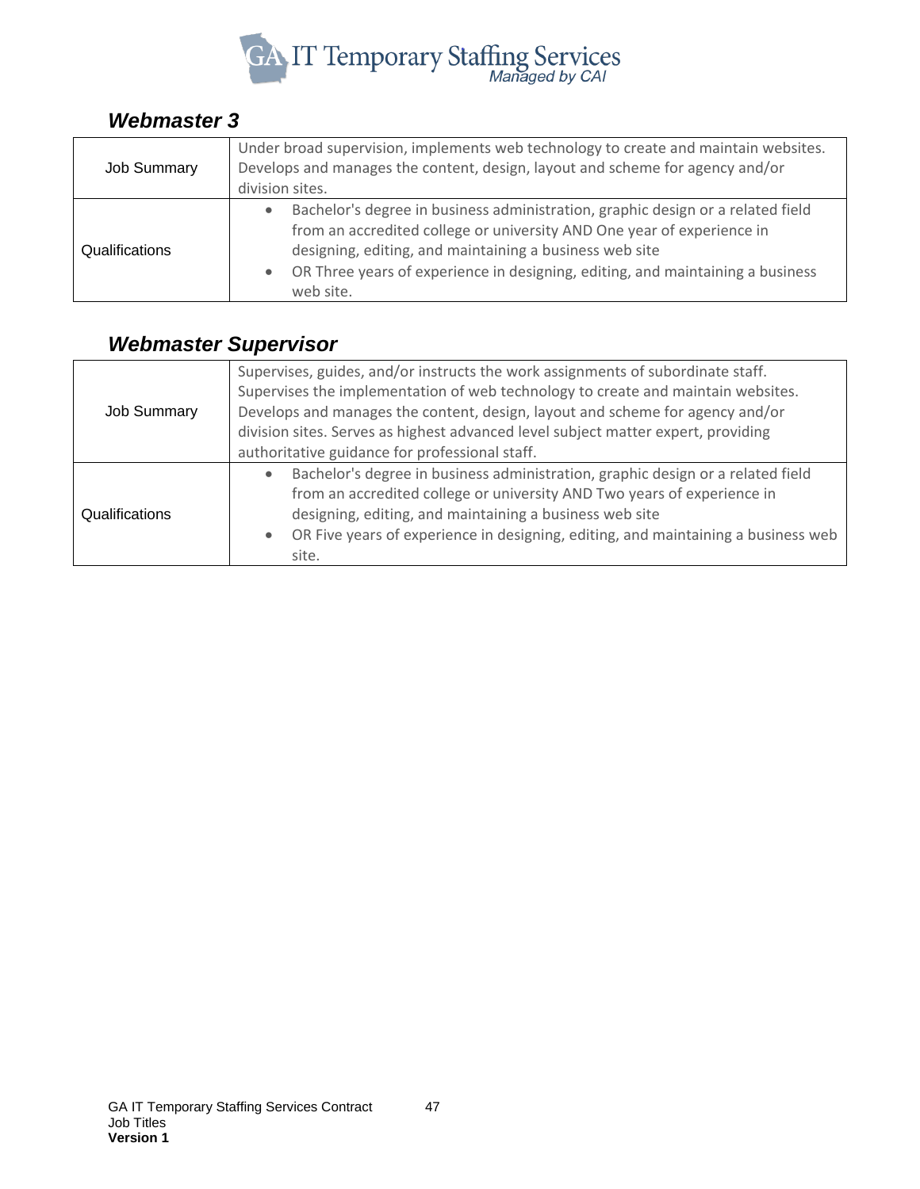### *Webmaster 3*

| | |
|---|---|
| Job Summary | Under broad supervision, implements web technology to create and maintain websites. Develops and manages the content, design, layout and scheme for agency and/or division sites. |
| Qualifications | • Bachelor's degree in business administration, graphic design or a related field from an accredited college or university AND One year of experience in designing, editing, and maintaining a business web site<br>• OR Three years of experience in designing, editing, and maintaining a business web site. |

### *Webmaster Supervisor*

| | |
|---|---|
| Job Summary | Supervises, guides, and/or instructs the work assignments of subordinate staff. Supervises the implementation of web technology to create and maintain websites. Develops and manages the content, design, layout and scheme for agency and/or division sites. Serves as highest advanced level subject matter expert, providing authoritative guidance for professional staff. |
| Qualifications | • Bachelor's degree in business administration, graphic design or a related field from an accredited college or university AND Two years of experience in designing, editing, and maintaining a business web site<br>• OR Five years of experience in designing, editing, and maintaining a business web site. |